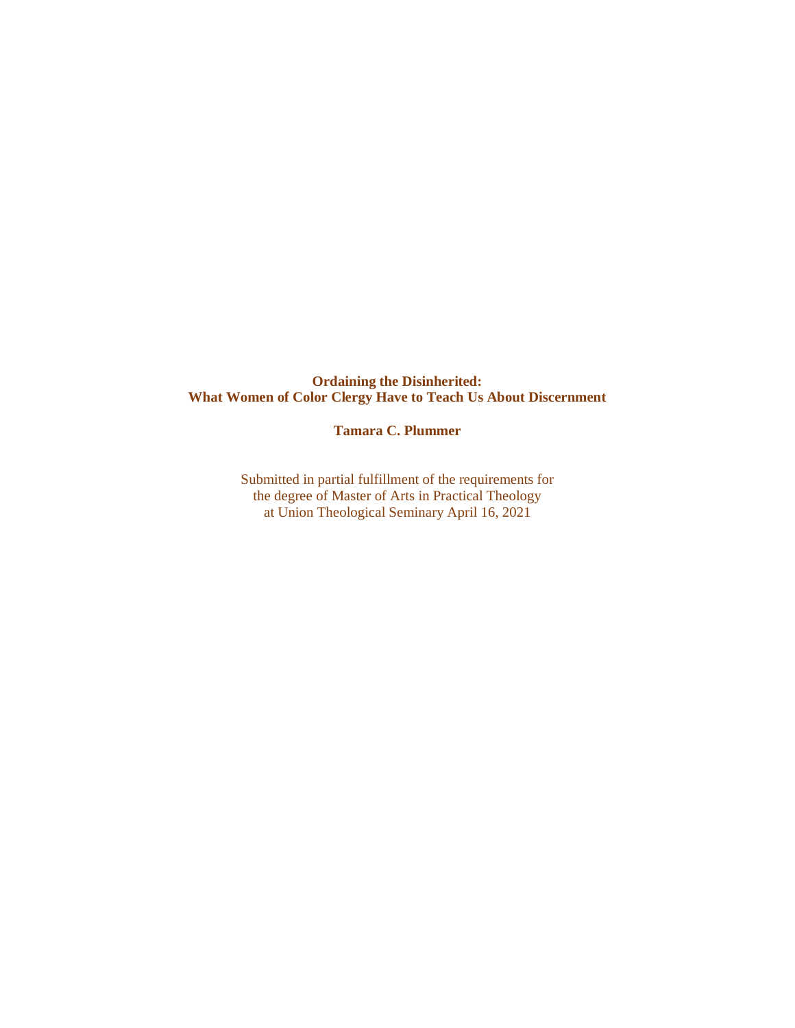# Ordaining the Disinherited: What Women of Color Clergy Have to Teach Us About Discernment

**Tamara C. Plummer**

Submitted in partial fulfillment of the requirements for the degree of Master of Arts in Practical Theology at Union Theological Seminary April 16, 2021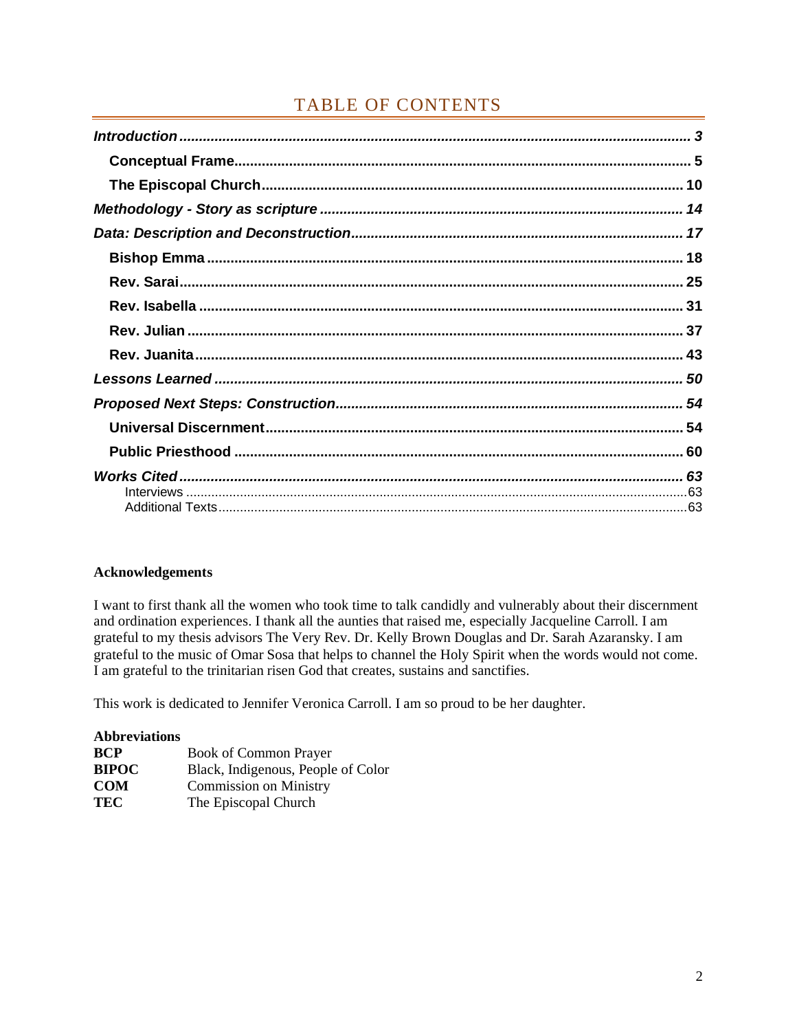# TABLE OF CONTENTS

*Introduction* ........ 3
- Conceptual Frame ........ 5
- The Episcopal Church ........ 10

*Methodology - Story as scripture* ........ 14

*Data: Description and Deconstruction* ........ 17
- Bishop Emma ........ 18
- Rev. Sarai ........ 25
- Rev. Isabella ........ 31
- Rev. Julian ........ 37
- Rev. Juanita ........ 43

*Lessons Learned* ........ 50

*Proposed Next Steps: Construction* ........ 54
- Universal Discernment ........ 54
- Public Priesthood ........ 60

*Works Cited* ........ 63
- Interviews ........ 63
- Additional Texts ........ 63

**Acknowledgements**

I want to first thank all the women who took time to talk candidly and vulnerably about their discernment and ordination experiences. I thank all the aunties that raised me, especially Jacqueline Carroll. I am grateful to my thesis advisors The Very Rev. Dr. Kelly Brown Douglas and Dr. Sarah Azaransky. I am grateful to the music of Omar Sosa that helps to channel the Holy Spirit when the words would not come. I am grateful to the trinitarian risen God that creates, sustains and sanctifies.

This work is dedicated to Jennifer Veronica Carroll. I am so proud to be her daughter.

**Abbreviations**

| | |
|---|---|
| **BCP** | Book of Common Prayer |
| **BIPOC** | Black, Indigenous, People of Color |
| **COM** | Commission on Ministry |
| **TEC** | The Episcopal Church |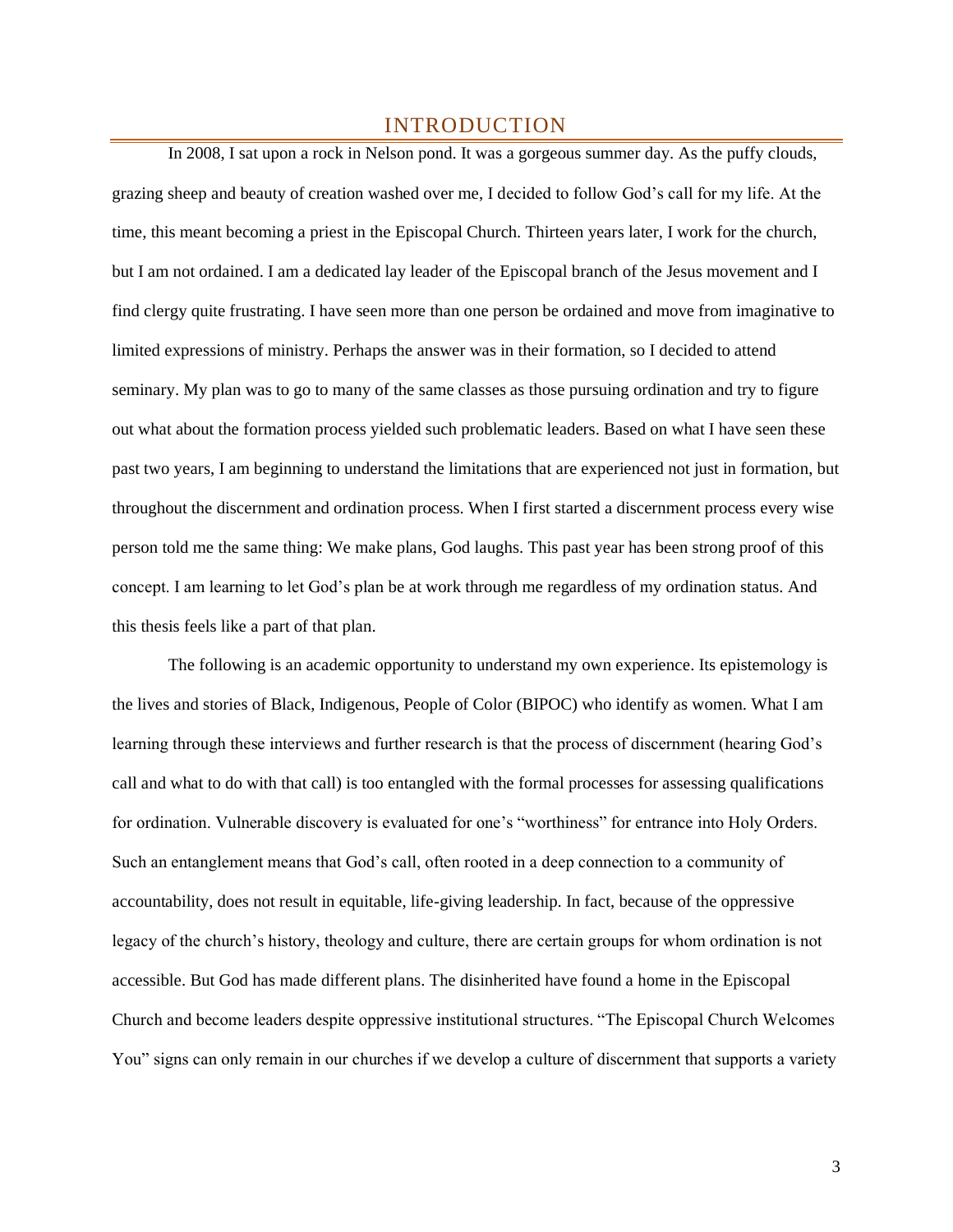# INTRODUCTION

In 2008, I sat upon a rock in Nelson pond. It was a gorgeous summer day. As the puffy clouds, grazing sheep and beauty of creation washed over me, I decided to follow God's call for my life. At the time, this meant becoming a priest in the Episcopal Church. Thirteen years later, I work for the church, but I am not ordained. I am a dedicated lay leader of the Episcopal branch of the Jesus movement and I find clergy quite frustrating. I have seen more than one person be ordained and move from imaginative to limited expressions of ministry. Perhaps the answer was in their formation, so I decided to attend seminary. My plan was to go to many of the same classes as those pursuing ordination and try to figure out what about the formation process yielded such problematic leaders. Based on what I have seen these past two years, I am beginning to understand the limitations that are experienced not just in formation, but throughout the discernment and ordination process. When I first started a discernment process every wise person told me the same thing: We make plans, God laughs. This past year has been strong proof of this concept. I am learning to let God's plan be at work through me regardless of my ordination status. And this thesis feels like a part of that plan.

The following is an academic opportunity to understand my own experience. Its epistemology is the lives and stories of Black, Indigenous, People of Color (BIPOC) who identify as women. What I am learning through these interviews and further research is that the process of discernment (hearing God's call and what to do with that call) is too entangled with the formal processes for assessing qualifications for ordination. Vulnerable discovery is evaluated for one's "worthiness" for entrance into Holy Orders. Such an entanglement means that God's call, often rooted in a deep connection to a community of accountability, does not result in equitable, life-giving leadership. In fact, because of the oppressive legacy of the church's history, theology and culture, there are certain groups for whom ordination is not accessible. But God has made different plans. The disinherited have found a home in the Episcopal Church and become leaders despite oppressive institutional structures. "The Episcopal Church Welcomes You" signs can only remain in our churches if we develop a culture of discernment that supports a variety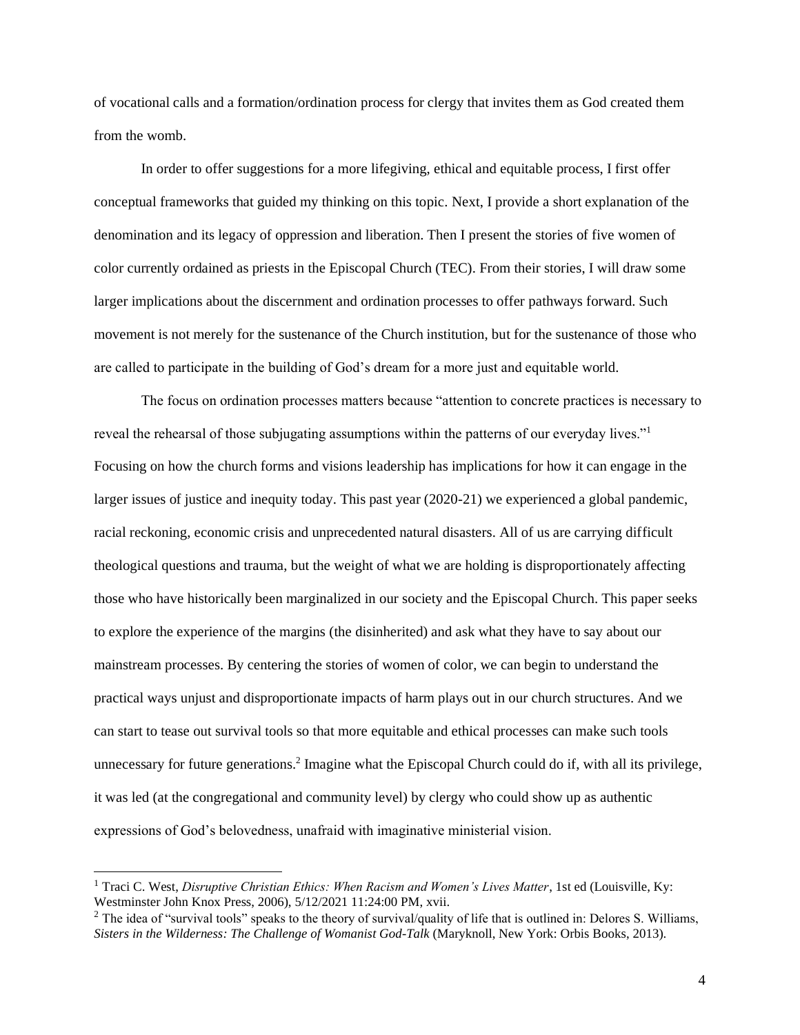of vocational calls and a formation/ordination process for clergy that invites them as God created them from the womb.

In order to offer suggestions for a more lifegiving, ethical and equitable process, I first offer conceptual frameworks that guided my thinking on this topic. Next, I provide a short explanation of the denomination and its legacy of oppression and liberation. Then I present the stories of five women of color currently ordained as priests in the Episcopal Church (TEC). From their stories, I will draw some larger implications about the discernment and ordination processes to offer pathways forward. Such movement is not merely for the sustenance of the Church institution, but for the sustenance of those who are called to participate in the building of God's dream for a more just and equitable world.

The focus on ordination processes matters because "attention to concrete practices is necessary to reveal the rehearsal of those subjugating assumptions within the patterns of our everyday lives."[1] Focusing on how the church forms and visions leadership has implications for how it can engage in the larger issues of justice and inequity today. This past year (2020-21) we experienced a global pandemic, racial reckoning, economic crisis and unprecedented natural disasters. All of us are carrying difficult theological questions and trauma, but the weight of what we are holding is disproportionately affecting those who have historically been marginalized in our society and the Episcopal Church. This paper seeks to explore the experience of the margins (the disinherited) and ask what they have to say about our mainstream processes. By centering the stories of women of color, we can begin to understand the practical ways unjust and disproportionate impacts of harm plays out in our church structures. And we can start to tease out survival tools so that more equitable and ethical processes can make such tools unnecessary for future generations.[2] Imagine what the Episcopal Church could do if, with all its privilege, it was led (at the congregational and community level) by clergy who could show up as authentic expressions of God's belovedness, unafraid with imaginative ministerial vision.

---

[1] Traci C. West, *Disruptive Christian Ethics: When Racism and Women's Lives Matter*, 1st ed (Louisville, Ky: Westminster John Knox Press, 2006), 5/12/2021 11:24:00 PM, xvii.

[2] The idea of "survival tools" speaks to the theory of survival/quality of life that is outlined in: Delores S. Williams, *Sisters in the Wilderness: The Challenge of Womanist God-Talk* (Maryknoll, New York: Orbis Books, 2013).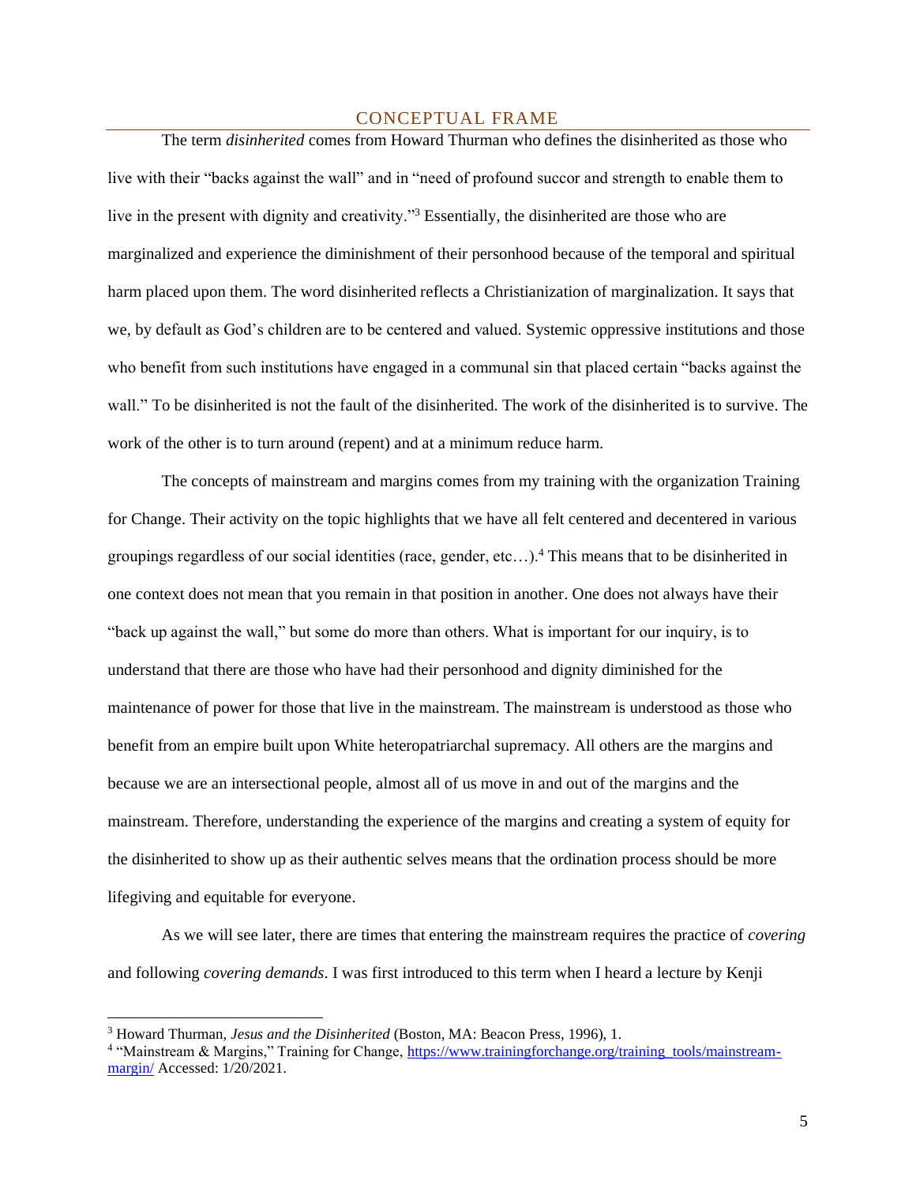## CONCEPTUAL FRAME

The term *disinherited* comes from Howard Thurman who defines the disinherited as those who live with their "backs against the wall" and in "need of profound succor and strength to enable them to live in the present with dignity and creativity."[3] Essentially, the disinherited are those who are marginalized and experience the diminishment of their personhood because of the temporal and spiritual harm placed upon them. The word disinherited reflects a Christianization of marginalization. It says that we, by default as God's children are to be centered and valued. Systemic oppressive institutions and those who benefit from such institutions have engaged in a communal sin that placed certain "backs against the wall." To be disinherited is not the fault of the disinherited. The work of the disinherited is to survive. The work of the other is to turn around (repent) and at a minimum reduce harm.

The concepts of mainstream and margins comes from my training with the organization Training for Change. Their activity on the topic highlights that we have all felt centered and decentered in various groupings regardless of our social identities (race, gender, etc…).[4] This means that to be disinherited in one context does not mean that you remain in that position in another. One does not always have their "back up against the wall," but some do more than others. What is important for our inquiry, is to understand that there are those who have had their personhood and dignity diminished for the maintenance of power for those that live in the mainstream. The mainstream is understood as those who benefit from an empire built upon White heteropatriarchal supremacy. All others are the margins and because we are an intersectional people, almost all of us move in and out of the margins and the mainstream. Therefore, understanding the experience of the margins and creating a system of equity for the disinherited to show up as their authentic selves means that the ordination process should be more lifegiving and equitable for everyone.

As we will see later, there are times that entering the mainstream requires the practice of *covering* and following *covering demands*. I was first introduced to this term when I heard a lecture by Kenji

---

[3] Howard Thurman, *Jesus and the Disinherited* (Boston, MA: Beacon Press, 1996), 1.

[4] "Mainstream & Margins," Training for Change, https://www.trainingforchange.org/training_tools/mainstream-margin/ Accessed: 1/20/2021.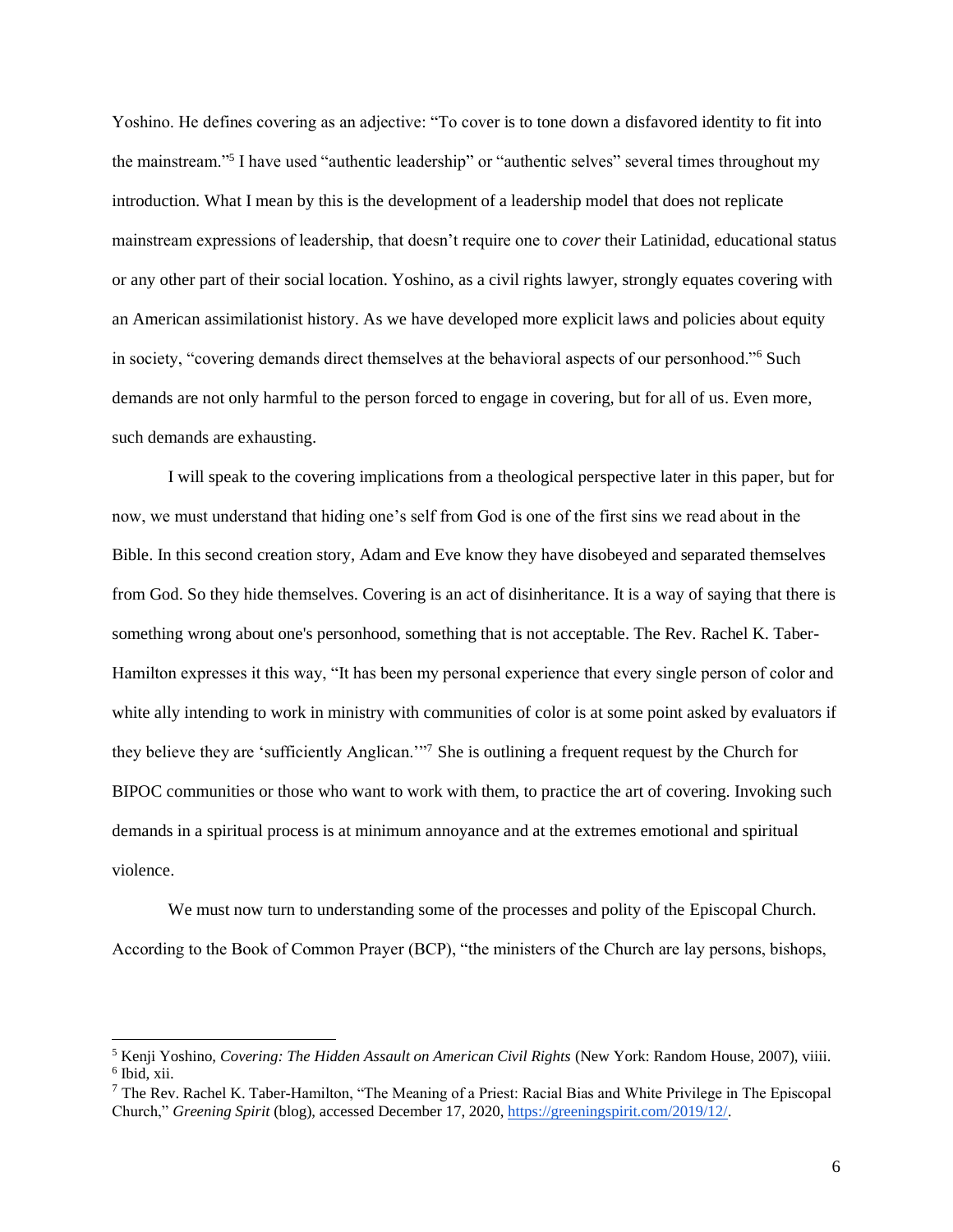Yoshino. He defines covering as an adjective: "To cover is to tone down a disfavored identity to fit into the mainstream."[5] I have used "authentic leadership" or "authentic selves" several times throughout my introduction. What I mean by this is the development of a leadership model that does not replicate mainstream expressions of leadership, that doesn't require one to *cover* their Latinidad, educational status or any other part of their social location. Yoshino, as a civil rights lawyer, strongly equates covering with an American assimilationist history. As we have developed more explicit laws and policies about equity in society, "covering demands direct themselves at the behavioral aspects of our personhood."[6] Such demands are not only harmful to the person forced to engage in covering, but for all of us. Even more, such demands are exhausting.

I will speak to the covering implications from a theological perspective later in this paper, but for now, we must understand that hiding one's self from God is one of the first sins we read about in the Bible. In this second creation story, Adam and Eve know they have disobeyed and separated themselves from God. So they hide themselves. Covering is an act of disinheritance. It is a way of saying that there is something wrong about one's personhood, something that is not acceptable. The Rev. Rachel K. Taber-Hamilton expresses it this way, "It has been my personal experience that every single person of color and white ally intending to work in ministry with communities of color is at some point asked by evaluators if they believe they are 'sufficiently Anglican.'"[7] She is outlining a frequent request by the Church for BIPOC communities or those who want to work with them, to practice the art of covering. Invoking such demands in a spiritual process is at minimum annoyance and at the extremes emotional and spiritual violence.

We must now turn to understanding some of the processes and polity of the Episcopal Church. According to the Book of Common Prayer (BCP), "the ministers of the Church are lay persons, bishops,

---

[5] Kenji Yoshino, *Covering: The Hidden Assault on American Civil Rights* (New York: Random House, 2007), viiii.

[6] Ibid, xii.

[7] The Rev. Rachel K. Taber-Hamilton, "The Meaning of a Priest: Racial Bias and White Privilege in The Episcopal Church," *Greening Spirit* (blog), accessed December 17, 2020, https://greeningspirit.com/2019/12/.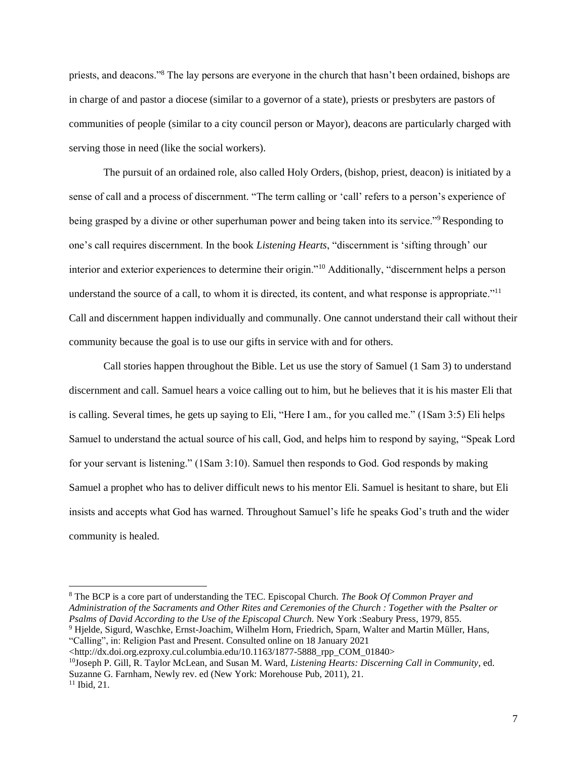priests, and deacons."[8] The lay persons are everyone in the church that hasn't been ordained, bishops are in charge of and pastor a diocese (similar to a governor of a state), priests or presbyters are pastors of communities of people (similar to a city council person or Mayor), deacons are particularly charged with serving those in need (like the social workers).

The pursuit of an ordained role, also called Holy Orders, (bishop, priest, deacon) is initiated by a sense of call and a process of discernment. "The term calling or 'call' refers to a person's experience of being grasped by a divine or other superhuman power and being taken into its service."[9] Responding to one's call requires discernment. In the book *Listening Hearts*, "discernment is 'sifting through' our interior and exterior experiences to determine their origin."[10] Additionally, "discernment helps a person understand the source of a call, to whom it is directed, its content, and what response is appropriate."[11] Call and discernment happen individually and communally. One cannot understand their call without their community because the goal is to use our gifts in service with and for others.

Call stories happen throughout the Bible. Let us use the story of Samuel (1 Sam 3) to understand discernment and call. Samuel hears a voice calling out to him, but he believes that it is his master Eli that is calling. Several times, he gets up saying to Eli, "Here I am., for you called me." (1Sam 3:5) Eli helps Samuel to understand the actual source of his call, God, and helps him to respond by saying, "Speak Lord for your servant is listening." (1Sam 3:10). Samuel then responds to God. God responds by making Samuel a prophet who has to deliver difficult news to his mentor Eli. Samuel is hesitant to share, but Eli insists and accepts what God has warned. Throughout Samuel's life he speaks God's truth and the wider community is healed.

---

[8] The BCP is a core part of understanding the TEC. Episcopal Church. *The Book Of Common Prayer and Administration of the Sacraments and Other Rites and Ceremonies of the Church : Together with the Psalter or Psalms of David According to the Use of the Episcopal Church.* New York :Seabury Press, 1979, 855.

[9] Hjelde, Sigurd, Waschke, Ernst-Joachim, Wilhelm Horn, Friedrich, Sparn, Walter and Martin Müller, Hans, "Calling", in: Religion Past and Present. Consulted online on 18 January 2021 <http://dx.doi.org.ezproxy.cul.columbia.edu/10.1163/1877-5888_rpp_COM_01840>

[10] Joseph P. Gill, R. Taylor McLean, and Susan M. Ward, *Listening Hearts: Discerning Call in Community*, ed. Suzanne G. Farnham, Newly rev. ed (New York: Morehouse Pub, 2011), 21.

[11] Ibid, 21.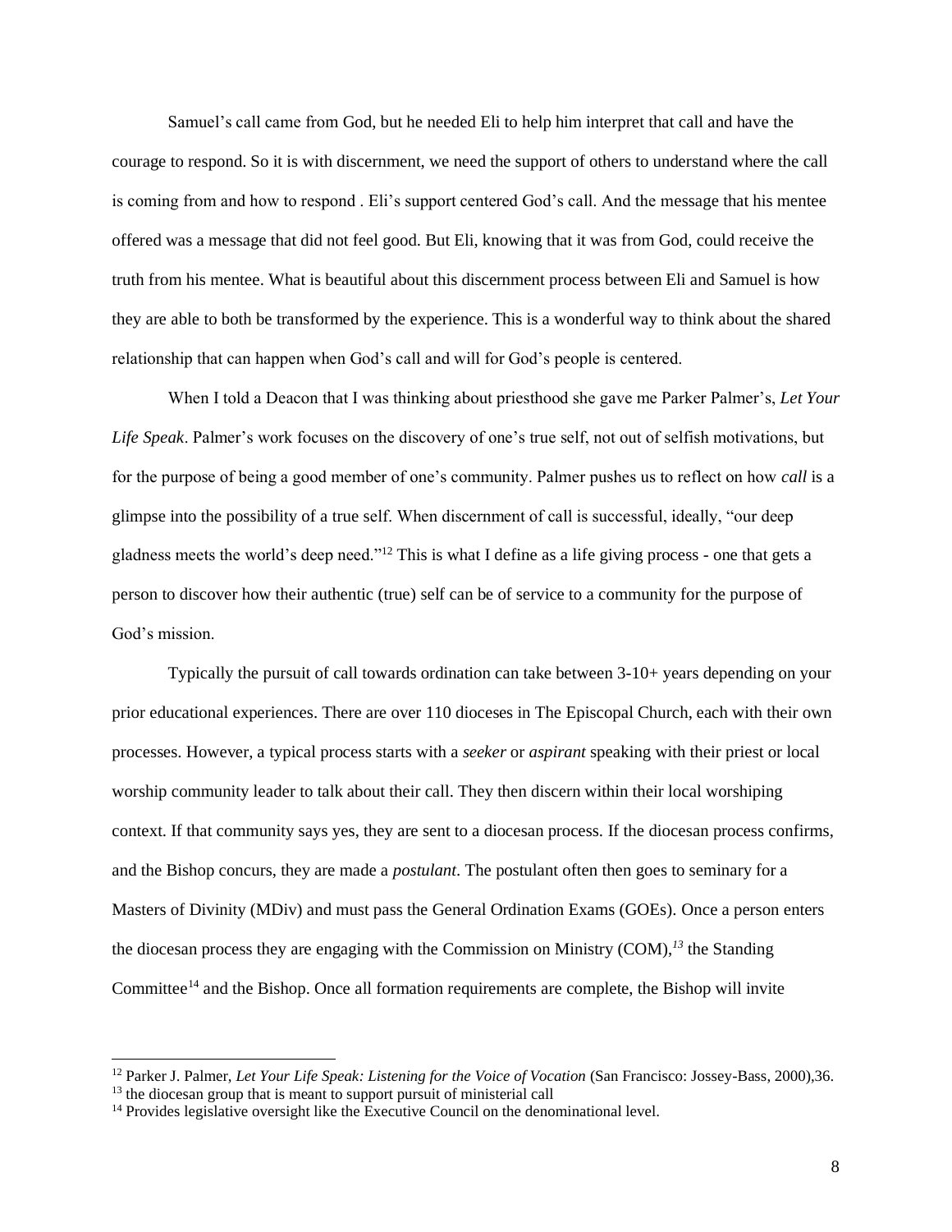Samuel's call came from God, but he needed Eli to help him interpret that call and have the courage to respond. So it is with discernment, we need the support of others to understand where the call is coming from and how to respond . Eli's support centered God's call. And the message that his mentee offered was a message that did not feel good. But Eli, knowing that it was from God, could receive the truth from his mentee. What is beautiful about this discernment process between Eli and Samuel is how they are able to both be transformed by the experience. This is a wonderful way to think about the shared relationship that can happen when God's call and will for God's people is centered.

When I told a Deacon that I was thinking about priesthood she gave me Parker Palmer's, *Let Your Life Speak*. Palmer's work focuses on the discovery of one's true self, not out of selfish motivations, but for the purpose of being a good member of one's community. Palmer pushes us to reflect on how *call* is a glimpse into the possibility of a true self. When discernment of call is successful, ideally, "our deep gladness meets the world's deep need."[12] This is what I define as a life giving process - one that gets a person to discover how their authentic (true) self can be of service to a community for the purpose of God's mission.

Typically the pursuit of call towards ordination can take between 3-10+ years depending on your prior educational experiences. There are over 110 dioceses in The Episcopal Church, each with their own processes. However, a typical process starts with a *seeker* or *aspirant* speaking with their priest or local worship community leader to talk about their call. They then discern within their local worshiping context. If that community says yes, they are sent to a diocesan process. If the diocesan process confirms, and the Bishop concurs, they are made a *postulant*. The postulant often then goes to seminary for a Masters of Divinity (MDiv) and must pass the General Ordination Exams (GOEs). Once a person enters the diocesan process they are engaging with the Commission on Ministry (COM),[13] the Standing Committee[14] and the Bishop. Once all formation requirements are complete, the Bishop will invite

---

[12] Parker J. Palmer, *Let Your Life Speak: Listening for the Voice of Vocation* (San Francisco: Jossey-Bass, 2000),36.

[13] the diocesan group that is meant to support pursuit of ministerial call

[14] Provides legislative oversight like the Executive Council on the denominational level.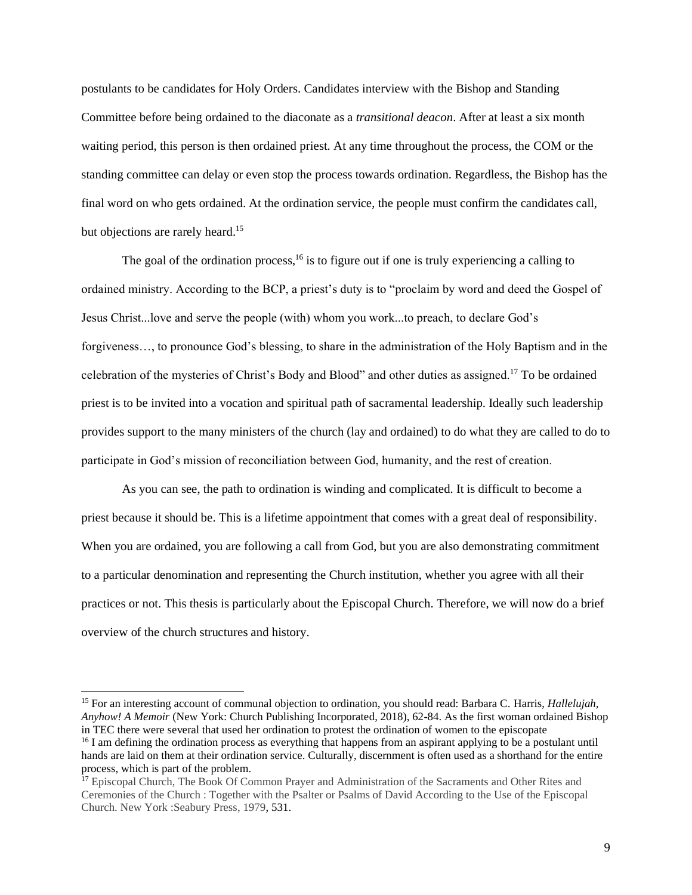postulants to be candidates for Holy Orders. Candidates interview with the Bishop and Standing Committee before being ordained to the diaconate as a *transitional deacon*. After at least a six month waiting period, this person is then ordained priest. At any time throughout the process, the COM or the standing committee can delay or even stop the process towards ordination. Regardless, the Bishop has the final word on who gets ordained. At the ordination service, the people must confirm the candidates call, but objections are rarely heard.[15]

The goal of the ordination process,[16] is to figure out if one is truly experiencing a calling to ordained ministry. According to the BCP, a priest's duty is to "proclaim by word and deed the Gospel of Jesus Christ...love and serve the people (with) whom you work...to preach, to declare God's forgiveness…, to pronounce God's blessing, to share in the administration of the Holy Baptism and in the celebration of the mysteries of Christ's Body and Blood" and other duties as assigned.[17] To be ordained priest is to be invited into a vocation and spiritual path of sacramental leadership. Ideally such leadership provides support to the many ministers of the church (lay and ordained) to do what they are called to do to participate in God's mission of reconciliation between God, humanity, and the rest of creation.

As you can see, the path to ordination is winding and complicated. It is difficult to become a priest because it should be. This is a lifetime appointment that comes with a great deal of responsibility. When you are ordained, you are following a call from God, but you are also demonstrating commitment to a particular denomination and representing the Church institution, whether you agree with all their practices or not. This thesis is particularly about the Episcopal Church. Therefore, we will now do a brief overview of the church structures and history.

---

[15] For an interesting account of communal objection to ordination, you should read: Barbara C. Harris, *Hallelujah, Anyhow! A Memoir* (New York: Church Publishing Incorporated, 2018), 62-84. As the first woman ordained Bishop in TEC there were several that used her ordination to protest the ordination of women to the episcopate

[16] I am defining the ordination process as everything that happens from an aspirant applying to be a postulant until hands are laid on them at their ordination service. Culturally, discernment is often used as a shorthand for the entire process, which is part of the problem.

[17] Episcopal Church, The Book Of Common Prayer and Administration of the Sacraments and Other Rites and Ceremonies of the Church : Together with the Psalter or Psalms of David According to the Use of the Episcopal Church. New York :Seabury Press, 1979, 531.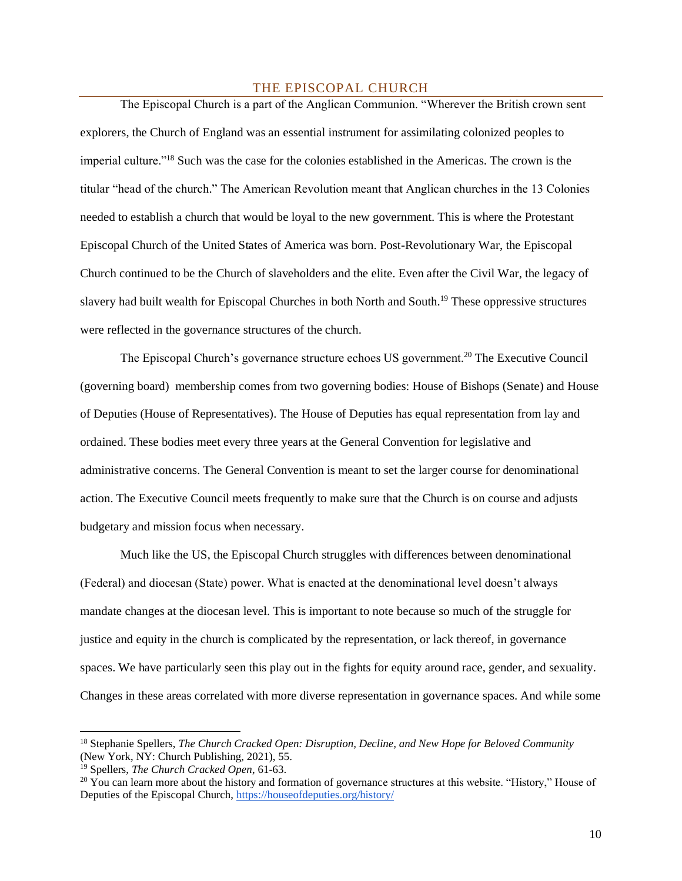## THE EPISCOPAL CHURCH

The Episcopal Church is a part of the Anglican Communion. "Wherever the British crown sent explorers, the Church of England was an essential instrument for assimilating colonized peoples to imperial culture."[18] Such was the case for the colonies established in the Americas. The crown is the titular "head of the church." The American Revolution meant that Anglican churches in the 13 Colonies needed to establish a church that would be loyal to the new government. This is where the Protestant Episcopal Church of the United States of America was born. Post-Revolutionary War, the Episcopal Church continued to be the Church of slaveholders and the elite. Even after the Civil War, the legacy of slavery had built wealth for Episcopal Churches in both North and South.[19] These oppressive structures were reflected in the governance structures of the church.

The Episcopal Church's governance structure echoes US government.[20] The Executive Council (governing board) membership comes from two governing bodies: House of Bishops (Senate) and House of Deputies (House of Representatives). The House of Deputies has equal representation from lay and ordained. These bodies meet every three years at the General Convention for legislative and administrative concerns. The General Convention is meant to set the larger course for denominational action. The Executive Council meets frequently to make sure that the Church is on course and adjusts budgetary and mission focus when necessary.

Much like the US, the Episcopal Church struggles with differences between denominational (Federal) and diocesan (State) power. What is enacted at the denominational level doesn't always mandate changes at the diocesan level. This is important to note because so much of the struggle for justice and equity in the church is complicated by the representation, or lack thereof, in governance spaces. We have particularly seen this play out in the fights for equity around race, gender, and sexuality. Changes in these areas correlated with more diverse representation in governance spaces. And while some

---

[18] Stephanie Spellers, *The Church Cracked Open: Disruption, Decline, and New Hope for Beloved Community* (New York, NY: Church Publishing, 2021), 55.

[19] Spellers, *The Church Cracked Open*, 61-63.

[20] You can learn more about the history and formation of governance structures at this website. "History," House of Deputies of the Episcopal Church, https://houseofdeputies.org/history/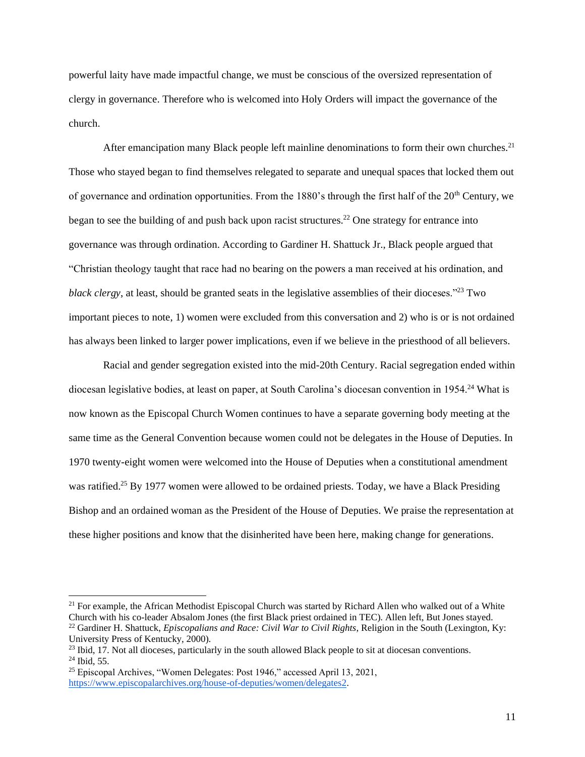powerful laity have made impactful change, we must be conscious of the oversized representation of clergy in governance. Therefore who is welcomed into Holy Orders will impact the governance of the church.

After emancipation many Black people left mainline denominations to form their own churches.[21] Those who stayed began to find themselves relegated to separate and unequal spaces that locked them out of governance and ordination opportunities. From the 1880's through the first half of the 20th Century, we began to see the building of and push back upon racist structures.[22] One strategy for entrance into governance was through ordination. According to Gardiner H. Shattuck Jr., Black people argued that "Christian theology taught that race had no bearing on the powers a man received at his ordination, and *black clergy*, at least, should be granted seats in the legislative assemblies of their dioceses."[23] Two important pieces to note, 1) women were excluded from this conversation and 2) who is or is not ordained has always been linked to larger power implications, even if we believe in the priesthood of all believers.

Racial and gender segregation existed into the mid-20th Century. Racial segregation ended within diocesan legislative bodies, at least on paper, at South Carolina's diocesan convention in 1954.[24] What is now known as the Episcopal Church Women continues to have a separate governing body meeting at the same time as the General Convention because women could not be delegates in the House of Deputies. In 1970 twenty-eight women were welcomed into the House of Deputies when a constitutional amendment was ratified.[25] By 1977 women were allowed to be ordained priests. Today, we have a Black Presiding Bishop and an ordained woman as the President of the House of Deputies. We praise the representation at these higher positions and know that the disinherited have been here, making change for generations.

---

[21] For example, the African Methodist Episcopal Church was started by Richard Allen who walked out of a White Church with his co-leader Absalom Jones (the first Black priest ordained in TEC). Allen left, But Jones stayed.

[22] Gardiner H. Shattuck, *Episcopalians and Race: Civil War to Civil Rights*, Religion in the South (Lexington, Ky: University Press of Kentucky, 2000).

[23] Ibid, 17. Not all dioceses, particularly in the south allowed Black people to sit at diocesan conventions.

[24] Ibid, 55.

[25] Episcopal Archives, "Women Delegates: Post 1946," accessed April 13, 2021, https://www.episcopalarchives.org/house-of-deputies/women/delegates2.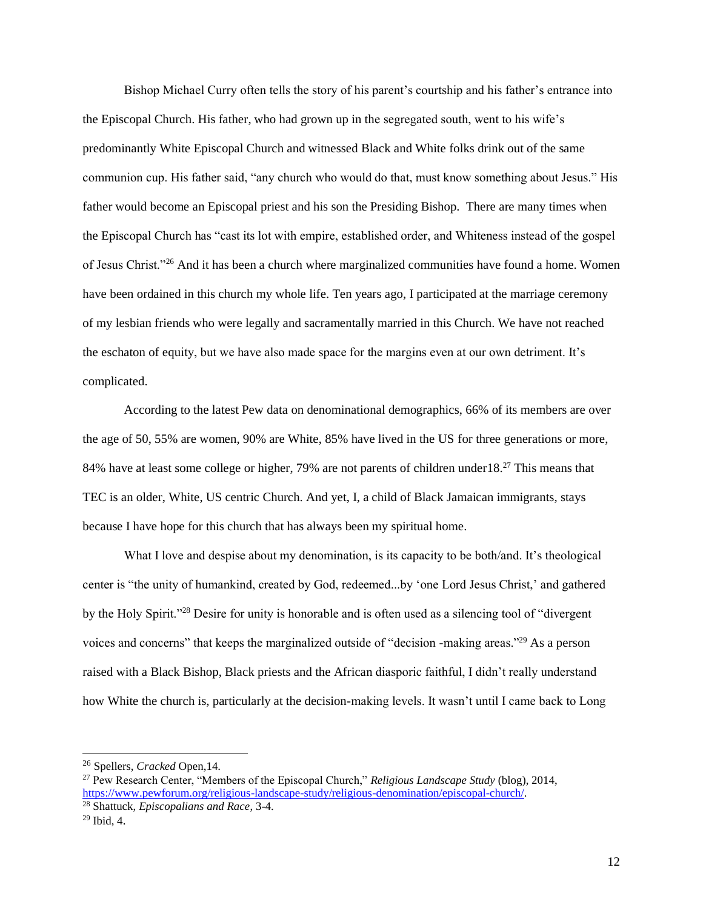Bishop Michael Curry often tells the story of his parent's courtship and his father's entrance into the Episcopal Church. His father, who had grown up in the segregated south, went to his wife's predominantly White Episcopal Church and witnessed Black and White folks drink out of the same communion cup. His father said, "any church who would do that, must know something about Jesus." His father would become an Episcopal priest and his son the Presiding Bishop. There are many times when the Episcopal Church has "cast its lot with empire, established order, and Whiteness instead of the gospel of Jesus Christ."[26] And it has been a church where marginalized communities have found a home. Women have been ordained in this church my whole life. Ten years ago, I participated at the marriage ceremony of my lesbian friends who were legally and sacramentally married in this Church. We have not reached the eschaton of equity, but we have also made space for the margins even at our own detriment. It's complicated.

According to the latest Pew data on denominational demographics, 66% of its members are over the age of 50, 55% are women, 90% are White, 85% have lived in the US for three generations or more, 84% have at least some college or higher, 79% are not parents of children under18.[27] This means that TEC is an older, White, US centric Church. And yet, I, a child of Black Jamaican immigrants, stays because I have hope for this church that has always been my spiritual home.

What I love and despise about my denomination, is its capacity to be both/and. It's theological center is "the unity of humankind, created by God, redeemed...by 'one Lord Jesus Christ,' and gathered by the Holy Spirit."[28] Desire for unity is honorable and is often used as a silencing tool of "divergent voices and concerns" that keeps the marginalized outside of "decision -making areas."[29] As a person raised with a Black Bishop, Black priests and the African diasporic faithful, I didn't really understand how White the church is, particularly at the decision-making levels. It wasn't until I came back to Long

---

[26] Spellers, *Cracked* Open,14.

[27] Pew Research Center, "Members of the Episcopal Church," *Religious Landscape Study* (blog), 2014, https://www.pewforum.org/religious-landscape-study/religious-denomination/episcopal-church/.

[28] Shattuck, *Episcopalians and Race*, 3-4.

[29] Ibid, 4.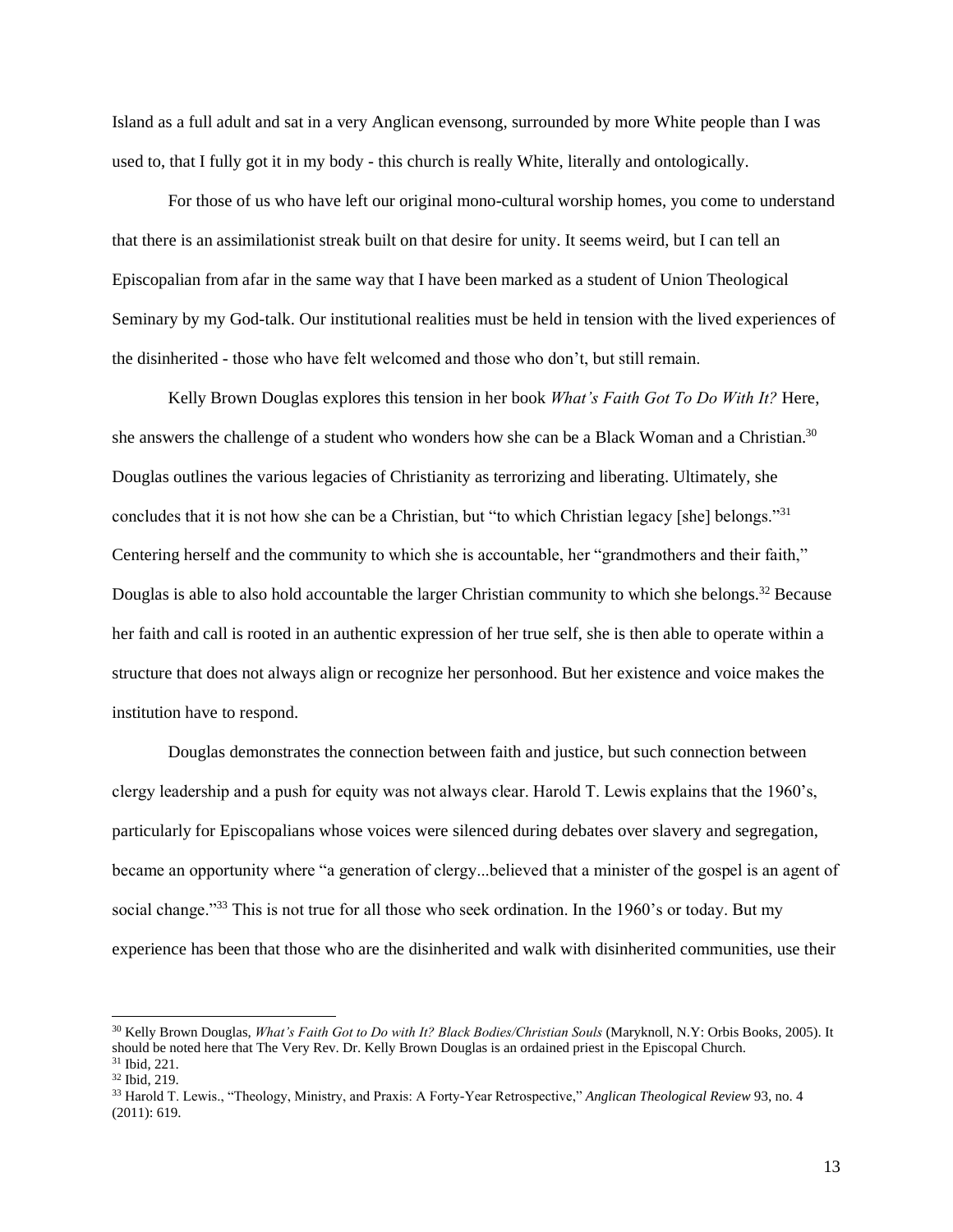Island as a full adult and sat in a very Anglican evensong, surrounded by more White people than I was used to, that I fully got it in my body - this church is really White, literally and ontologically.

For those of us who have left our original mono-cultural worship homes, you come to understand that there is an assimilationist streak built on that desire for unity. It seems weird, but I can tell an Episcopalian from afar in the same way that I have been marked as a student of Union Theological Seminary by my God-talk. Our institutional realities must be held in tension with the lived experiences of the disinherited - those who have felt welcomed and those who don't, but still remain.

Kelly Brown Douglas explores this tension in her book *What's Faith Got To Do With It?* Here, she answers the challenge of a student who wonders how she can be a Black Woman and a Christian.[30] Douglas outlines the various legacies of Christianity as terrorizing and liberating. Ultimately, she concludes that it is not how she can be a Christian, but "to which Christian legacy [she] belongs."[31] Centering herself and the community to which she is accountable, her "grandmothers and their faith," Douglas is able to also hold accountable the larger Christian community to which she belongs.[32] Because her faith and call is rooted in an authentic expression of her true self, she is then able to operate within a structure that does not always align or recognize her personhood. But her existence and voice makes the institution have to respond.

Douglas demonstrates the connection between faith and justice, but such connection between clergy leadership and a push for equity was not always clear. Harold T. Lewis explains that the 1960's, particularly for Episcopalians whose voices were silenced during debates over slavery and segregation, became an opportunity where "a generation of clergy...believed that a minister of the gospel is an agent of social change."[33] This is not true for all those who seek ordination. In the 1960's or today. But my experience has been that those who are the disinherited and walk with disinherited communities, use their

---

[30] Kelly Brown Douglas, *What's Faith Got to Do with It? Black Bodies/Christian Souls* (Maryknoll, N.Y: Orbis Books, 2005). It should be noted here that The Very Rev. Dr. Kelly Brown Douglas is an ordained priest in the Episcopal Church.
[31] Ibid, 221.
[32] Ibid, 219.
[33] Harold T. Lewis., "Theology, Ministry, and Praxis: A Forty-Year Retrospective," *Anglican Theological Review* 93, no. 4 (2011): 619.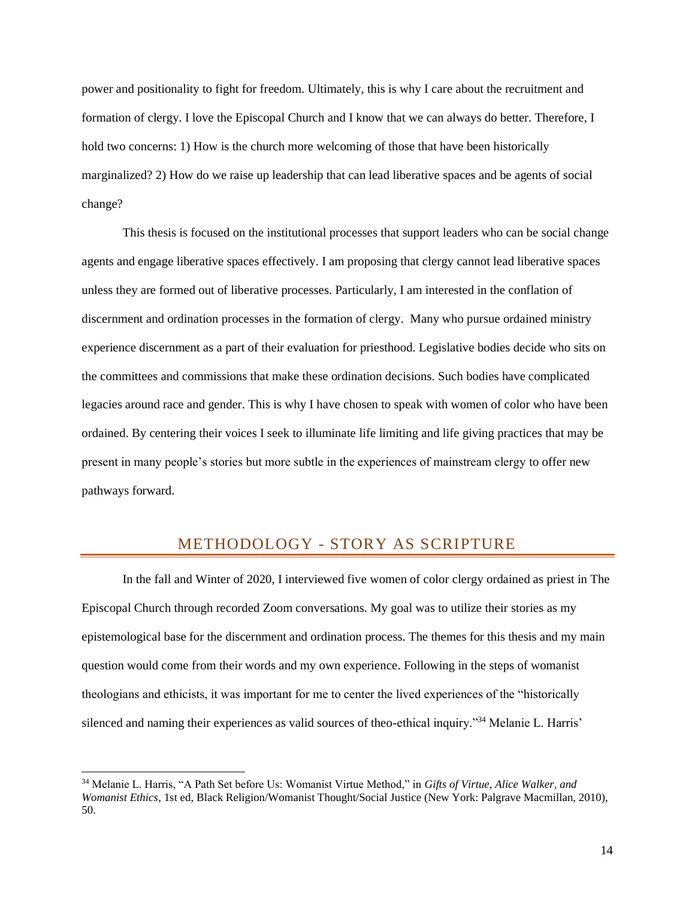power and positionality to fight for freedom. Ultimately, this is why I care about the recruitment and formation of clergy. I love the Episcopal Church and I know that we can always do better. Therefore, I hold two concerns: 1) How is the church more welcoming of those that have been historically marginalized? 2) How do we raise up leadership that can lead liberative spaces and be agents of social change?

This thesis is focused on the institutional processes that support leaders who can be social change agents and engage liberative spaces effectively. I am proposing that clergy cannot lead liberative spaces unless they are formed out of liberative processes. Particularly, I am interested in the conflation of discernment and ordination processes in the formation of clergy. Many who pursue ordained ministry experience discernment as a part of their evaluation for priesthood. Legislative bodies decide who sits on the committees and commissions that make these ordination decisions. Such bodies have complicated legacies around race and gender. This is why I have chosen to speak with women of color who have been ordained. By centering their voices I seek to illuminate life limiting and life giving practices that may be present in many people's stories but more subtle in the experiences of mainstream clergy to offer new pathways forward.

## METHODOLOGY - STORY AS SCRIPTURE

In the fall and Winter of 2020, I interviewed five women of color clergy ordained as priest in The Episcopal Church through recorded Zoom conversations. My goal was to utilize their stories as my epistemological base for the discernment and ordination process. The themes for this thesis and my main question would come from their words and my own experience. Following in the steps of womanist theologians and ethicists, it was important for me to center the lived experiences of the "historically silenced and naming their experiences as valid sources of theo-ethical inquiry."[34] Melanie L. Harris'

---

[34] Melanie L. Harris, "A Path Set before Us: Womanist Virtue Method," in *Gifts of Virtue, Alice Walker, and Womanist Ethics*, 1st ed, Black Religion/Womanist Thought/Social Justice (New York: Palgrave Macmillan, 2010), 50.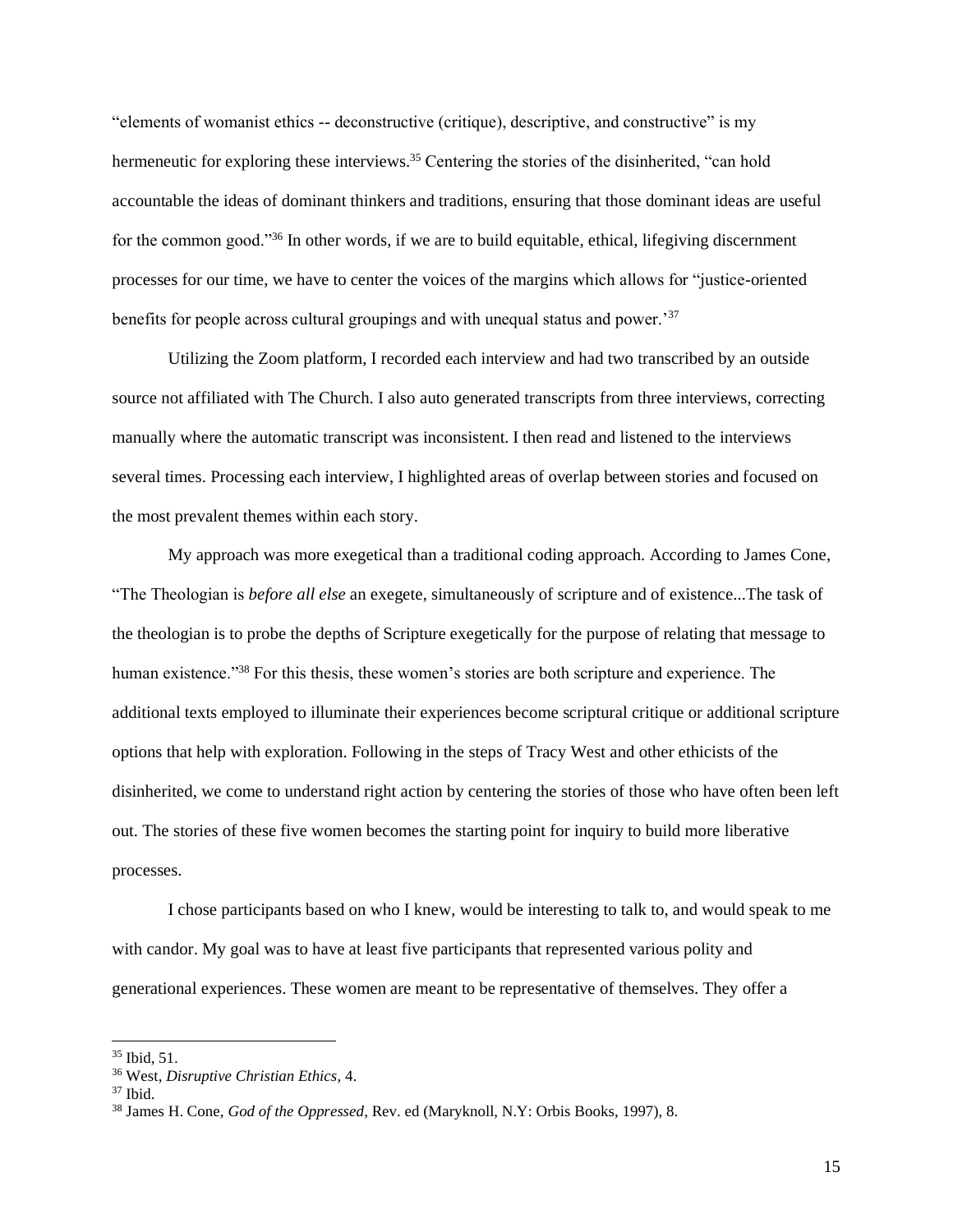"elements of womanist ethics -- deconstructive (critique), descriptive, and constructive" is my hermeneutic for exploring these interviews.[35] Centering the stories of the disinherited, "can hold accountable the ideas of dominant thinkers and traditions, ensuring that those dominant ideas are useful for the common good."[36] In other words, if we are to build equitable, ethical, lifegiving discernment processes for our time, we have to center the voices of the margins which allows for "justice-oriented benefits for people across cultural groupings and with unequal status and power.'[37]

Utilizing the Zoom platform, I recorded each interview and had two transcribed by an outside source not affiliated with The Church. I also auto generated transcripts from three interviews, correcting manually where the automatic transcript was inconsistent. I then read and listened to the interviews several times. Processing each interview, I highlighted areas of overlap between stories and focused on the most prevalent themes within each story.

My approach was more exegetical than a traditional coding approach. According to James Cone, "The Theologian is *before all else* an exegete, simultaneously of scripture and of existence...The task of the theologian is to probe the depths of Scripture exegetically for the purpose of relating that message to human existence."[38] For this thesis, these women's stories are both scripture and experience. The additional texts employed to illuminate their experiences become scriptural critique or additional scripture options that help with exploration. Following in the steps of Tracy West and other ethicists of the disinherited, we come to understand right action by centering the stories of those who have often been left out. The stories of these five women becomes the starting point for inquiry to build more liberative processes.

I chose participants based on who I knew, would be interesting to talk to, and would speak to me with candor. My goal was to have at least five participants that represented various polity and generational experiences. These women are meant to be representative of themselves. They offer a

---

[35] Ibid, 51.

[36] West, *Disruptive Christian Ethics*, 4.

[37] Ibid.

[38] James H. Cone, *God of the Oppressed*, Rev. ed (Maryknoll, N.Y: Orbis Books, 1997), 8.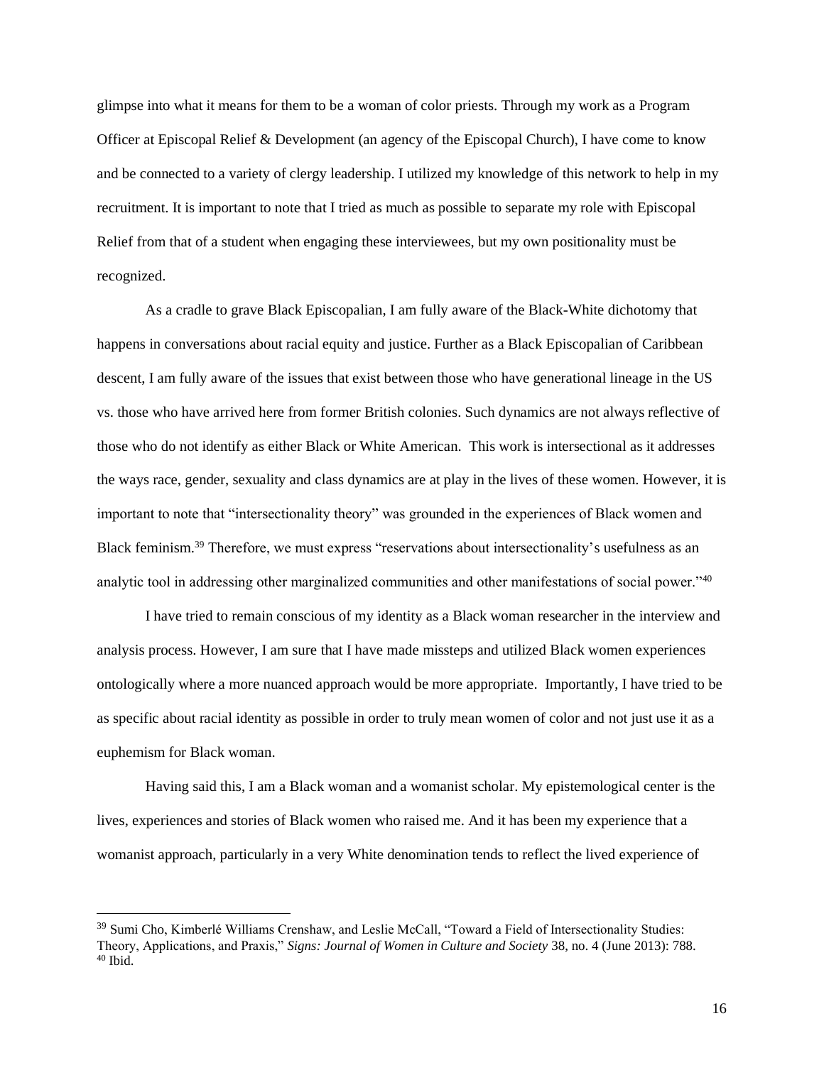glimpse into what it means for them to be a woman of color priests. Through my work as a Program Officer at Episcopal Relief & Development (an agency of the Episcopal Church), I have come to know and be connected to a variety of clergy leadership. I utilized my knowledge of this network to help in my recruitment. It is important to note that I tried as much as possible to separate my role with Episcopal Relief from that of a student when engaging these interviewees, but my own positionality must be recognized.

As a cradle to grave Black Episcopalian, I am fully aware of the Black-White dichotomy that happens in conversations about racial equity and justice. Further as a Black Episcopalian of Caribbean descent, I am fully aware of the issues that exist between those who have generational lineage in the US vs. those who have arrived here from former British colonies. Such dynamics are not always reflective of those who do not identify as either Black or White American. This work is intersectional as it addresses the ways race, gender, sexuality and class dynamics are at play in the lives of these women. However, it is important to note that "intersectionality theory" was grounded in the experiences of Black women and Black feminism.[39] Therefore, we must express "reservations about intersectionality's usefulness as an analytic tool in addressing other marginalized communities and other manifestations of social power."[40]

I have tried to remain conscious of my identity as a Black woman researcher in the interview and analysis process. However, I am sure that I have made missteps and utilized Black women experiences ontologically where a more nuanced approach would be more appropriate. Importantly, I have tried to be as specific about racial identity as possible in order to truly mean women of color and not just use it as a euphemism for Black woman.

Having said this, I am a Black woman and a womanist scholar. My epistemological center is the lives, experiences and stories of Black women who raised me. And it has been my experience that a womanist approach, particularly in a very White denomination tends to reflect the lived experience of

---

[39] Sumi Cho, Kimberlé Williams Crenshaw, and Leslie McCall, "Toward a Field of Intersectionality Studies: Theory, Applications, and Praxis," *Signs: Journal of Women in Culture and Society* 38, no. 4 (June 2013): 788.
[40] Ibid.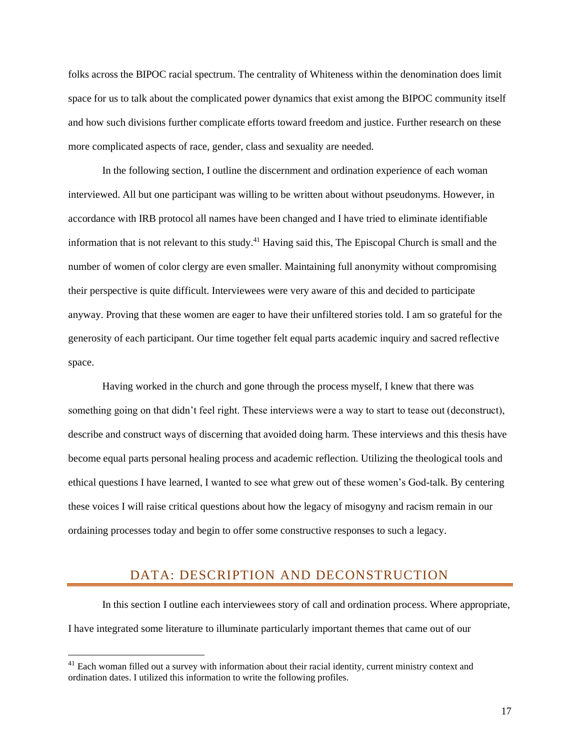folks across the BIPOC racial spectrum. The centrality of Whiteness within the denomination does limit space for us to talk about the complicated power dynamics that exist among the BIPOC community itself and how such divisions further complicate efforts toward freedom and justice. Further research on these more complicated aspects of race, gender, class and sexuality are needed.

In the following section, I outline the discernment and ordination experience of each woman interviewed. All but one participant was willing to be written about without pseudonyms. However, in accordance with IRB protocol all names have been changed and I have tried to eliminate identifiable information that is not relevant to this study.[41] Having said this, The Episcopal Church is small and the number of women of color clergy are even smaller. Maintaining full anonymity without compromising their perspective is quite difficult. Interviewees were very aware of this and decided to participate anyway. Proving that these women are eager to have their unfiltered stories told. I am so grateful for the generosity of each participant. Our time together felt equal parts academic inquiry and sacred reflective space.

Having worked in the church and gone through the process myself, I knew that there was something going on that didn't feel right. These interviews were a way to start to tease out (deconstruct), describe and construct ways of discerning that avoided doing harm. These interviews and this thesis have become equal parts personal healing process and academic reflection. Utilizing the theological tools and ethical questions I have learned, I wanted to see what grew out of these women's God-talk. By centering these voices I will raise critical questions about how the legacy of misogyny and racism remain in our ordaining processes today and begin to offer some constructive responses to such a legacy.

## DATA: DESCRIPTION AND DECONSTRUCTION

In this section I outline each interviewees story of call and ordination process. Where appropriate, I have integrated some literature to illuminate particularly important themes that came out of our

---

[41] Each woman filled out a survey with information about their racial identity, current ministry context and ordination dates. I utilized this information to write the following profiles.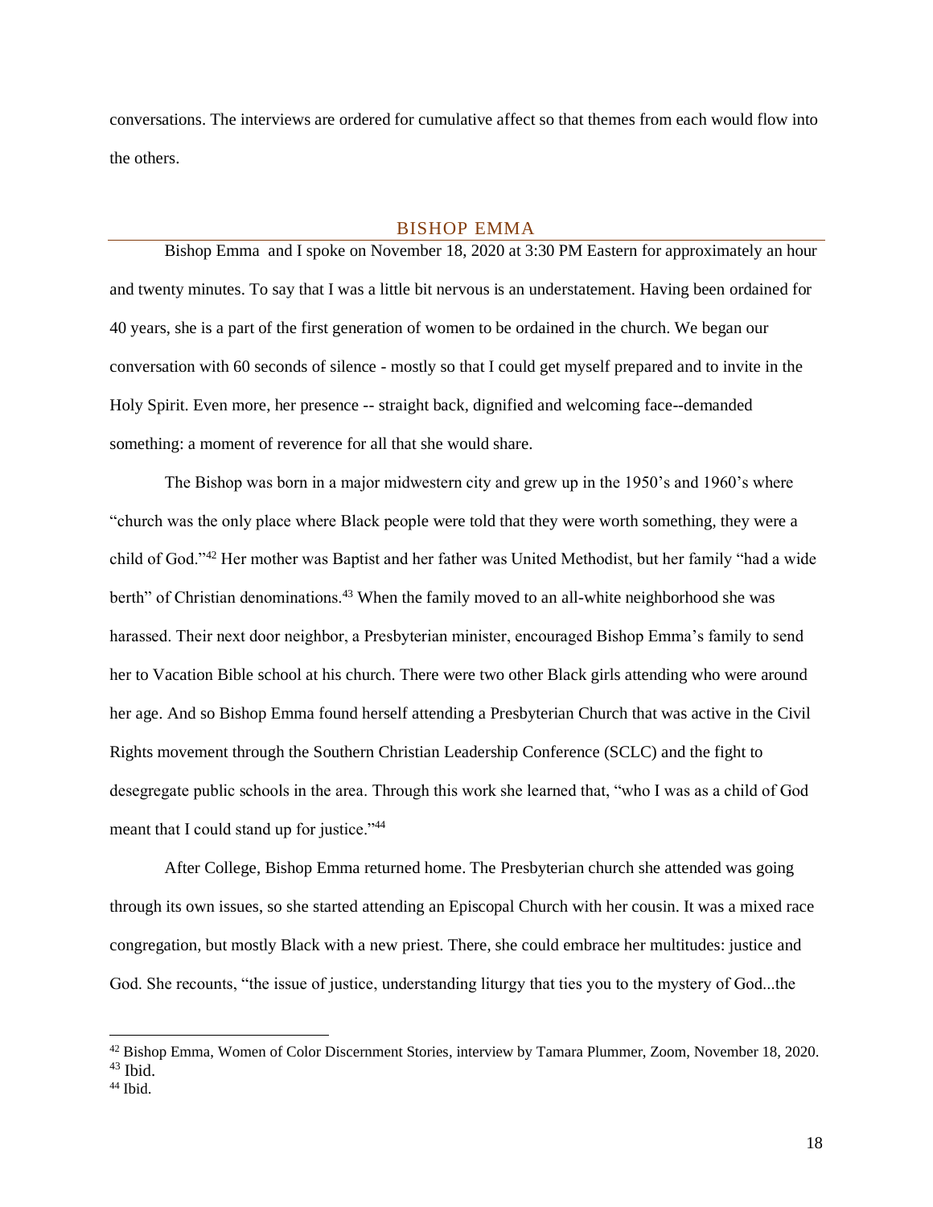conversations. The interviews are ordered for cumulative affect so that themes from each would flow into the others.

## BISHOP EMMA

Bishop Emma and I spoke on November 18, 2020 at 3:30 PM Eastern for approximately an hour and twenty minutes. To say that I was a little bit nervous is an understatement. Having been ordained for 40 years, she is a part of the first generation of women to be ordained in the church. We began our conversation with 60 seconds of silence - mostly so that I could get myself prepared and to invite in the Holy Spirit. Even more, her presence -- straight back, dignified and welcoming face--demanded something: a moment of reverence for all that she would share.

The Bishop was born in a major midwestern city and grew up in the 1950's and 1960's where "church was the only place where Black people were told that they were worth something, they were a child of God."[42] Her mother was Baptist and her father was United Methodist, but her family "had a wide berth" of Christian denominations.[43] When the family moved to an all-white neighborhood she was harassed. Their next door neighbor, a Presbyterian minister, encouraged Bishop Emma's family to send her to Vacation Bible school at his church. There were two other Black girls attending who were around her age. And so Bishop Emma found herself attending a Presbyterian Church that was active in the Civil Rights movement through the Southern Christian Leadership Conference (SCLC) and the fight to desegregate public schools in the area. Through this work she learned that, "who I was as a child of God meant that I could stand up for justice."[44]

After College, Bishop Emma returned home. The Presbyterian church she attended was going through its own issues, so she started attending an Episcopal Church with her cousin. It was a mixed race congregation, but mostly Black with a new priest. There, she could embrace her multitudes: justice and God. She recounts, "the issue of justice, understanding liturgy that ties you to the mystery of God...the

---

[42] Bishop Emma, Women of Color Discernment Stories, interview by Tamara Plummer, Zoom, November 18, 2020.

[43] Ibid.

[44] Ibid.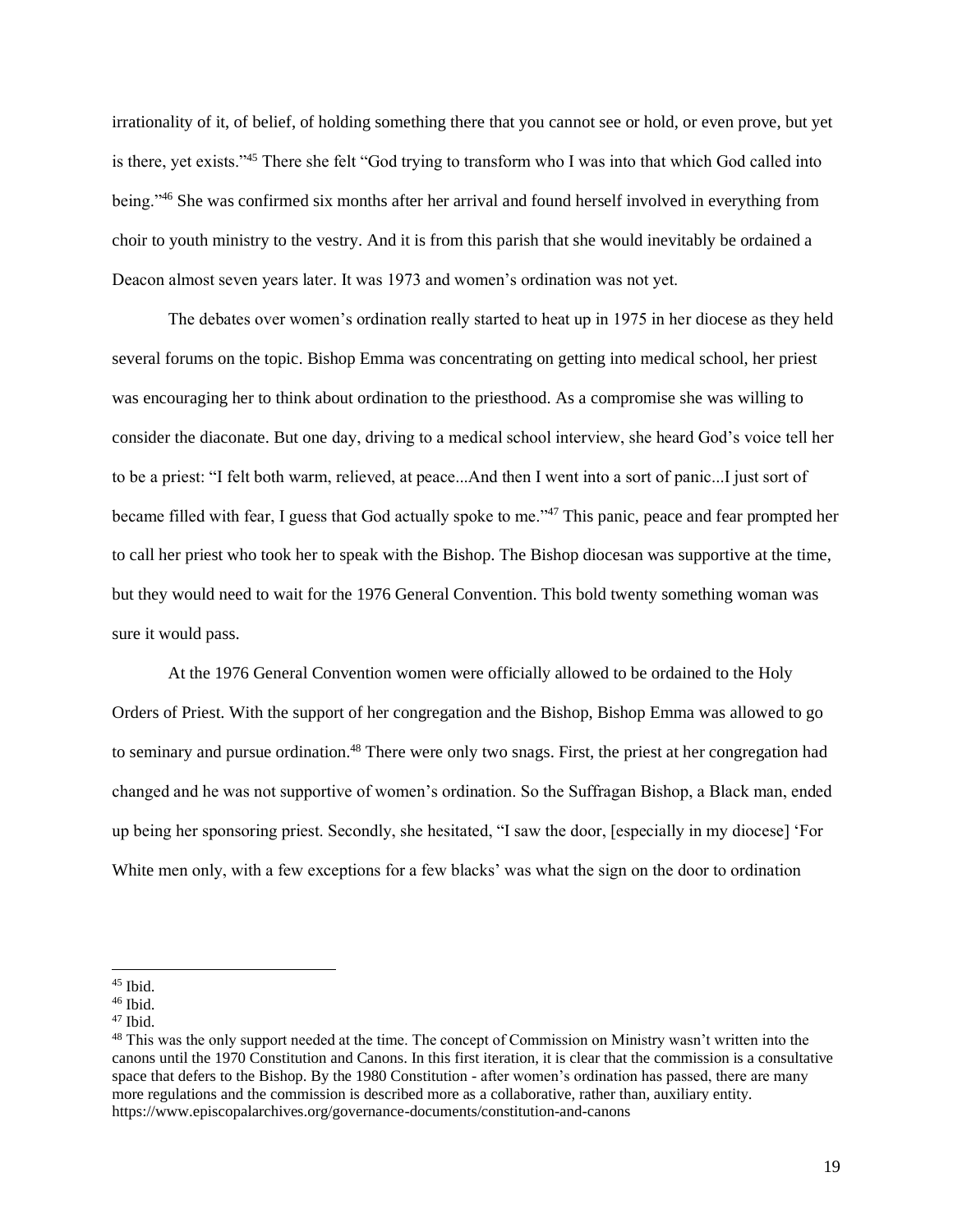irrationality of it, of belief, of holding something there that you cannot see or hold, or even prove, but yet is there, yet exists."[45] There she felt "God trying to transform who I was into that which God called into being."[46] She was confirmed six months after her arrival and found herself involved in everything from choir to youth ministry to the vestry. And it is from this parish that she would inevitably be ordained a Deacon almost seven years later. It was 1973 and women's ordination was not yet.

The debates over women's ordination really started to heat up in 1975 in her diocese as they held several forums on the topic. Bishop Emma was concentrating on getting into medical school, her priest was encouraging her to think about ordination to the priesthood. As a compromise she was willing to consider the diaconate. But one day, driving to a medical school interview, she heard God's voice tell her to be a priest: "I felt both warm, relieved, at peace...And then I went into a sort of panic...I just sort of became filled with fear, I guess that God actually spoke to me."[47] This panic, peace and fear prompted her to call her priest who took her to speak with the Bishop. The Bishop diocesan was supportive at the time, but they would need to wait for the 1976 General Convention. This bold twenty something woman was sure it would pass.

At the 1976 General Convention women were officially allowed to be ordained to the Holy Orders of Priest. With the support of her congregation and the Bishop, Bishop Emma was allowed to go to seminary and pursue ordination.[48] There were only two snags. First, the priest at her congregation had changed and he was not supportive of women's ordination. So the Suffragan Bishop, a Black man, ended up being her sponsoring priest. Secondly, she hesitated, "I saw the door, [especially in my diocese] 'For White men only, with a few exceptions for a few blacks' was what the sign on the door to ordination

---

[45] Ibid.

[46] Ibid.

[47] Ibid.

[48] This was the only support needed at the time. The concept of Commission on Ministry wasn't written into the canons until the 1970 Constitution and Canons. In this first iteration, it is clear that the commission is a consultative space that defers to the Bishop. By the 1980 Constitution - after women's ordination has passed, there are many more regulations and the commission is described more as a collaborative, rather than, auxiliary entity. https://www.episcopalarchives.org/governance-documents/constitution-and-canons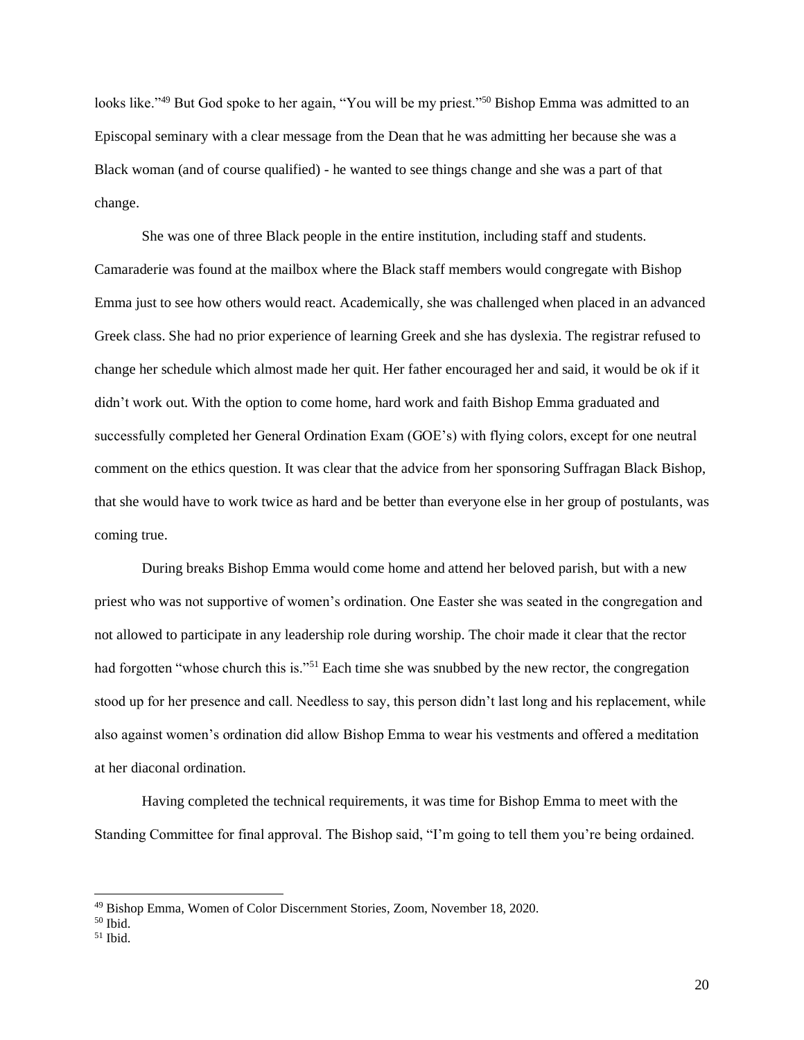looks like."[49] But God spoke to her again, "You will be my priest."[50] Bishop Emma was admitted to an Episcopal seminary with a clear message from the Dean that he was admitting her because she was a Black woman (and of course qualified) - he wanted to see things change and she was a part of that change.

She was one of three Black people in the entire institution, including staff and students. Camaraderie was found at the mailbox where the Black staff members would congregate with Bishop Emma just to see how others would react. Academically, she was challenged when placed in an advanced Greek class. She had no prior experience of learning Greek and she has dyslexia. The registrar refused to change her schedule which almost made her quit. Her father encouraged her and said, it would be ok if it didn't work out. With the option to come home, hard work and faith Bishop Emma graduated and successfully completed her General Ordination Exam (GOE's) with flying colors, except for one neutral comment on the ethics question. It was clear that the advice from her sponsoring Suffragan Black Bishop, that she would have to work twice as hard and be better than everyone else in her group of postulants, was coming true.

During breaks Bishop Emma would come home and attend her beloved parish, but with a new priest who was not supportive of women's ordination. One Easter she was seated in the congregation and not allowed to participate in any leadership role during worship. The choir made it clear that the rector had forgotten "whose church this is."[51] Each time she was snubbed by the new rector, the congregation stood up for her presence and call. Needless to say, this person didn't last long and his replacement, while also against women's ordination did allow Bishop Emma to wear his vestments and offered a meditation at her diaconal ordination.

Having completed the technical requirements, it was time for Bishop Emma to meet with the Standing Committee for final approval. The Bishop said, "I'm going to tell them you're being ordained.

---

[49] Bishop Emma, Women of Color Discernment Stories, Zoom, November 18, 2020.

[50] Ibid.

[51] Ibid.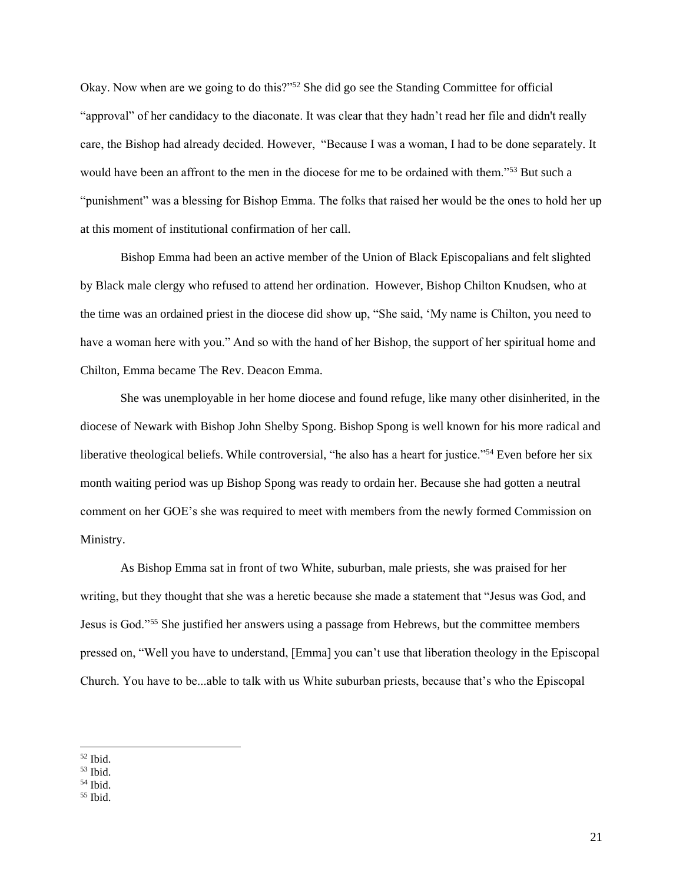Okay. Now when are we going to do this?"[52] She did go see the Standing Committee for official "approval" of her candidacy to the diaconate. It was clear that they hadn't read her file and didn't really care, the Bishop had already decided. However, "Because I was a woman, I had to be done separately. It would have been an affront to the men in the diocese for me to be ordained with them."[53] But such a "punishment" was a blessing for Bishop Emma. The folks that raised her would be the ones to hold her up at this moment of institutional confirmation of her call.

Bishop Emma had been an active member of the Union of Black Episcopalians and felt slighted by Black male clergy who refused to attend her ordination. However, Bishop Chilton Knudsen, who at the time was an ordained priest in the diocese did show up, "She said, 'My name is Chilton, you need to have a woman here with you." And so with the hand of her Bishop, the support of her spiritual home and Chilton, Emma became The Rev. Deacon Emma.

She was unemployable in her home diocese and found refuge, like many other disinherited, in the diocese of Newark with Bishop John Shelby Spong. Bishop Spong is well known for his more radical and liberative theological beliefs. While controversial, "he also has a heart for justice."[54] Even before her six month waiting period was up Bishop Spong was ready to ordain her. Because she had gotten a neutral comment on her GOE's she was required to meet with members from the newly formed Commission on Ministry.

As Bishop Emma sat in front of two White, suburban, male priests, she was praised for her writing, but they thought that she was a heretic because she made a statement that "Jesus was God, and Jesus is God."[55] She justified her answers using a passage from Hebrews, but the committee members pressed on, "Well you have to understand, [Emma] you can't use that liberation theology in the Episcopal Church. You have to be...able to talk with us White suburban priests, because that's who the Episcopal

---

[52] Ibid.
[53] Ibid.
[54] Ibid.
[55] Ibid.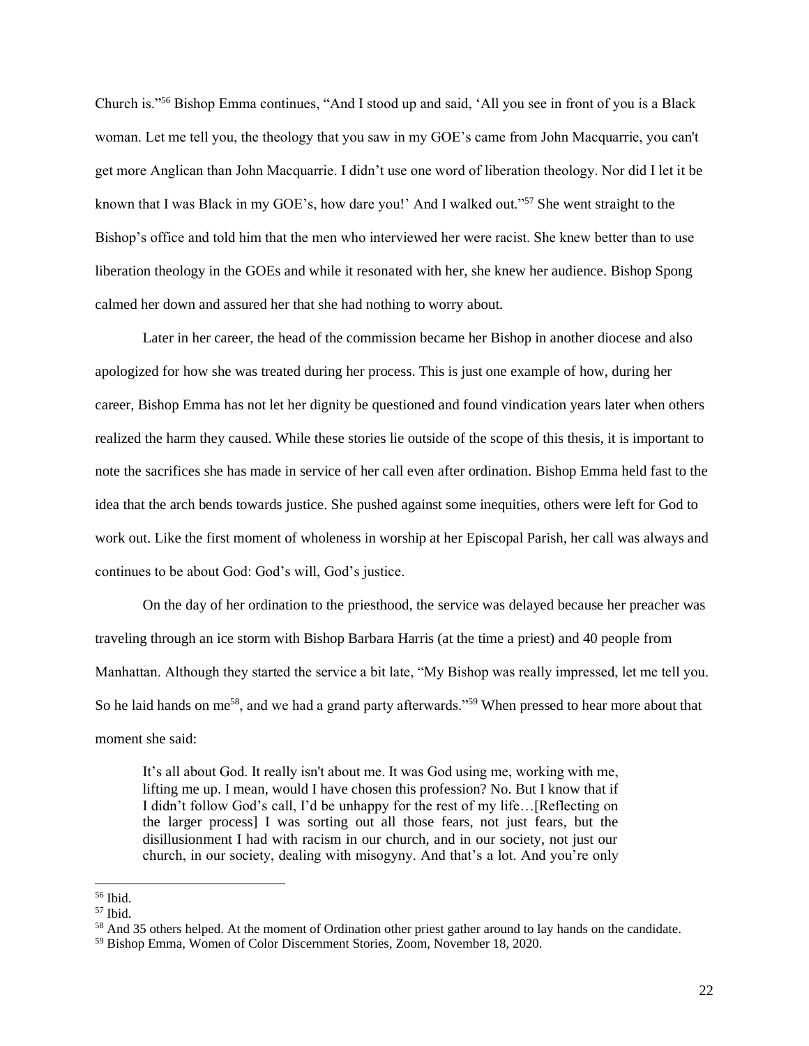Church is."[56] Bishop Emma continues, "And I stood up and said, 'All you see in front of you is a Black woman. Let me tell you, the theology that you saw in my GOE's came from John Macquarrie, you can't get more Anglican than John Macquarrie. I didn't use one word of liberation theology. Nor did I let it be known that I was Black in my GOE's, how dare you!' And I walked out."[57] She went straight to the Bishop's office and told him that the men who interviewed her were racist. She knew better than to use liberation theology in the GOEs and while it resonated with her, she knew her audience. Bishop Spong calmed her down and assured her that she had nothing to worry about.

Later in her career, the head of the commission became her Bishop in another diocese and also apologized for how she was treated during her process. This is just one example of how, during her career, Bishop Emma has not let her dignity be questioned and found vindication years later when others realized the harm they caused. While these stories lie outside of the scope of this thesis, it is important to note the sacrifices she has made in service of her call even after ordination. Bishop Emma held fast to the idea that the arch bends towards justice. She pushed against some inequities, others were left for God to work out. Like the first moment of wholeness in worship at her Episcopal Parish, her call was always and continues to be about God: God's will, God's justice.

On the day of her ordination to the priesthood, the service was delayed because her preacher was traveling through an ice storm with Bishop Barbara Harris (at the time a priest) and 40 people from Manhattan. Although they started the service a bit late, "My Bishop was really impressed, let me tell you. So he laid hands on me[58], and we had a grand party afterwards."[59] When pressed to hear more about that moment she said:

> It's all about God. It really isn't about me. It was God using me, working with me, lifting me up. I mean, would I have chosen this profession? No. But I know that if I didn't follow God's call, I'd be unhappy for the rest of my life…[Reflecting on the larger process] I was sorting out all those fears, not just fears, but the disillusionment I had with racism in our church, and in our society, not just our church, in our society, dealing with misogyny. And that's a lot. And you're only

---

[56] Ibid.

[57] Ibid.

[58] And 35 others helped. At the moment of Ordination other priest gather around to lay hands on the candidate.

[59] Bishop Emma, Women of Color Discernment Stories, Zoom, November 18, 2020.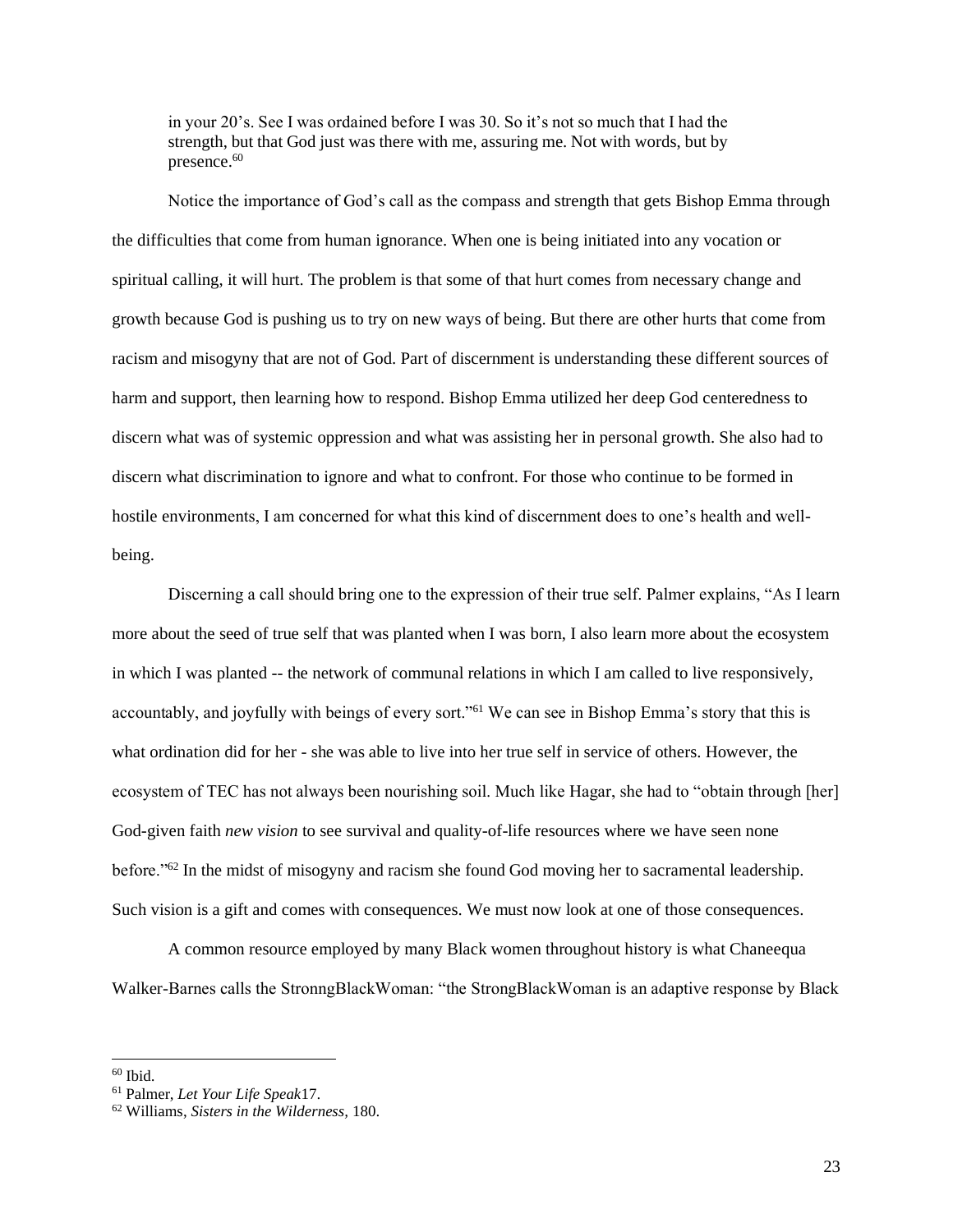> in your 20's. See I was ordained before I was 30. So it's not so much that I had the strength, but that God just was there with me, assuring me. Not with words, but by presence.[60]

Notice the importance of God's call as the compass and strength that gets Bishop Emma through the difficulties that come from human ignorance. When one is being initiated into any vocation or spiritual calling, it will hurt. The problem is that some of that hurt comes from necessary change and growth because God is pushing us to try on new ways of being. But there are other hurts that come from racism and misogyny that are not of God. Part of discernment is understanding these different sources of harm and support, then learning how to respond. Bishop Emma utilized her deep God centeredness to discern what was of systemic oppression and what was assisting her in personal growth. She also had to discern what discrimination to ignore and what to confront. For those who continue to be formed in hostile environments, I am concerned for what this kind of discernment does to one's health and well-being.

Discerning a call should bring one to the expression of their true self. Palmer explains, "As I learn more about the seed of true self that was planted when I was born, I also learn more about the ecosystem in which I was planted -- the network of communal relations in which I am called to live responsively, accountably, and joyfully with beings of every sort."[61] We can see in Bishop Emma's story that this is what ordination did for her - she was able to live into her true self in service of others. However, the ecosystem of TEC has not always been nourishing soil. Much like Hagar, she had to "obtain through [her] God-given faith *new vision* to see survival and quality-of-life resources where we have seen none before."[62] In the midst of misogyny and racism she found God moving her to sacramental leadership. Such vision is a gift and comes with consequences. We must now look at one of those consequences.

A common resource employed by many Black women throughout history is what Chaneequa Walker-Barnes calls the StronngBlackWoman: "the StrongBlackWoman is an adaptive response by Black

---

[60] Ibid.

[61] Palmer, *Let Your Life Speak*17.

[62] Williams, *Sisters in the Wilderness*, 180.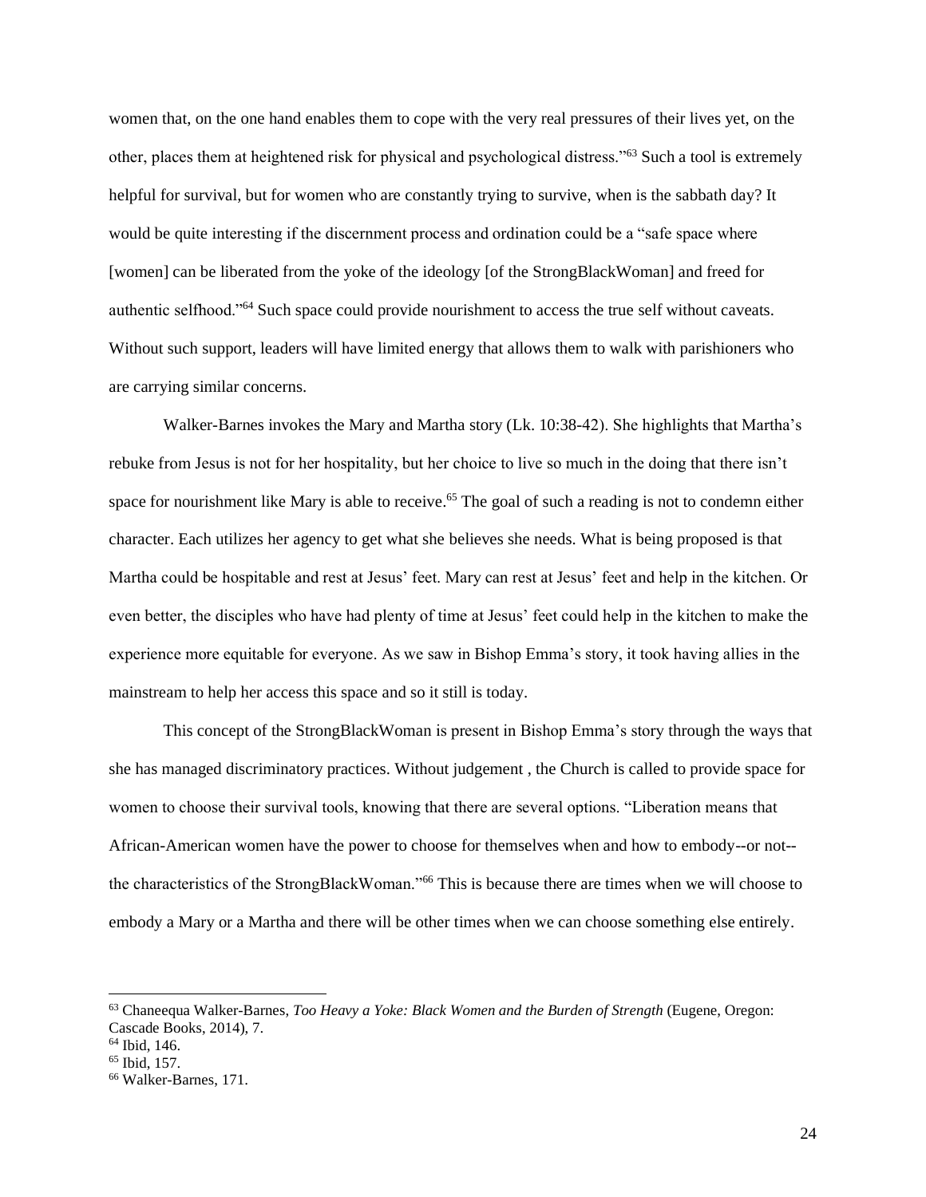women that, on the one hand enables them to cope with the very real pressures of their lives yet, on the other, places them at heightened risk for physical and psychological distress."[63] Such a tool is extremely helpful for survival, but for women who are constantly trying to survive, when is the sabbath day? It would be quite interesting if the discernment process and ordination could be a "safe space where [women] can be liberated from the yoke of the ideology [of the StrongBlackWoman] and freed for authentic selfhood."[64] Such space could provide nourishment to access the true self without caveats. Without such support, leaders will have limited energy that allows them to walk with parishioners who are carrying similar concerns.

Walker-Barnes invokes the Mary and Martha story (Lk. 10:38-42). She highlights that Martha's rebuke from Jesus is not for her hospitality, but her choice to live so much in the doing that there isn't space for nourishment like Mary is able to receive.[65] The goal of such a reading is not to condemn either character. Each utilizes her agency to get what she believes she needs. What is being proposed is that Martha could be hospitable and rest at Jesus' feet. Mary can rest at Jesus' feet and help in the kitchen. Or even better, the disciples who have had plenty of time at Jesus' feet could help in the kitchen to make the experience more equitable for everyone. As we saw in Bishop Emma's story, it took having allies in the mainstream to help her access this space and so it still is today.

This concept of the StrongBlackWoman is present in Bishop Emma's story through the ways that she has managed discriminatory practices. Without judgement , the Church is called to provide space for women to choose their survival tools, knowing that there are several options. "Liberation means that African-American women have the power to choose for themselves when and how to embody--or not--the characteristics of the StrongBlackWoman."[66] This is because there are times when we will choose to embody a Mary or a Martha and there will be other times when we can choose something else entirely.

---

[63] Chaneequa Walker-Barnes, *Too Heavy a Yoke: Black Women and the Burden of Strength* (Eugene, Oregon: Cascade Books, 2014), 7.

[64] Ibid, 146.

[65] Ibid, 157.

[66] Walker-Barnes, 171.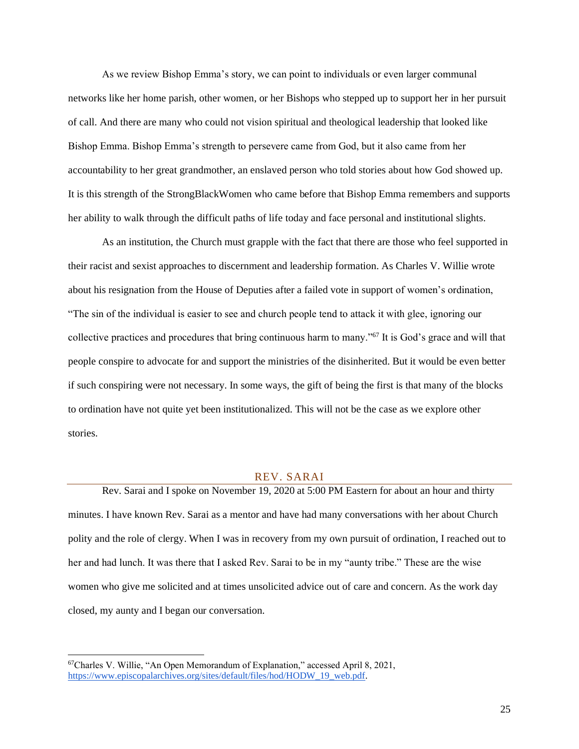As we review Bishop Emma's story, we can point to individuals or even larger communal networks like her home parish, other women, or her Bishops who stepped up to support her in her pursuit of call. And there are many who could not vision spiritual and theological leadership that looked like Bishop Emma. Bishop Emma's strength to persevere came from God, but it also came from her accountability to her great grandmother, an enslaved person who told stories about how God showed up. It is this strength of the StrongBlackWomen who came before that Bishop Emma remembers and supports her ability to walk through the difficult paths of life today and face personal and institutional slights.

As an institution, the Church must grapple with the fact that there are those who feel supported in their racist and sexist approaches to discernment and leadership formation. As Charles V. Willie wrote about his resignation from the House of Deputies after a failed vote in support of women's ordination, "The sin of the individual is easier to see and church people tend to attack it with glee, ignoring our collective practices and procedures that bring continuous harm to many."[67] It is God's grace and will that people conspire to advocate for and support the ministries of the disinherited. But it would be even better if such conspiring were not necessary. In some ways, the gift of being the first is that many of the blocks to ordination have not quite yet been institutionalized. This will not be the case as we explore other stories.

## REV. SARAI

Rev. Sarai and I spoke on November 19, 2020 at 5:00 PM Eastern for about an hour and thirty minutes. I have known Rev. Sarai as a mentor and have had many conversations with her about Church polity and the role of clergy. When I was in recovery from my own pursuit of ordination, I reached out to her and had lunch. It was there that I asked Rev. Sarai to be in my "aunty tribe." These are the wise women who give me solicited and at times unsolicited advice out of care and concern. As the work day closed, my aunty and I began our conversation.

---

[67] Charles V. Willie, "An Open Memorandum of Explanation," accessed April 8, 2021, https://www.episcopalarchives.org/sites/default/files/hod/HODW_19_web.pdf.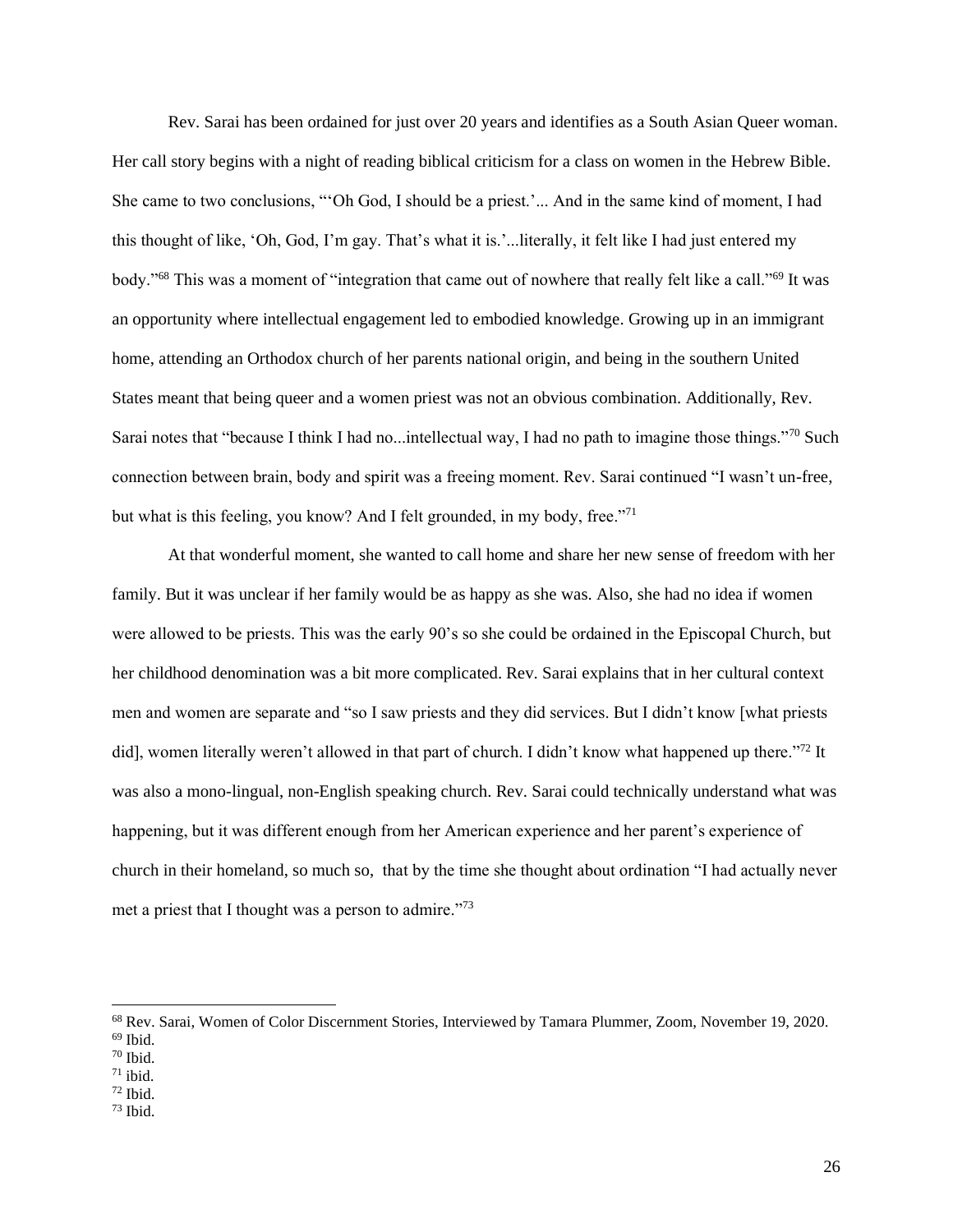Rev. Sarai has been ordained for just over 20 years and identifies as a South Asian Queer woman. Her call story begins with a night of reading biblical criticism for a class on women in the Hebrew Bible. She came to two conclusions, "'Oh God, I should be a priest.'... And in the same kind of moment, I had this thought of like, 'Oh, God, I'm gay. That's what it is.'...literally, it felt like I had just entered my body."[68] This was a moment of "integration that came out of nowhere that really felt like a call."[69] It was an opportunity where intellectual engagement led to embodied knowledge. Growing up in an immigrant home, attending an Orthodox church of her parents national origin, and being in the southern United States meant that being queer and a women priest was not an obvious combination. Additionally, Rev. Sarai notes that "because I think I had no...intellectual way, I had no path to imagine those things."[70] Such connection between brain, body and spirit was a freeing moment. Rev. Sarai continued "I wasn't un-free, but what is this feeling, you know? And I felt grounded, in my body, free."[71]

At that wonderful moment, she wanted to call home and share her new sense of freedom with her family. But it was unclear if her family would be as happy as she was. Also, she had no idea if women were allowed to be priests. This was the early 90's so she could be ordained in the Episcopal Church, but her childhood denomination was a bit more complicated. Rev. Sarai explains that in her cultural context men and women are separate and "so I saw priests and they did services. But I didn't know [what priests did], women literally weren't allowed in that part of church. I didn't know what happened up there."[72] It was also a mono-lingual, non-English speaking church. Rev. Sarai could technically understand what was happening, but it was different enough from her American experience and her parent's experience of church in their homeland, so much so, that by the time she thought about ordination "I had actually never met a priest that I thought was a person to admire."[73]

---

[68] Rev. Sarai, Women of Color Discernment Stories, Interviewed by Tamara Plummer, Zoom, November 19, 2020.
[69] Ibid.
[70] Ibid.
[71] ibid.
[72] Ibid.
[73] Ibid.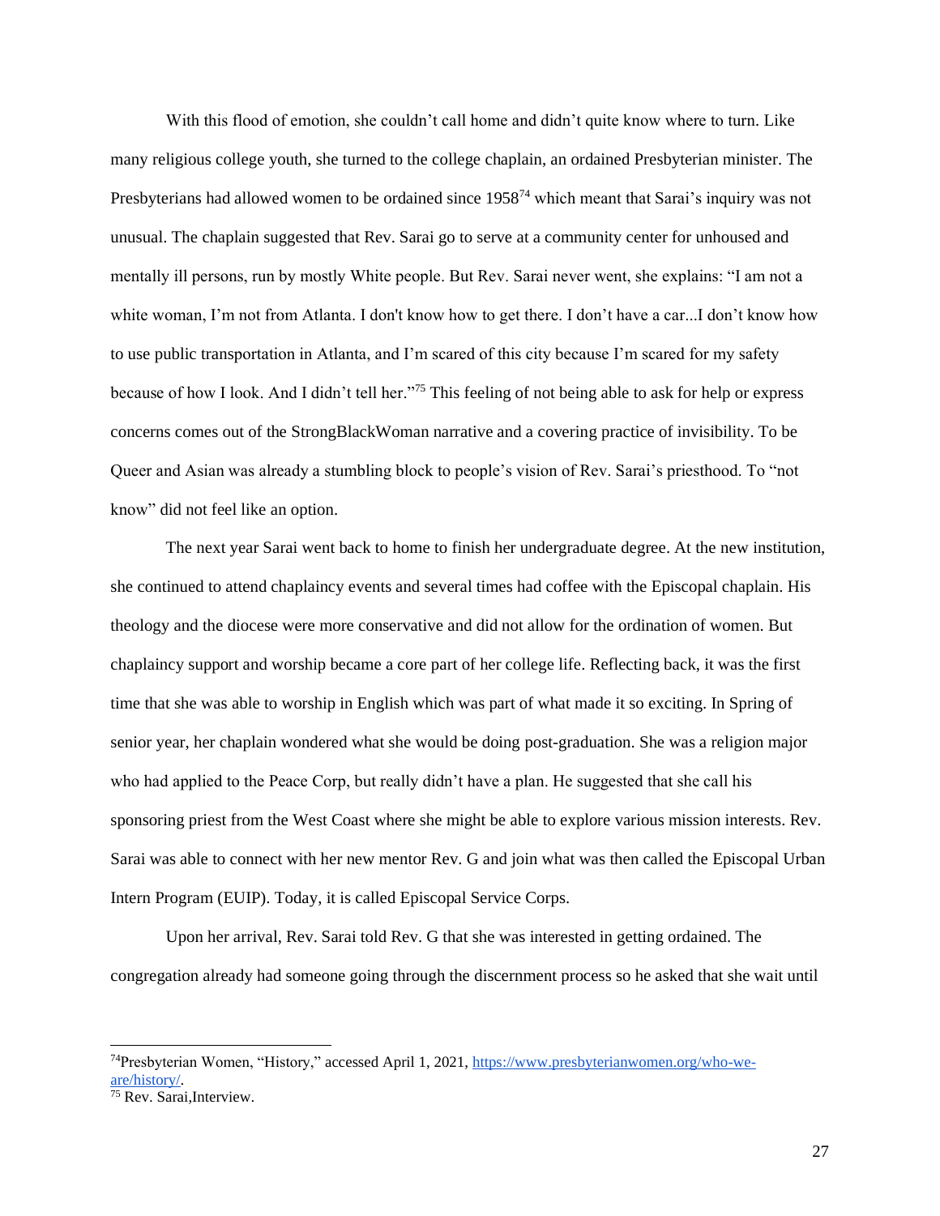With this flood of emotion, she couldn't call home and didn't quite know where to turn. Like many religious college youth, she turned to the college chaplain, an ordained Presbyterian minister. The Presbyterians had allowed women to be ordained since 1958[74] which meant that Sarai's inquiry was not unusual. The chaplain suggested that Rev. Sarai go to serve at a community center for unhoused and mentally ill persons, run by mostly White people. But Rev. Sarai never went, she explains: "I am not a white woman, I'm not from Atlanta. I don't know how to get there. I don't have a car...I don't know how to use public transportation in Atlanta, and I'm scared of this city because I'm scared for my safety because of how I look. And I didn't tell her."[75] This feeling of not being able to ask for help or express concerns comes out of the StrongBlackWoman narrative and a covering practice of invisibility. To be Queer and Asian was already a stumbling block to people's vision of Rev. Sarai's priesthood. To "not know" did not feel like an option.

The next year Sarai went back to home to finish her undergraduate degree. At the new institution, she continued to attend chaplaincy events and several times had coffee with the Episcopal chaplain. His theology and the diocese were more conservative and did not allow for the ordination of women. But chaplaincy support and worship became a core part of her college life. Reflecting back, it was the first time that she was able to worship in English which was part of what made it so exciting. In Spring of senior year, her chaplain wondered what she would be doing post-graduation. She was a religion major who had applied to the Peace Corp, but really didn't have a plan. He suggested that she call his sponsoring priest from the West Coast where she might be able to explore various mission interests. Rev. Sarai was able to connect with her new mentor Rev. G and join what was then called the Episcopal Urban Intern Program (EUIP). Today, it is called Episcopal Service Corps.

Upon her arrival, Rev. Sarai told Rev. G that she was interested in getting ordained. The congregation already had someone going through the discernment process so he asked that she wait until

---

[74] Presbyterian Women, "History," accessed April 1, 2021, https://www.presbyterianwomen.org/who-we-are/history/.

[75] Rev. Sarai, Interview.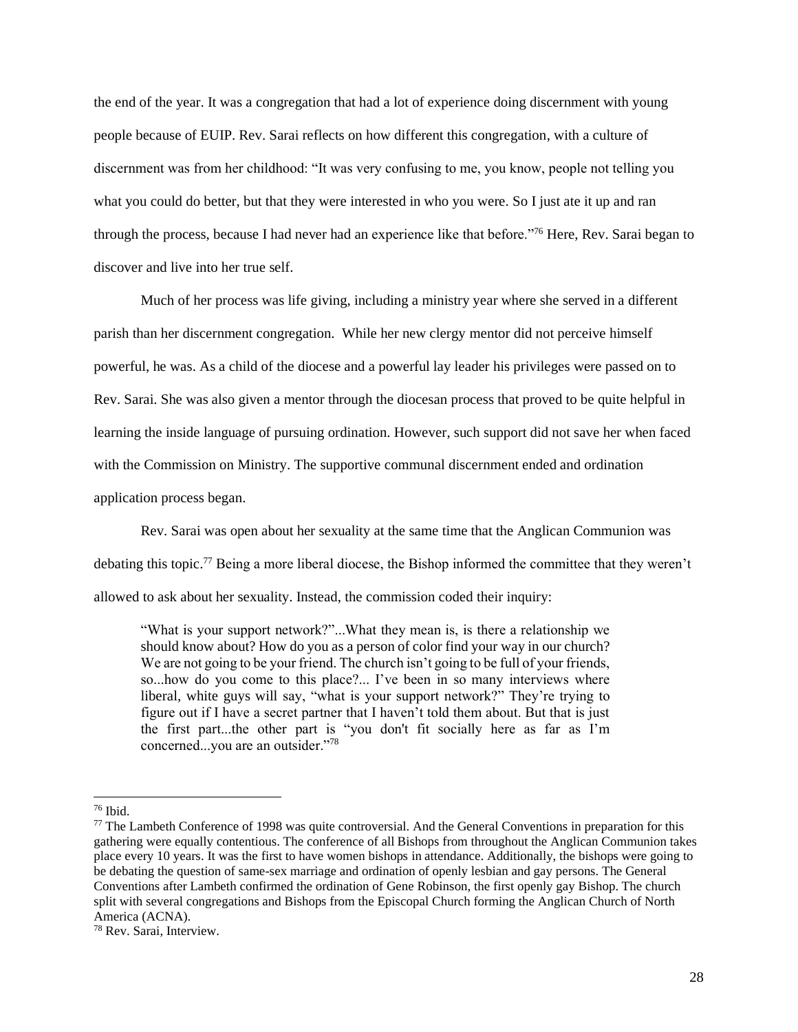the end of the year. It was a congregation that had a lot of experience doing discernment with young people because of EUIP. Rev. Sarai reflects on how different this congregation, with a culture of discernment was from her childhood: "It was very confusing to me, you know, people not telling you what you could do better, but that they were interested in who you were. So I just ate it up and ran through the process, because I had never had an experience like that before."[76] Here, Rev. Sarai began to discover and live into her true self.

Much of her process was life giving, including a ministry year where she served in a different parish than her discernment congregation. While her new clergy mentor did not perceive himself powerful, he was. As a child of the diocese and a powerful lay leader his privileges were passed on to Rev. Sarai. She was also given a mentor through the diocesan process that proved to be quite helpful in learning the inside language of pursuing ordination. However, such support did not save her when faced with the Commission on Ministry. The supportive communal discernment ended and ordination application process began.

Rev. Sarai was open about her sexuality at the same time that the Anglican Communion was debating this topic.[77] Being a more liberal diocese, the Bishop informed the committee that they weren't allowed to ask about her sexuality. Instead, the commission coded their inquiry:

> "What is your support network?"...What they mean is, is there a relationship we should know about? How do you as a person of color find your way in our church? We are not going to be your friend. The church isn't going to be full of your friends, so...how do you come to this place?... I've been in so many interviews where liberal, white guys will say, "what is your support network?" They're trying to figure out if I have a secret partner that I haven't told them about. But that is just the first part...the other part is "you don't fit socially here as far as I'm concerned...you are an outsider."[78]

---

[76] Ibid.

[77] The Lambeth Conference of 1998 was quite controversial. And the General Conventions in preparation for this gathering were equally contentious. The conference of all Bishops from throughout the Anglican Communion takes place every 10 years. It was the first to have women bishops in attendance. Additionally, the bishops were going to be debating the question of same-sex marriage and ordination of openly lesbian and gay persons. The General Conventions after Lambeth confirmed the ordination of Gene Robinson, the first openly gay Bishop. The church split with several congregations and Bishops from the Episcopal Church forming the Anglican Church of North America (ACNA).

[78] Rev. Sarai, Interview.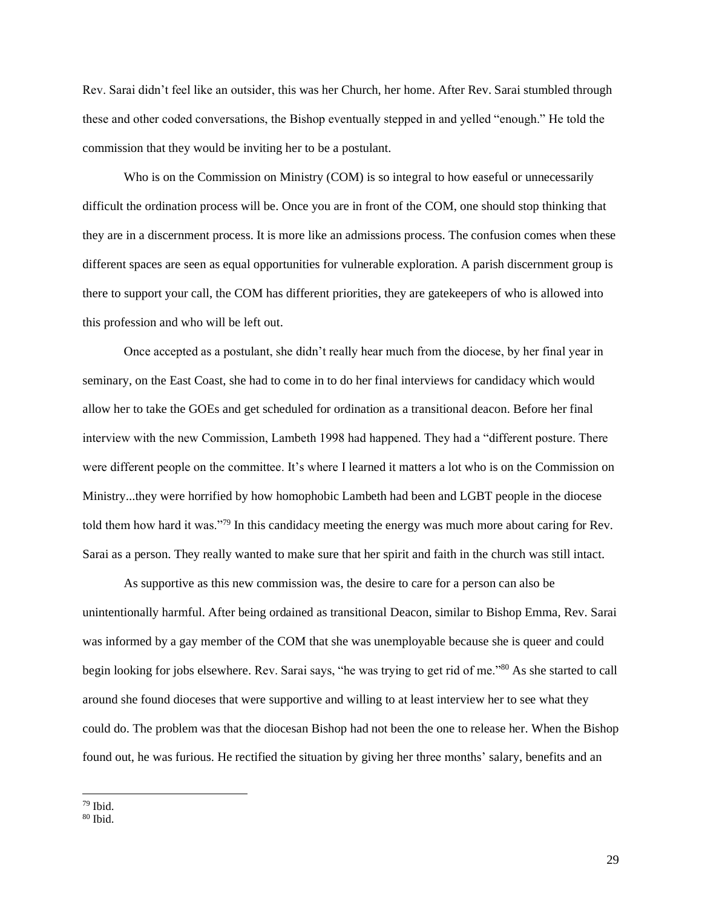Rev. Sarai didn't feel like an outsider, this was her Church, her home. After Rev. Sarai stumbled through these and other coded conversations, the Bishop eventually stepped in and yelled "enough." He told the commission that they would be inviting her to be a postulant.

Who is on the Commission on Ministry (COM) is so integral to how easeful or unnecessarily difficult the ordination process will be. Once you are in front of the COM, one should stop thinking that they are in a discernment process. It is more like an admissions process. The confusion comes when these different spaces are seen as equal opportunities for vulnerable exploration. A parish discernment group is there to support your call, the COM has different priorities, they are gatekeepers of who is allowed into this profession and who will be left out.

Once accepted as a postulant, she didn't really hear much from the diocese, by her final year in seminary, on the East Coast, she had to come in to do her final interviews for candidacy which would allow her to take the GOEs and get scheduled for ordination as a transitional deacon. Before her final interview with the new Commission, Lambeth 1998 had happened. They had a "different posture. There were different people on the committee. It's where I learned it matters a lot who is on the Commission on Ministry...they were horrified by how homophobic Lambeth had been and LGBT people in the diocese told them how hard it was."[79] In this candidacy meeting the energy was much more about caring for Rev. Sarai as a person. They really wanted to make sure that her spirit and faith in the church was still intact.

As supportive as this new commission was, the desire to care for a person can also be unintentionally harmful. After being ordained as transitional Deacon, similar to Bishop Emma, Rev. Sarai was informed by a gay member of the COM that she was unemployable because she is queer and could begin looking for jobs elsewhere. Rev. Sarai says, "he was trying to get rid of me."[80] As she started to call around she found dioceses that were supportive and willing to at least interview her to see what they could do. The problem was that the diocesan Bishop had not been the one to release her. When the Bishop found out, he was furious. He rectified the situation by giving her three months' salary, benefits and an

---

[79] Ibid.

[80] Ibid.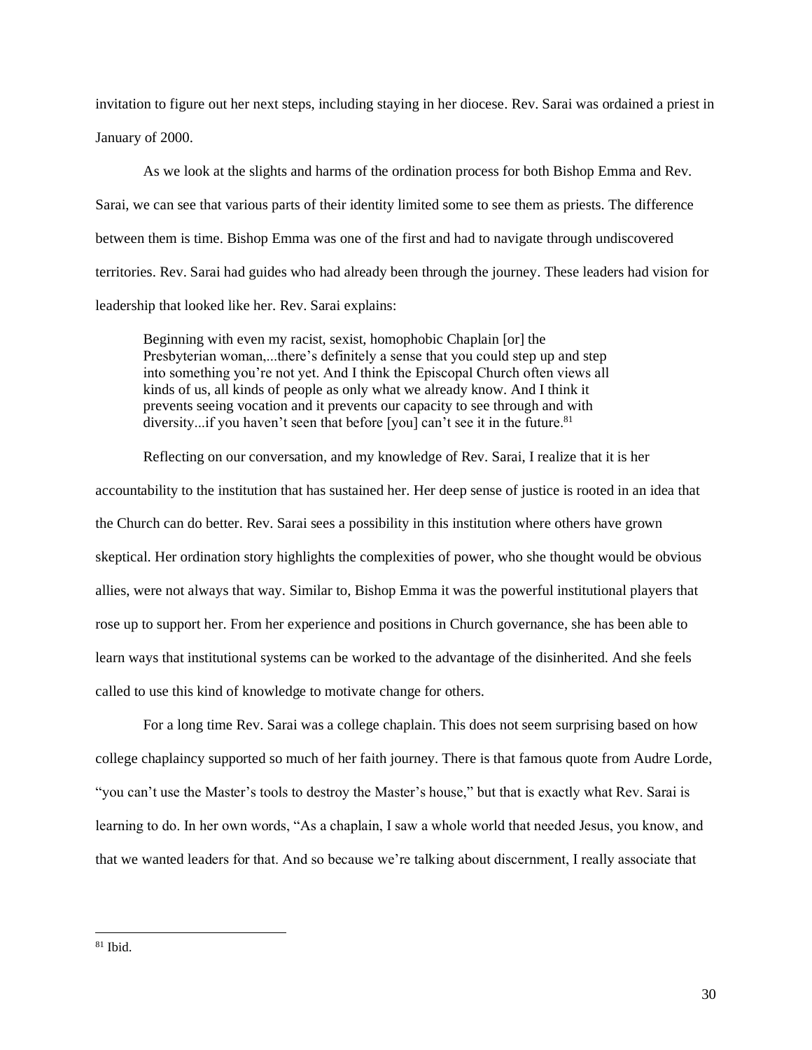invitation to figure out her next steps, including staying in her diocese. Rev. Sarai was ordained a priest in January of 2000.

As we look at the slights and harms of the ordination process for both Bishop Emma and Rev. Sarai, we can see that various parts of their identity limited some to see them as priests. The difference between them is time. Bishop Emma was one of the first and had to navigate through undiscovered territories. Rev. Sarai had guides who had already been through the journey. These leaders had vision for leadership that looked like her. Rev. Sarai explains:

> Beginning with even my racist, sexist, homophobic Chaplain [or] the Presbyterian woman,...there's definitely a sense that you could step up and step into something you're not yet. And I think the Episcopal Church often views all kinds of us, all kinds of people as only what we already know. And I think it prevents seeing vocation and it prevents our capacity to see through and with diversity...if you haven't seen that before [you] can't see it in the future.[81]

Reflecting on our conversation, and my knowledge of Rev. Sarai, I realize that it is her accountability to the institution that has sustained her. Her deep sense of justice is rooted in an idea that the Church can do better. Rev. Sarai sees a possibility in this institution where others have grown skeptical. Her ordination story highlights the complexities of power, who she thought would be obvious allies, were not always that way. Similar to, Bishop Emma it was the powerful institutional players that rose up to support her. From her experience and positions in Church governance, she has been able to learn ways that institutional systems can be worked to the advantage of the disinherited. And she feels called to use this kind of knowledge to motivate change for others.

For a long time Rev. Sarai was a college chaplain. This does not seem surprising based on how college chaplaincy supported so much of her faith journey. There is that famous quote from Audre Lorde, "you can't use the Master's tools to destroy the Master's house," but that is exactly what Rev. Sarai is learning to do. In her own words, "As a chaplain, I saw a whole world that needed Jesus, you know, and that we wanted leaders for that. And so because we're talking about discernment, I really associate that

---

[81] Ibid.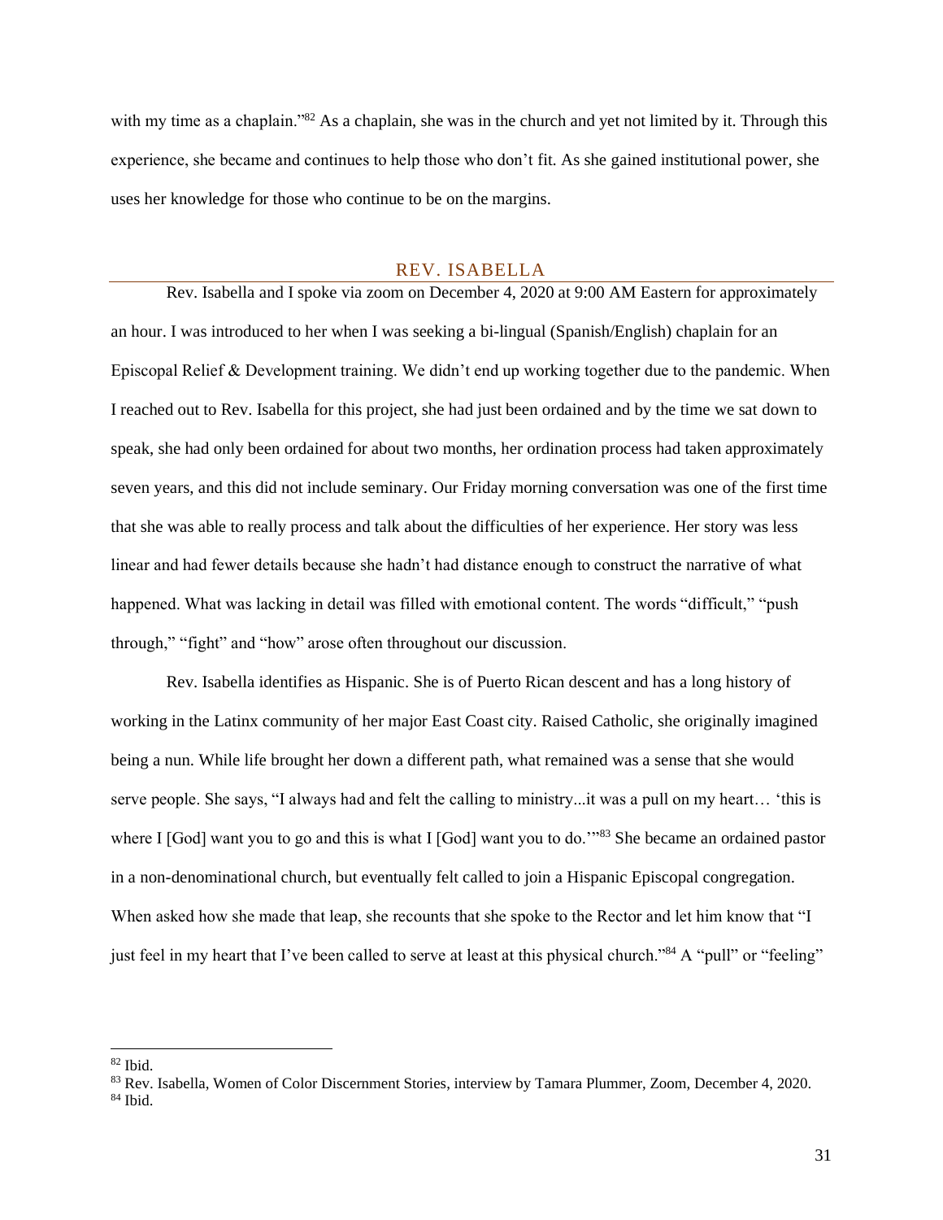with my time as a chaplain."[82] As a chaplain, she was in the church and yet not limited by it. Through this experience, she became and continues to help those who don't fit. As she gained institutional power, she uses her knowledge for those who continue to be on the margins.

## REV. ISABELLA

Rev. Isabella and I spoke via zoom on December 4, 2020 at 9:00 AM Eastern for approximately an hour. I was introduced to her when I was seeking a bi-lingual (Spanish/English) chaplain for an Episcopal Relief & Development training. We didn't end up working together due to the pandemic. When I reached out to Rev. Isabella for this project, she had just been ordained and by the time we sat down to speak, she had only been ordained for about two months, her ordination process had taken approximately seven years, and this did not include seminary. Our Friday morning conversation was one of the first time that she was able to really process and talk about the difficulties of her experience. Her story was less linear and had fewer details because she hadn't had distance enough to construct the narrative of what happened. What was lacking in detail was filled with emotional content. The words "difficult," "push through," "fight" and "how" arose often throughout our discussion.

Rev. Isabella identifies as Hispanic. She is of Puerto Rican descent and has a long history of working in the Latinx community of her major East Coast city. Raised Catholic, she originally imagined being a nun. While life brought her down a different path, what remained was a sense that she would serve people. She says, "I always had and felt the calling to ministry...it was a pull on my heart… 'this is where I [God] want you to go and this is what I [God] want you to do.'"[83] She became an ordained pastor in a non-denominational church, but eventually felt called to join a Hispanic Episcopal congregation. When asked how she made that leap, she recounts that she spoke to the Rector and let him know that "I just feel in my heart that I've been called to serve at least at this physical church."[84] A "pull" or "feeling"

---

[82] Ibid.

[83] Rev. Isabella, Women of Color Discernment Stories, interview by Tamara Plummer, Zoom, December 4, 2020.

[84] Ibid.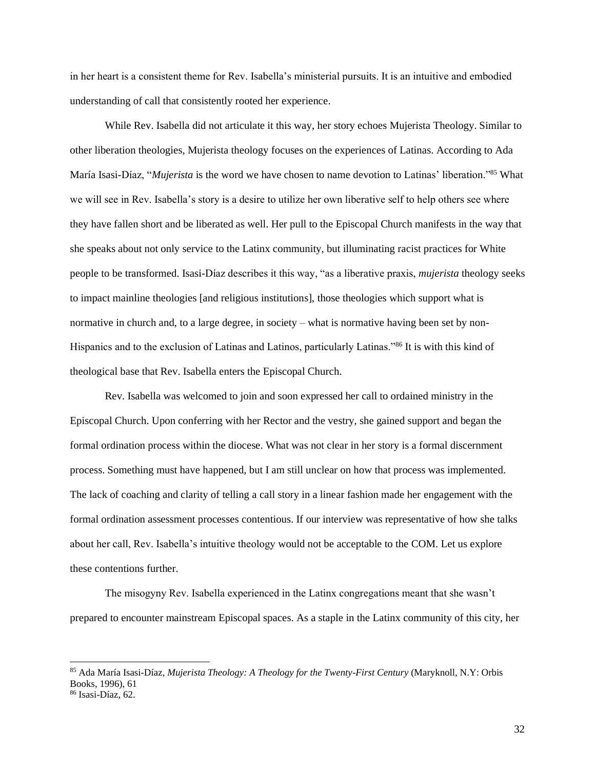in her heart is a consistent theme for Rev. Isabella's ministerial pursuits. It is an intuitive and embodied understanding of call that consistently rooted her experience.

While Rev. Isabella did not articulate it this way, her story echoes Mujerista Theology. Similar to other liberation theologies, Mujerista theology focuses on the experiences of Latinas. According to Ada María Isasi-Díaz, "*Mujerista* is the word we have chosen to name devotion to Latinas' liberation."[85] What we will see in Rev. Isabella's story is a desire to utilize her own liberative self to help others see where they have fallen short and be liberated as well. Her pull to the Episcopal Church manifests in the way that she speaks about not only service to the Latinx community, but illuminating racist practices for White people to be transformed. Isasi-Díaz describes it this way, "as a liberative praxis, *mujerista* theology seeks to impact mainline theologies [and religious institutions], those theologies which support what is normative in church and, to a large degree, in society – what is normative having been set by non-Hispanics and to the exclusion of Latinas and Latinos, particularly Latinas."[86] It is with this kind of theological base that Rev. Isabella enters the Episcopal Church.

Rev. Isabella was welcomed to join and soon expressed her call to ordained ministry in the Episcopal Church. Upon conferring with her Rector and the vestry, she gained support and began the formal ordination process within the diocese. What was not clear in her story is a formal discernment process. Something must have happened, but I am still unclear on how that process was implemented. The lack of coaching and clarity of telling a call story in a linear fashion made her engagement with the formal ordination assessment processes contentious. If our interview was representative of how she talks about her call, Rev. Isabella's intuitive theology would not be acceptable to the COM. Let us explore these contentions further.

The misogyny Rev. Isabella experienced in the Latinx congregations meant that she wasn't prepared to encounter mainstream Episcopal spaces. As a staple in the Latinx community of this city, her

---

[85] Ada María Isasi-Díaz, *Mujerista Theology: A Theology for the Twenty-First Century* (Maryknoll, N.Y: Orbis Books, 1996), 61

[86] Isasi-Díaz, 62.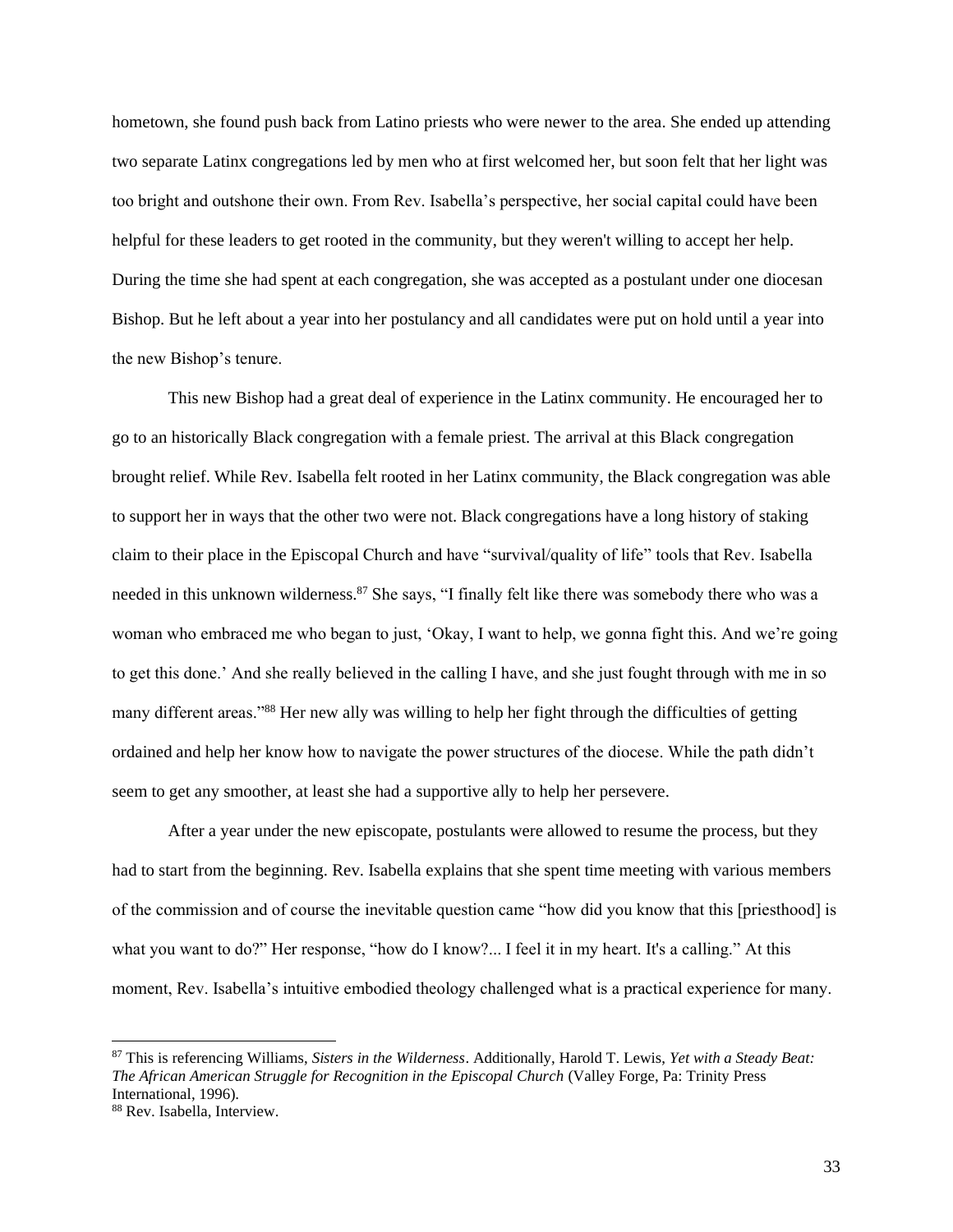hometown, she found push back from Latino priests who were newer to the area. She ended up attending two separate Latinx congregations led by men who at first welcomed her, but soon felt that her light was too bright and outshone their own. From Rev. Isabella's perspective, her social capital could have been helpful for these leaders to get rooted in the community, but they weren't willing to accept her help. During the time she had spent at each congregation, she was accepted as a postulant under one diocesan Bishop. But he left about a year into her postulancy and all candidates were put on hold until a year into the new Bishop's tenure.

This new Bishop had a great deal of experience in the Latinx community. He encouraged her to go to an historically Black congregation with a female priest. The arrival at this Black congregation brought relief. While Rev. Isabella felt rooted in her Latinx community, the Black congregation was able to support her in ways that the other two were not. Black congregations have a long history of staking claim to their place in the Episcopal Church and have "survival/quality of life" tools that Rev. Isabella needed in this unknown wilderness.[87] She says, "I finally felt like there was somebody there who was a woman who embraced me who began to just, 'Okay, I want to help, we gonna fight this. And we're going to get this done.' And she really believed in the calling I have, and she just fought through with me in so many different areas."[88] Her new ally was willing to help her fight through the difficulties of getting ordained and help her know how to navigate the power structures of the diocese. While the path didn't seem to get any smoother, at least she had a supportive ally to help her persevere.

After a year under the new episcopate, postulants were allowed to resume the process, but they had to start from the beginning. Rev. Isabella explains that she spent time meeting with various members of the commission and of course the inevitable question came "how did you know that this [priesthood] is what you want to do?" Her response, "how do I know?... I feel it in my heart. It's a calling." At this moment, Rev. Isabella's intuitive embodied theology challenged what is a practical experience for many.

---

[87] This is referencing Williams, *Sisters in the Wilderness*. Additionally, Harold T. Lewis, *Yet with a Steady Beat: The African American Struggle for Recognition in the Episcopal Church* (Valley Forge, Pa: Trinity Press International, 1996).

[88] Rev. Isabella, Interview.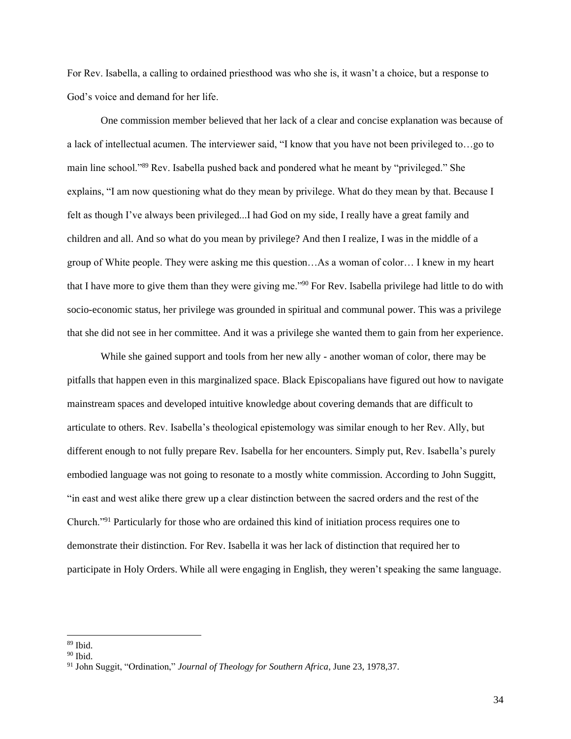For Rev. Isabella, a calling to ordained priesthood was who she is, it wasn't a choice, but a response to God's voice and demand for her life.

One commission member believed that her lack of a clear and concise explanation was because of a lack of intellectual acumen. The interviewer said, "I know that you have not been privileged to…go to main line school."[89] Rev. Isabella pushed back and pondered what he meant by "privileged." She explains, "I am now questioning what do they mean by privilege. What do they mean by that. Because I felt as though I've always been privileged...I had God on my side, I really have a great family and children and all. And so what do you mean by privilege? And then I realize, I was in the middle of a group of White people. They were asking me this question…As a woman of color… I knew in my heart that I have more to give them than they were giving me."[90] For Rev. Isabella privilege had little to do with socio-economic status, her privilege was grounded in spiritual and communal power. This was a privilege that she did not see in her committee. And it was a privilege she wanted them to gain from her experience.

While she gained support and tools from her new ally - another woman of color, there may be pitfalls that happen even in this marginalized space. Black Episcopalians have figured out how to navigate mainstream spaces and developed intuitive knowledge about covering demands that are difficult to articulate to others. Rev. Isabella's theological epistemology was similar enough to her Rev. Ally, but different enough to not fully prepare Rev. Isabella for her encounters. Simply put, Rev. Isabella's purely embodied language was not going to resonate to a mostly white commission. According to John Suggitt, "in east and west alike there grew up a clear distinction between the sacred orders and the rest of the Church."[91] Particularly for those who are ordained this kind of initiation process requires one to demonstrate their distinction. For Rev. Isabella it was her lack of distinction that required her to participate in Holy Orders. While all were engaging in English, they weren't speaking the same language.

---

[89] Ibid.

[90] Ibid.

[91] John Suggit, "Ordination," *Journal of Theology for Southern Africa*, June 23, 1978,37.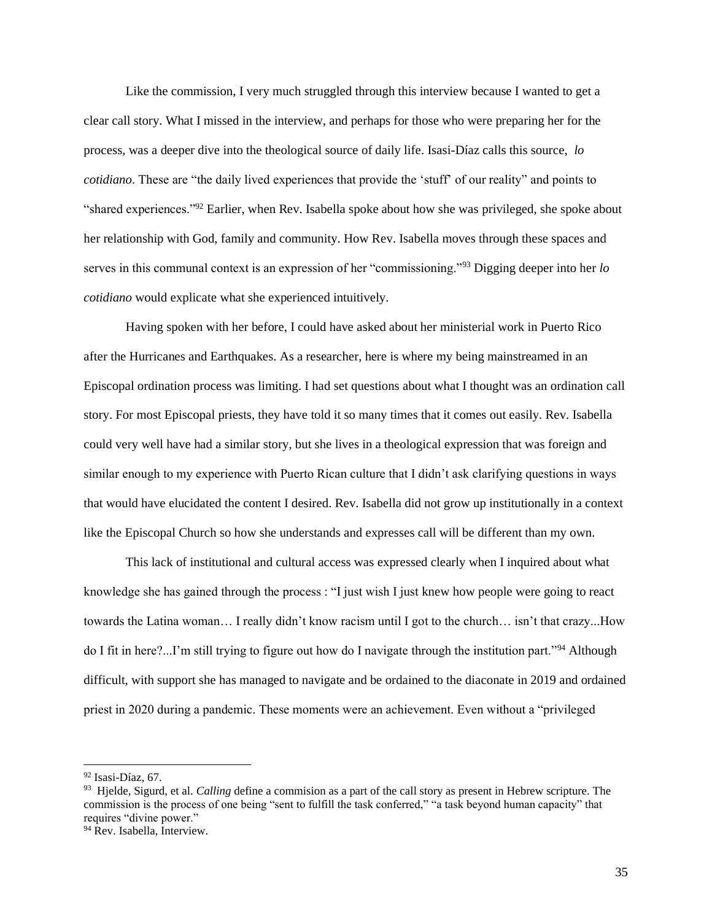Like the commission, I very much struggled through this interview because I wanted to get a clear call story. What I missed in the interview, and perhaps for those who were preparing her for the process, was a deeper dive into the theological source of daily life. Isasi-Díaz calls this source, *lo cotidiano*. These are "the daily lived experiences that provide the 'stuff' of our reality" and points to "shared experiences."[92] Earlier, when Rev. Isabella spoke about how she was privileged, she spoke about her relationship with God, family and community. How Rev. Isabella moves through these spaces and serves in this communal context is an expression of her "commissioning."[93] Digging deeper into her *lo cotidiano* would explicate what she experienced intuitively.

Having spoken with her before, I could have asked about her ministerial work in Puerto Rico after the Hurricanes and Earthquakes. As a researcher, here is where my being mainstreamed in an Episcopal ordination process was limiting. I had set questions about what I thought was an ordination call story. For most Episcopal priests, they have told it so many times that it comes out easily. Rev. Isabella could very well have had a similar story, but she lives in a theological expression that was foreign and similar enough to my experience with Puerto Rican culture that I didn't ask clarifying questions in ways that would have elucidated the content I desired. Rev. Isabella did not grow up institutionally in a context like the Episcopal Church so how she understands and expresses call will be different than my own.

This lack of institutional and cultural access was expressed clearly when I inquired about what knowledge she has gained through the process : "I just wish I just knew how people were going to react towards the Latina woman… I really didn't know racism until I got to the church… isn't that crazy...How do I fit in here?...I'm still trying to figure out how do I navigate through the institution part."[94] Although difficult, with support she has managed to navigate and be ordained to the diaconate in 2019 and ordained priest in 2020 during a pandemic. These moments were an achievement. Even without a "privileged

---

[92] Isasi-Díaz, 67.

[93] Hjelde, Sigurd, et al. *Calling* define a commision as a part of the call story as present in Hebrew scripture. The commission is the process of one being "sent to fulfill the task conferred," "a task beyond human capacity" that requires "divine power."

[94] Rev. Isabella, Interview.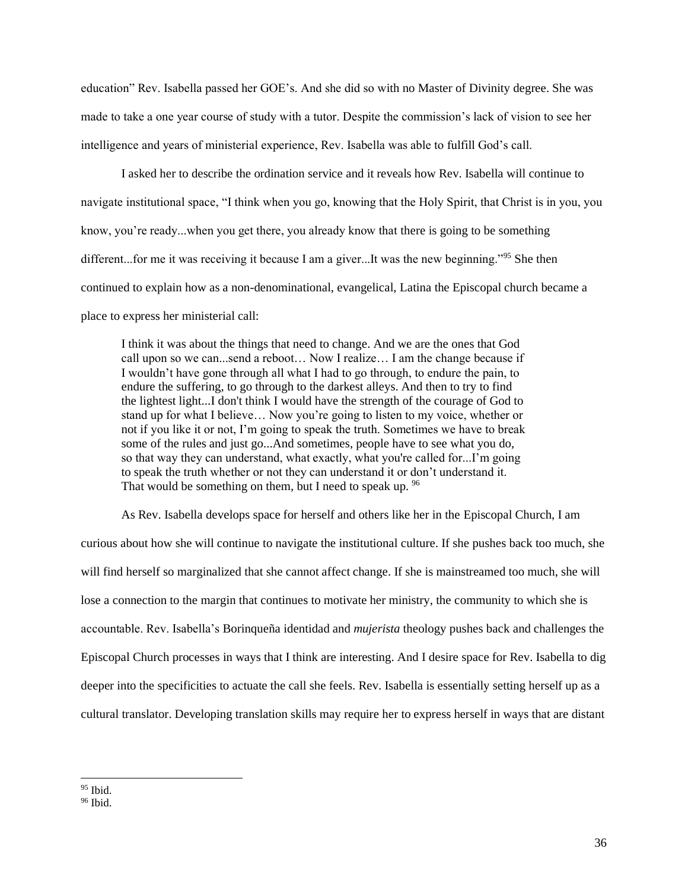education" Rev. Isabella passed her GOE's. And she did so with no Master of Divinity degree. She was made to take a one year course of study with a tutor. Despite the commission's lack of vision to see her intelligence and years of ministerial experience, Rev. Isabella was able to fulfill God's call.

I asked her to describe the ordination service and it reveals how Rev. Isabella will continue to navigate institutional space, "I think when you go, knowing that the Holy Spirit, that Christ is in you, you know, you're ready...when you get there, you already know that there is going to be something different...for me it was receiving it because I am a giver...It was the new beginning."[95] She then continued to explain how as a non-denominational, evangelical, Latina the Episcopal church became a place to express her ministerial call:

> I think it was about the things that need to change. And we are the ones that God call upon so we can...send a reboot… Now I realize… I am the change because if I wouldn't have gone through all what I had to go through, to endure the pain, to endure the suffering, to go through to the darkest alleys. And then to try to find the lightest light...I don't think I would have the strength of the courage of God to stand up for what I believe… Now you're going to listen to my voice, whether or not if you like it or not, I'm going to speak the truth. Sometimes we have to break some of the rules and just go...And sometimes, people have to see what you do, so that way they can understand, what exactly, what you're called for...I'm going to speak the truth whether or not they can understand it or don't understand it. That would be something on them, but I need to speak up. [96]

As Rev. Isabella develops space for herself and others like her in the Episcopal Church, I am curious about how she will continue to navigate the institutional culture. If she pushes back too much, she will find herself so marginalized that she cannot affect change. If she is mainstreamed too much, she will lose a connection to the margin that continues to motivate her ministry, the community to which she is accountable. Rev. Isabella's Borinqueña identidad and *mujerista* theology pushes back and challenges the Episcopal Church processes in ways that I think are interesting. And I desire space for Rev. Isabella to dig deeper into the specificities to actuate the call she feels. Rev. Isabella is essentially setting herself up as a cultural translator. Developing translation skills may require her to express herself in ways that are distant

[95] Ibid.
[96] Ibid.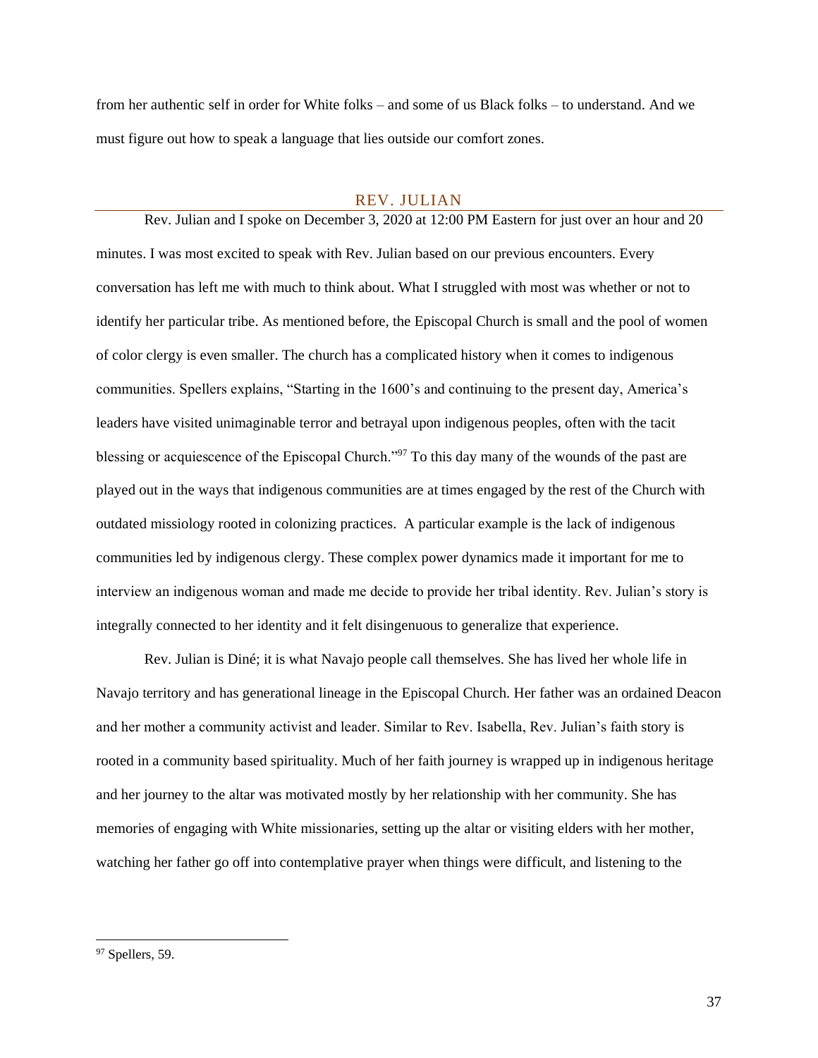from her authentic self in order for White folks – and some of us Black folks – to understand. And we must figure out how to speak a language that lies outside our comfort zones.

## REV. JULIAN

Rev. Julian and I spoke on December 3, 2020 at 12:00 PM Eastern for just over an hour and 20 minutes. I was most excited to speak with Rev. Julian based on our previous encounters. Every conversation has left me with much to think about. What I struggled with most was whether or not to identify her particular tribe. As mentioned before, the Episcopal Church is small and the pool of women of color clergy is even smaller. The church has a complicated history when it comes to indigenous communities. Spellers explains, "Starting in the 1600's and continuing to the present day, America's leaders have visited unimaginable terror and betrayal upon indigenous peoples, often with the tacit blessing or acquiescence of the Episcopal Church."[97] To this day many of the wounds of the past are played out in the ways that indigenous communities are at times engaged by the rest of the Church with outdated missiology rooted in colonizing practices. A particular example is the lack of indigenous communities led by indigenous clergy. These complex power dynamics made it important for me to interview an indigenous woman and made me decide to provide her tribal identity. Rev. Julian's story is integrally connected to her identity and it felt disingenuous to generalize that experience.

Rev. Julian is Diné; it is what Navajo people call themselves. She has lived her whole life in Navajo territory and has generational lineage in the Episcopal Church. Her father was an ordained Deacon and her mother a community activist and leader. Similar to Rev. Isabella, Rev. Julian's faith story is rooted in a community based spirituality. Much of her faith journey is wrapped up in indigenous heritage and her journey to the altar was motivated mostly by her relationship with her community. She has memories of engaging with White missionaries, setting up the altar or visiting elders with her mother, watching her father go off into contemplative prayer when things were difficult, and listening to the

---

[97] Spellers, 59.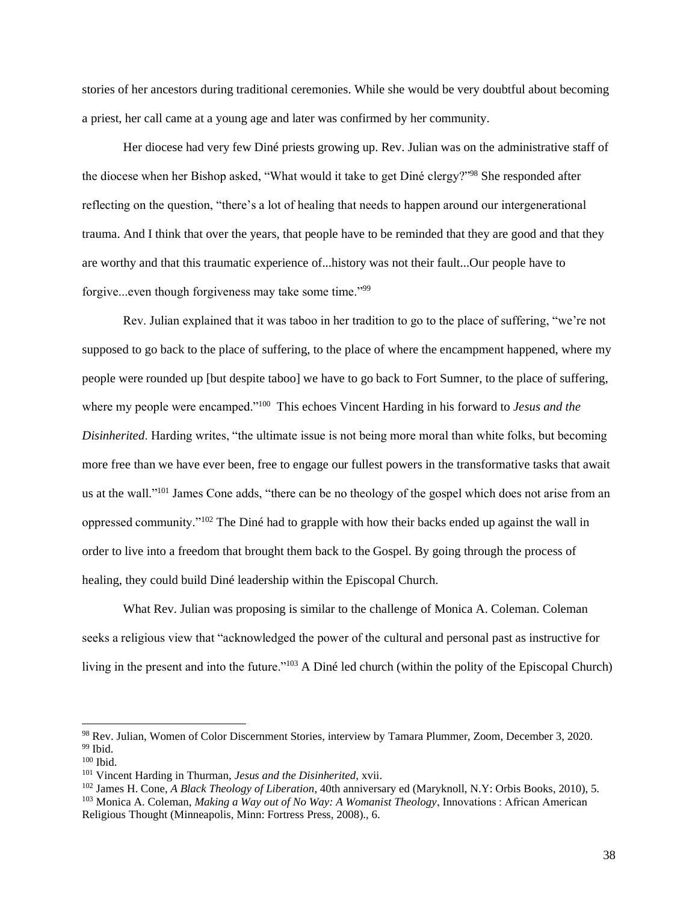stories of her ancestors during traditional ceremonies. While she would be very doubtful about becoming a priest, her call came at a young age and later was confirmed by her community.

Her diocese had very few Diné priests growing up. Rev. Julian was on the administrative staff of the diocese when her Bishop asked, "What would it take to get Diné clergy?"[98] She responded after reflecting on the question, "there's a lot of healing that needs to happen around our intergenerational trauma. And I think that over the years, that people have to be reminded that they are good and that they are worthy and that this traumatic experience of...history was not their fault...Our people have to forgive...even though forgiveness may take some time."[99]

Rev. Julian explained that it was taboo in her tradition to go to the place of suffering, "we're not supposed to go back to the place of suffering, to the place of where the encampment happened, where my people were rounded up [but despite taboo] we have to go back to Fort Sumner, to the place of suffering, where my people were encamped."[100] This echoes Vincent Harding in his forward to *Jesus and the Disinherited*. Harding writes, "the ultimate issue is not being more moral than white folks, but becoming more free than we have ever been, free to engage our fullest powers in the transformative tasks that await us at the wall."[101] James Cone adds, "there can be no theology of the gospel which does not arise from an oppressed community."[102] The Diné had to grapple with how their backs ended up against the wall in order to live into a freedom that brought them back to the Gospel. By going through the process of healing, they could build Diné leadership within the Episcopal Church.

What Rev. Julian was proposing is similar to the challenge of Monica A. Coleman. Coleman seeks a religious view that "acknowledged the power of the cultural and personal past as instructive for living in the present and into the future."[103] A Diné led church (within the polity of the Episcopal Church)

---

[98] Rev. Julian, Women of Color Discernment Stories, interview by Tamara Plummer, Zoom, December 3, 2020.
[99] Ibid.
[100] Ibid.
[101] Vincent Harding in Thurman, *Jesus and the Disinherited*, xvii.
[102] James H. Cone, *A Black Theology of Liberation*, 40th anniversary ed (Maryknoll, N.Y: Orbis Books, 2010), 5.
[103] Monica A. Coleman, *Making a Way out of No Way: A Womanist Theology*, Innovations : African American Religious Thought (Minneapolis, Minn: Fortress Press, 2008)., 6.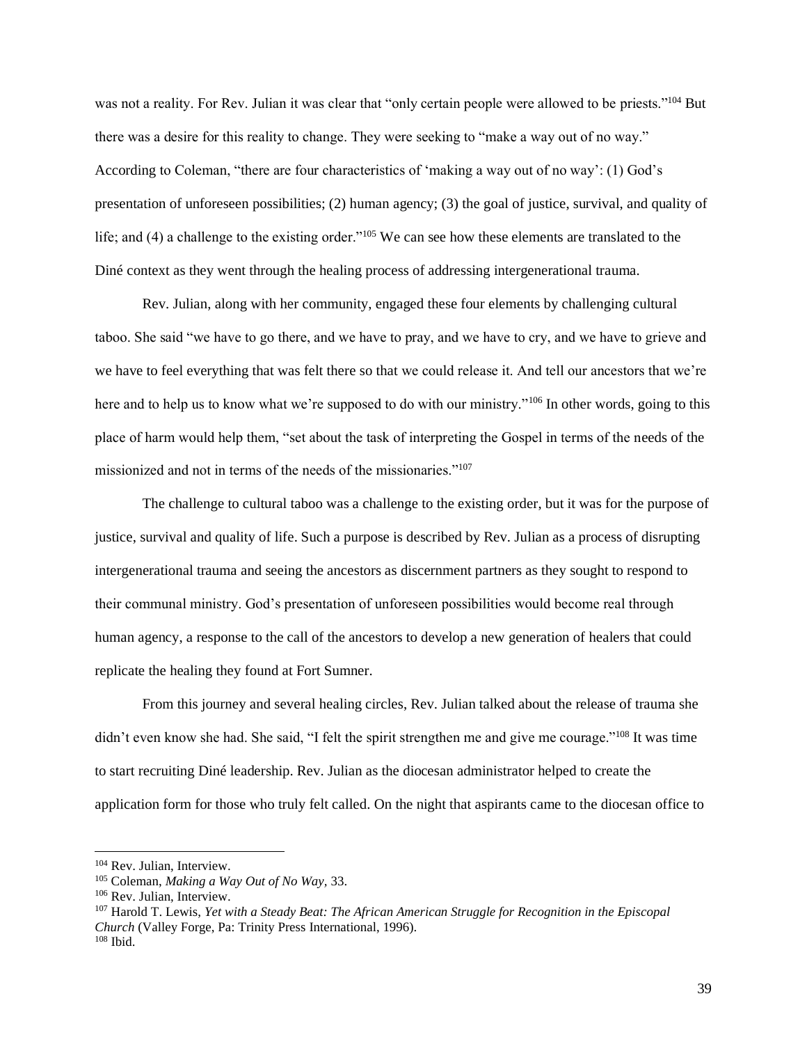was not a reality. For Rev. Julian it was clear that "only certain people were allowed to be priests."[104] But there was a desire for this reality to change. They were seeking to "make a way out of no way." According to Coleman, "there are four characteristics of 'making a way out of no way': (1) God's presentation of unforeseen possibilities; (2) human agency; (3) the goal of justice, survival, and quality of life; and (4) a challenge to the existing order."[105] We can see how these elements are translated to the Diné context as they went through the healing process of addressing intergenerational trauma.

Rev. Julian, along with her community, engaged these four elements by challenging cultural taboo. She said "we have to go there, and we have to pray, and we have to cry, and we have to grieve and we have to feel everything that was felt there so that we could release it. And tell our ancestors that we're here and to help us to know what we're supposed to do with our ministry."[106] In other words, going to this place of harm would help them, "set about the task of interpreting the Gospel in terms of the needs of the missionized and not in terms of the needs of the missionaries."[107]

The challenge to cultural taboo was a challenge to the existing order, but it was for the purpose of justice, survival and quality of life. Such a purpose is described by Rev. Julian as a process of disrupting intergenerational trauma and seeing the ancestors as discernment partners as they sought to respond to their communal ministry. God's presentation of unforeseen possibilities would become real through human agency, a response to the call of the ancestors to develop a new generation of healers that could replicate the healing they found at Fort Sumner.

From this journey and several healing circles, Rev. Julian talked about the release of trauma she didn't even know she had. She said, "I felt the spirit strengthen me and give me courage."[108] It was time to start recruiting Diné leadership. Rev. Julian as the diocesan administrator helped to create the application form for those who truly felt called. On the night that aspirants came to the diocesan office to

---

[104] Rev. Julian, Interview.

[105] Coleman, *Making a Way Out of No Way*, 33.

[106] Rev. Julian, Interview.

[107] Harold T. Lewis, *Yet with a Steady Beat: The African American Struggle for Recognition in the Episcopal Church* (Valley Forge, Pa: Trinity Press International, 1996).

[108] Ibid.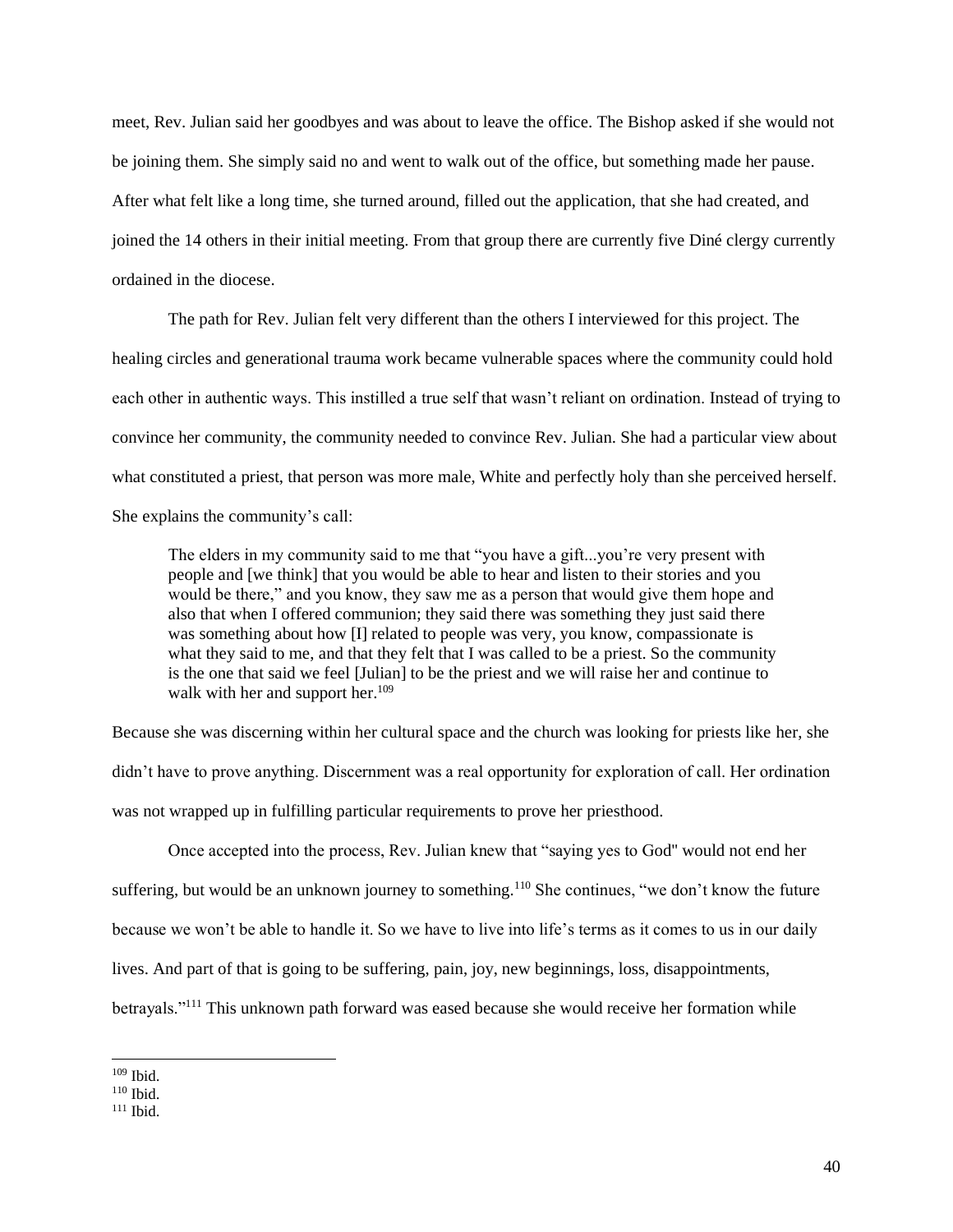meet, Rev. Julian said her goodbyes and was about to leave the office. The Bishop asked if she would not be joining them. She simply said no and went to walk out of the office, but something made her pause. After what felt like a long time, she turned around, filled out the application, that she had created, and joined the 14 others in their initial meeting. From that group there are currently five Diné clergy currently ordained in the diocese.

The path for Rev. Julian felt very different than the others I interviewed for this project. The healing circles and generational trauma work became vulnerable spaces where the community could hold each other in authentic ways. This instilled a true self that wasn't reliant on ordination. Instead of trying to convince her community, the community needed to convince Rev. Julian. She had a particular view about what constituted a priest, that person was more male, White and perfectly holy than she perceived herself. She explains the community's call:

> The elders in my community said to me that "you have a gift...you're very present with people and [we think] that you would be able to hear and listen to their stories and you would be there," and you know, they saw me as a person that would give them hope and also that when I offered communion; they said there was something they just said there was something about how [I] related to people was very, you know, compassionate is what they said to me, and that they felt that I was called to be a priest. So the community is the one that said we feel [Julian] to be the priest and we will raise her and continue to walk with her and support her.[109]

Because she was discerning within her cultural space and the church was looking for priests like her, she didn't have to prove anything. Discernment was a real opportunity for exploration of call. Her ordination was not wrapped up in fulfilling particular requirements to prove her priesthood.

Once accepted into the process, Rev. Julian knew that "saying yes to God" would not end her suffering, but would be an unknown journey to something.[110] She continues, "we don't know the future because we won't be able to handle it. So we have to live into life's terms as it comes to us in our daily lives. And part of that is going to be suffering, pain, joy, new beginnings, loss, disappointments, betrayals."[111] This unknown path forward was eased because she would receive her formation while

---

[109] Ibid.
[110] Ibid.
[111] Ibid.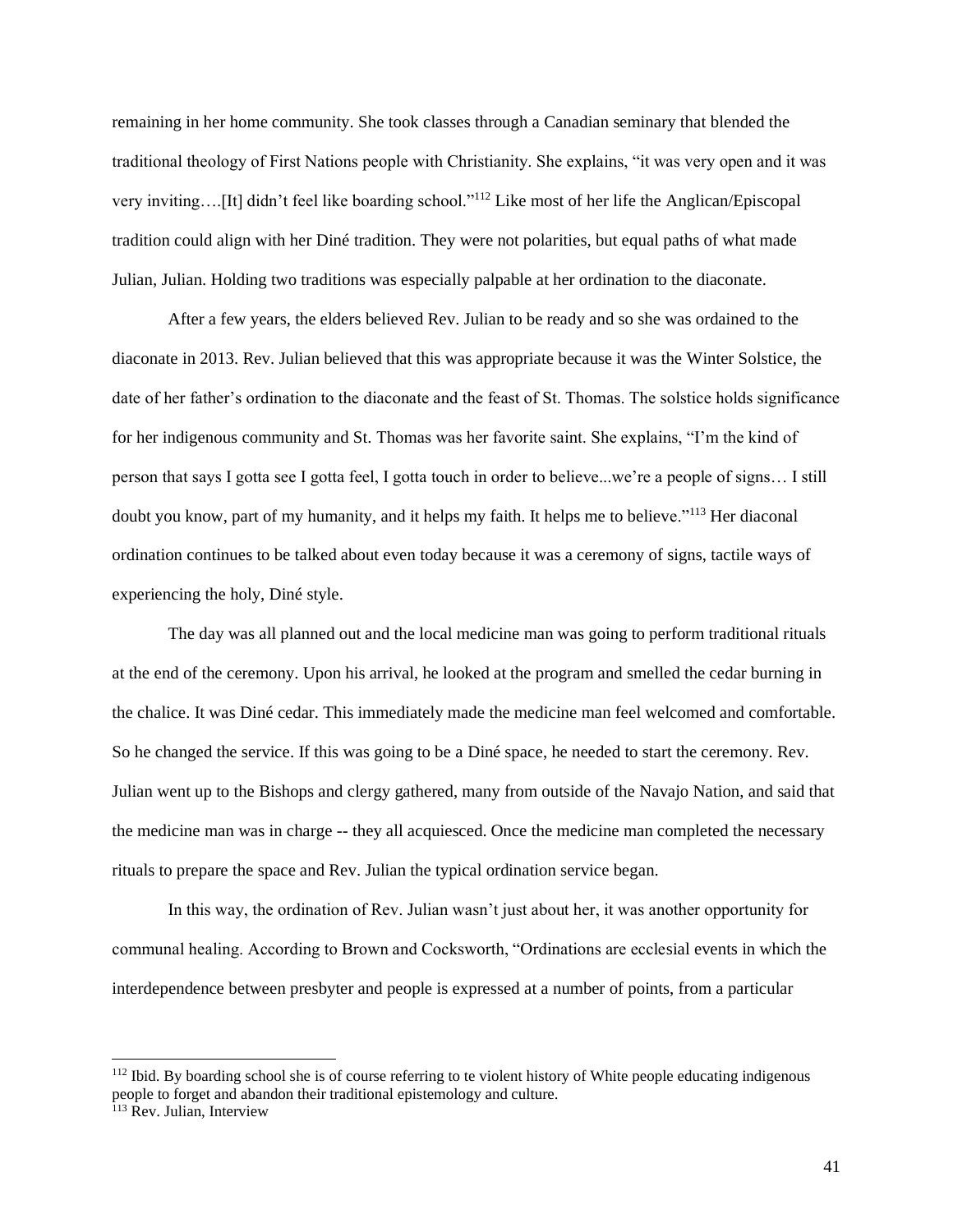remaining in her home community. She took classes through a Canadian seminary that blended the traditional theology of First Nations people with Christianity. She explains, "it was very open and it was very inviting….[It] didn't feel like boarding school."[112] Like most of her life the Anglican/Episcopal tradition could align with her Diné tradition. They were not polarities, but equal paths of what made Julian, Julian. Holding two traditions was especially palpable at her ordination to the diaconate.

After a few years, the elders believed Rev. Julian to be ready and so she was ordained to the diaconate in 2013. Rev. Julian believed that this was appropriate because it was the Winter Solstice, the date of her father's ordination to the diaconate and the feast of St. Thomas. The solstice holds significance for her indigenous community and St. Thomas was her favorite saint. She explains, "I'm the kind of person that says I gotta see I gotta feel, I gotta touch in order to believe...we're a people of signs… I still doubt you know, part of my humanity, and it helps my faith. It helps me to believe."[113] Her diaconal ordination continues to be talked about even today because it was a ceremony of signs, tactile ways of experiencing the holy, Diné style.

The day was all planned out and the local medicine man was going to perform traditional rituals at the end of the ceremony. Upon his arrival, he looked at the program and smelled the cedar burning in the chalice. It was Diné cedar. This immediately made the medicine man feel welcomed and comfortable. So he changed the service. If this was going to be a Diné space, he needed to start the ceremony. Rev. Julian went up to the Bishops and clergy gathered, many from outside of the Navajo Nation, and said that the medicine man was in charge -- they all acquiesced. Once the medicine man completed the necessary rituals to prepare the space and Rev. Julian the typical ordination service began.

In this way, the ordination of Rev. Julian wasn't just about her, it was another opportunity for communal healing. According to Brown and Cocksworth, "Ordinations are ecclesial events in which the interdependence between presbyter and people is expressed at a number of points, from a particular

---

[112] Ibid. By boarding school she is of course referring to te violent history of White people educating indigenous people to forget and abandon their traditional epistemology and culture.

[113] Rev. Julian, Interview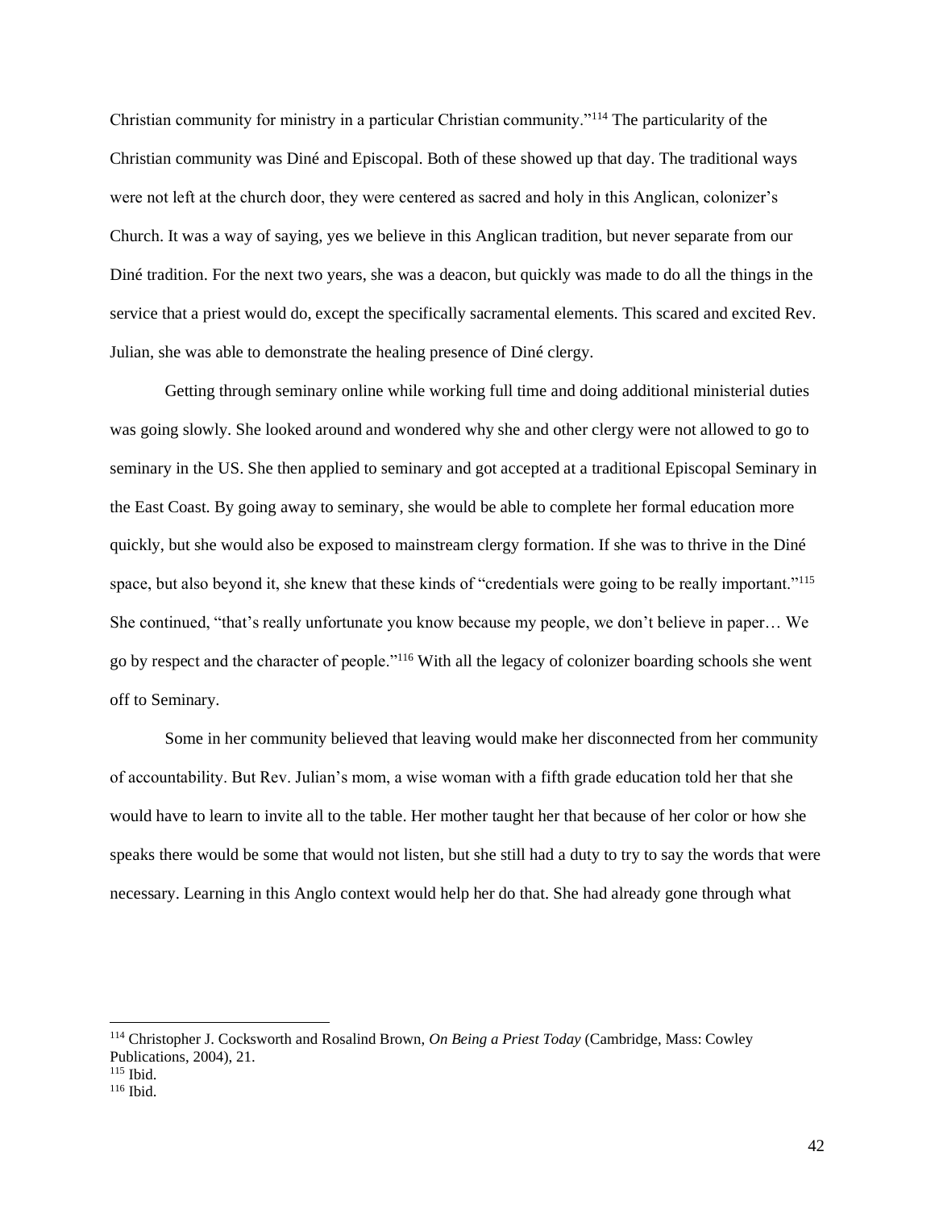Christian community for ministry in a particular Christian community."[114] The particularity of the Christian community was Diné and Episcopal. Both of these showed up that day. The traditional ways were not left at the church door, they were centered as sacred and holy in this Anglican, colonizer's Church. It was a way of saying, yes we believe in this Anglican tradition, but never separate from our Diné tradition. For the next two years, she was a deacon, but quickly was made to do all the things in the service that a priest would do, except the specifically sacramental elements. This scared and excited Rev. Julian, she was able to demonstrate the healing presence of Diné clergy.

Getting through seminary online while working full time and doing additional ministerial duties was going slowly. She looked around and wondered why she and other clergy were not allowed to go to seminary in the US. She then applied to seminary and got accepted at a traditional Episcopal Seminary in the East Coast. By going away to seminary, she would be able to complete her formal education more quickly, but she would also be exposed to mainstream clergy formation. If she was to thrive in the Diné space, but also beyond it, she knew that these kinds of "credentials were going to be really important."[115] She continued, "that's really unfortunate you know because my people, we don't believe in paper… We go by respect and the character of people."[116] With all the legacy of colonizer boarding schools she went off to Seminary.

Some in her community believed that leaving would make her disconnected from her community of accountability. But Rev. Julian's mom, a wise woman with a fifth grade education told her that she would have to learn to invite all to the table. Her mother taught her that because of her color or how she speaks there would be some that would not listen, but she still had a duty to try to say the words that were necessary. Learning in this Anglo context would help her do that. She had already gone through what

---

[114] Christopher J. Cocksworth and Rosalind Brown, *On Being a Priest Today* (Cambridge, Mass: Cowley Publications, 2004), 21.

[115] Ibid.

[116] Ibid.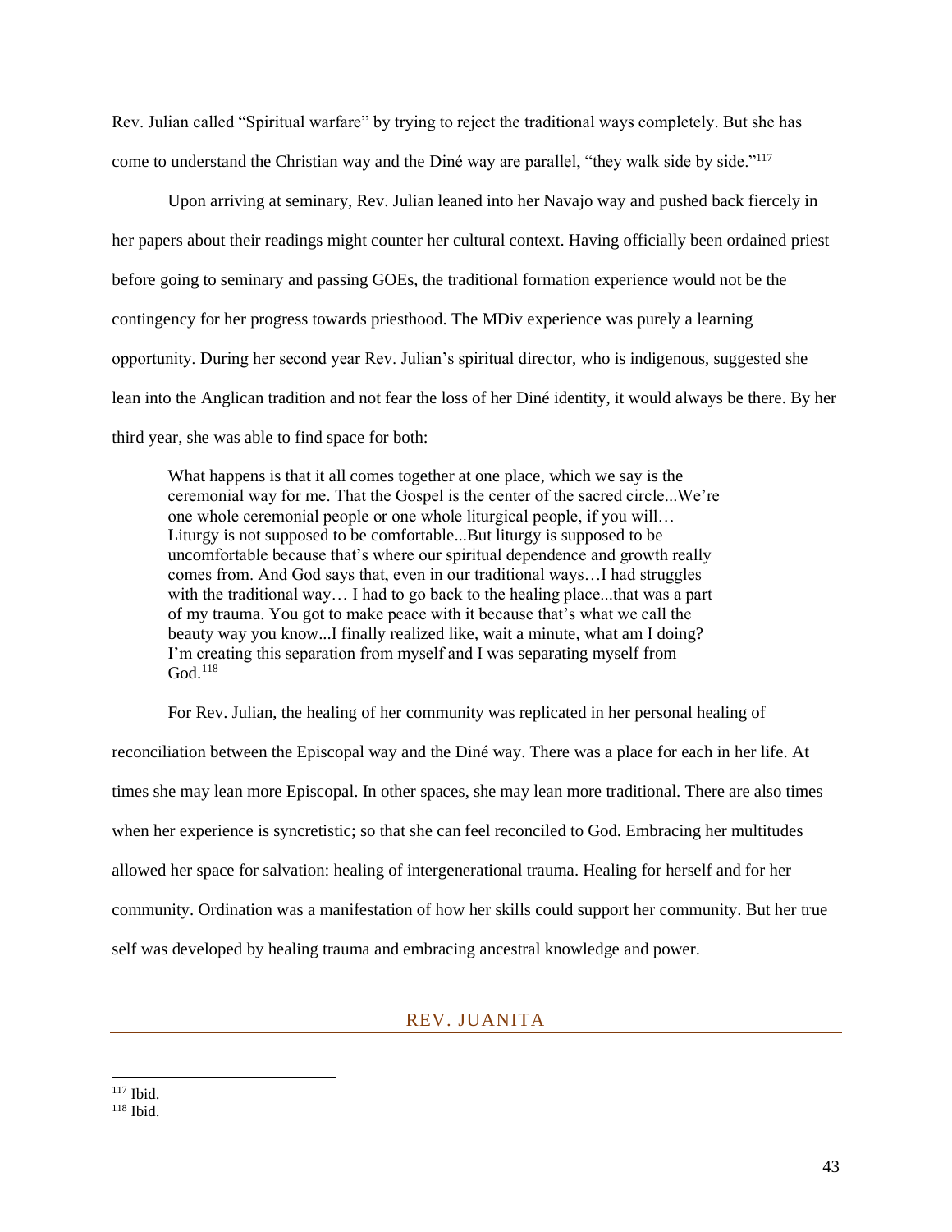Rev. Julian called “Spiritual warfare” by trying to reject the traditional ways completely. But she has come to understand the Christian way and the Diné way are parallel, “they walk side by side.”[117]

Upon arriving at seminary, Rev. Julian leaned into her Navajo way and pushed back fiercely in her papers about their readings might counter her cultural context. Having officially been ordained priest before going to seminary and passing GOEs, the traditional formation experience would not be the contingency for her progress towards priesthood. The MDiv experience was purely a learning opportunity. During her second year Rev. Julian’s spiritual director, who is indigenous, suggested she lean into the Anglican tradition and not fear the loss of her Diné identity, it would always be there. By her third year, she was able to find space for both:

> What happens is that it all comes together at one place, which we say is the ceremonial way for me. That the Gospel is the center of the sacred circle...We’re one whole ceremonial people or one whole liturgical people, if you will… Liturgy is not supposed to be comfortable...But liturgy is supposed to be uncomfortable because that’s where our spiritual dependence and growth really comes from. And God says that, even in our traditional ways…I had struggles with the traditional way… I had to go back to the healing place...that was a part of my trauma. You got to make peace with it because that’s what we call the beauty way you know...I finally realized like, wait a minute, what am I doing? I’m creating this separation from myself and I was separating myself from God.[118]

For Rev. Julian, the healing of her community was replicated in her personal healing of reconciliation between the Episcopal way and the Diné way. There was a place for each in her life. At times she may lean more Episcopal. In other spaces, she may lean more traditional. There are also times when her experience is syncretistic; so that she can feel reconciled to God. Embracing her multitudes allowed her space for salvation: healing of intergenerational trauma. Healing for herself and for her community. Ordination was a manifestation of how her skills could support her community. But her true self was developed by healing trauma and embracing ancestral knowledge and power.

## REV. JUANITA

[117] Ibid.
[118] Ibid.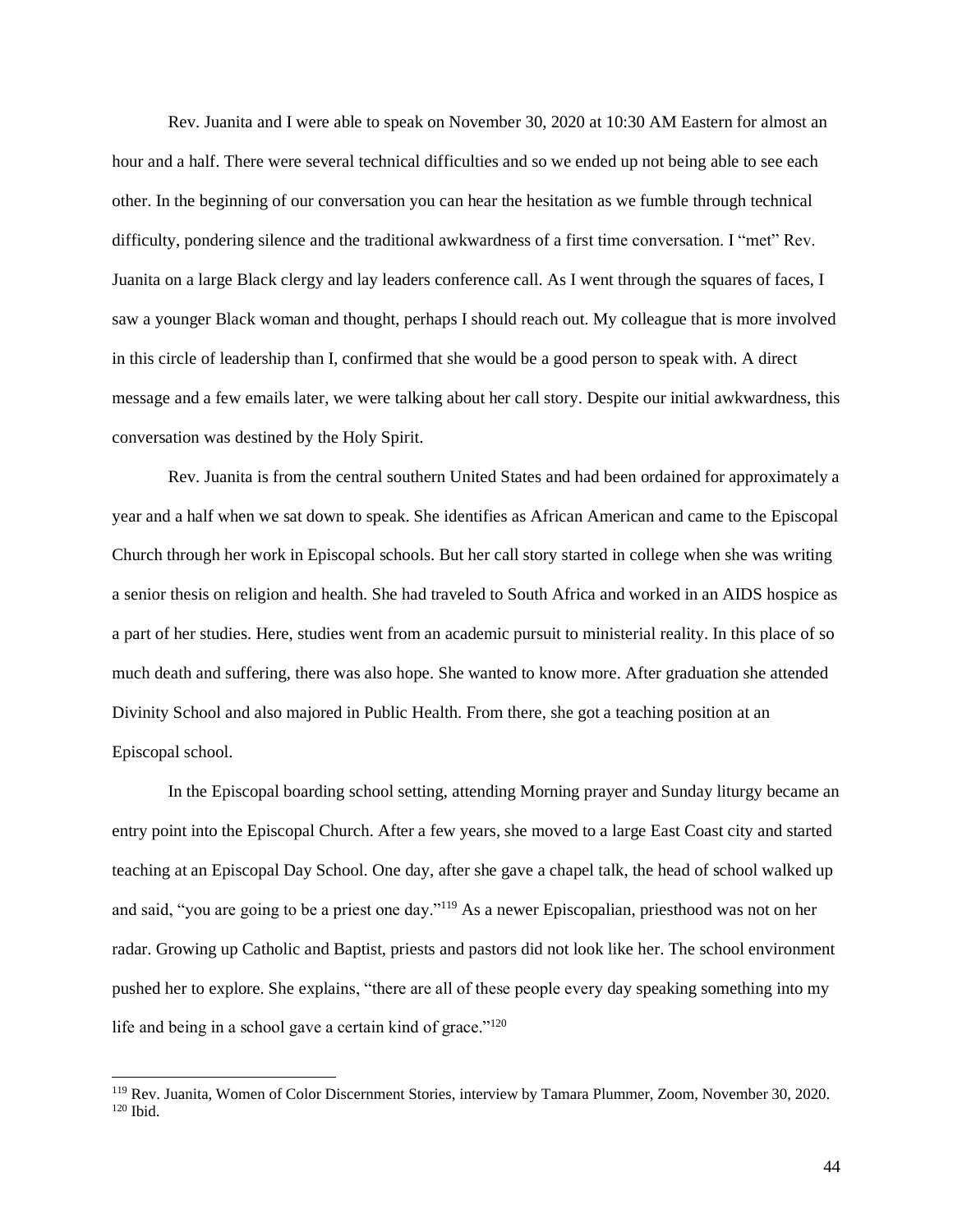Rev. Juanita and I were able to speak on November 30, 2020 at 10:30 AM Eastern for almost an hour and a half. There were several technical difficulties and so we ended up not being able to see each other. In the beginning of our conversation you can hear the hesitation as we fumble through technical difficulty, pondering silence and the traditional awkwardness of a first time conversation. I "met" Rev. Juanita on a large Black clergy and lay leaders conference call. As I went through the squares of faces, I saw a younger Black woman and thought, perhaps I should reach out. My colleague that is more involved in this circle of leadership than I, confirmed that she would be a good person to speak with. A direct message and a few emails later, we were talking about her call story. Despite our initial awkwardness, this conversation was destined by the Holy Spirit.

Rev. Juanita is from the central southern United States and had been ordained for approximately a year and a half when we sat down to speak. She identifies as African American and came to the Episcopal Church through her work in Episcopal schools. But her call story started in college when she was writing a senior thesis on religion and health. She had traveled to South Africa and worked in an AIDS hospice as a part of her studies. Here, studies went from an academic pursuit to ministerial reality. In this place of so much death and suffering, there was also hope. She wanted to know more. After graduation she attended Divinity School and also majored in Public Health. From there, she got a teaching position at an Episcopal school.

In the Episcopal boarding school setting, attending Morning prayer and Sunday liturgy became an entry point into the Episcopal Church. After a few years, she moved to a large East Coast city and started teaching at an Episcopal Day School. One day, after she gave a chapel talk, the head of school walked up and said, "you are going to be a priest one day."[119] As a newer Episcopalian, priesthood was not on her radar. Growing up Catholic and Baptist, priests and pastors did not look like her. The school environment pushed her to explore. She explains, "there are all of these people every day speaking something into my life and being in a school gave a certain kind of grace."[120]

---

[119] Rev. Juanita, Women of Color Discernment Stories, interview by Tamara Plummer, Zoom, November 30, 2020.
[120] Ibid.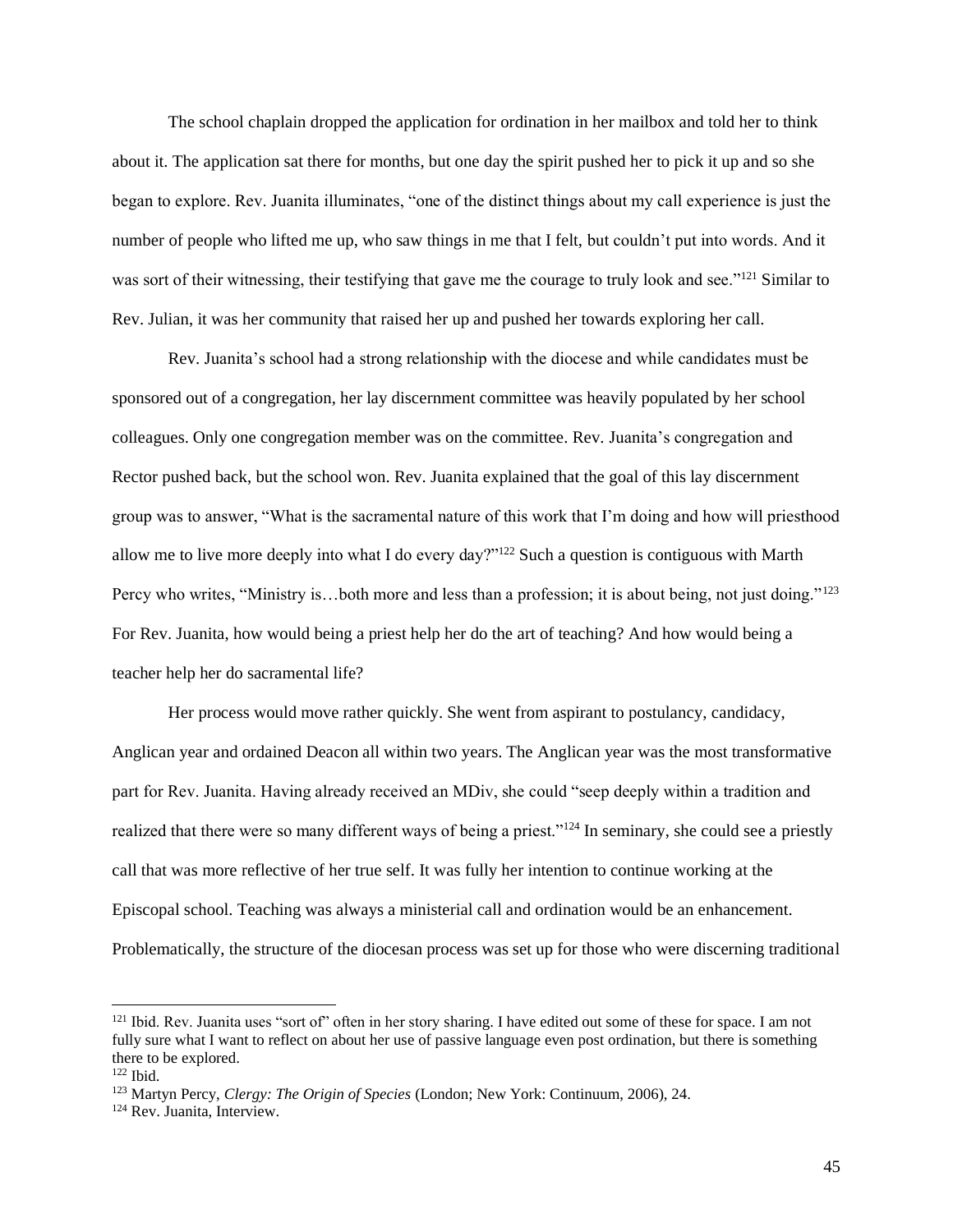The school chaplain dropped the application for ordination in her mailbox and told her to think about it. The application sat there for months, but one day the spirit pushed her to pick it up and so she began to explore. Rev. Juanita illuminates, "one of the distinct things about my call experience is just the number of people who lifted me up, who saw things in me that I felt, but couldn't put into words. And it was sort of their witnessing, their testifying that gave me the courage to truly look and see."[121] Similar to Rev. Julian, it was her community that raised her up and pushed her towards exploring her call.

Rev. Juanita's school had a strong relationship with the diocese and while candidates must be sponsored out of a congregation, her lay discernment committee was heavily populated by her school colleagues. Only one congregation member was on the committee. Rev. Juanita's congregation and Rector pushed back, but the school won. Rev. Juanita explained that the goal of this lay discernment group was to answer, "What is the sacramental nature of this work that I'm doing and how will priesthood allow me to live more deeply into what I do every day?"[122] Such a question is contiguous with Marth Percy who writes, "Ministry is…both more and less than a profession; it is about being, not just doing."[123] For Rev. Juanita, how would being a priest help her do the art of teaching? And how would being a teacher help her do sacramental life?

Her process would move rather quickly. She went from aspirant to postulancy, candidacy, Anglican year and ordained Deacon all within two years. The Anglican year was the most transformative part for Rev. Juanita. Having already received an MDiv, she could "seep deeply within a tradition and realized that there were so many different ways of being a priest."[124] In seminary, she could see a priestly call that was more reflective of her true self. It was fully her intention to continue working at the Episcopal school. Teaching was always a ministerial call and ordination would be an enhancement. Problematically, the structure of the diocesan process was set up for those who were discerning traditional

---

[121] Ibid. Rev. Juanita uses "sort of" often in her story sharing. I have edited out some of these for space. I am not fully sure what I want to reflect on about her use of passive language even post ordination, but there is something there to be explored.

[122] Ibid.

[123] Martyn Percy, *Clergy: The Origin of Species* (London; New York: Continuum, 2006), 24.

[124] Rev. Juanita, Interview.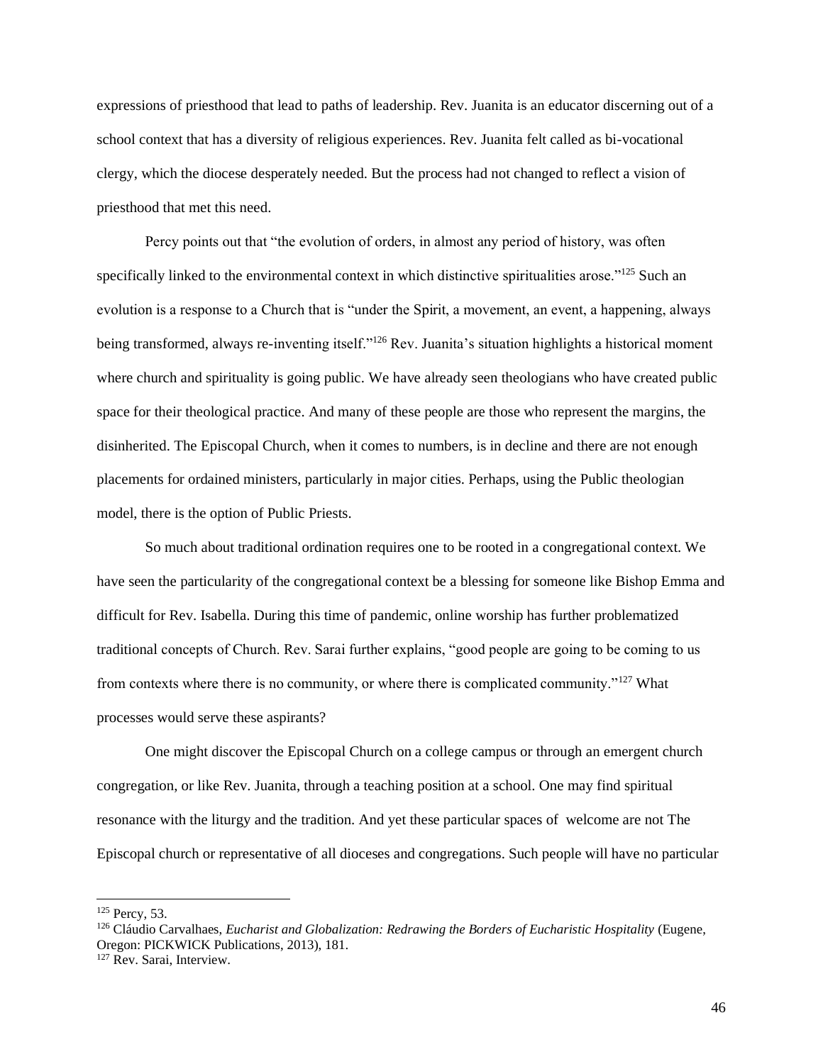expressions of priesthood that lead to paths of leadership. Rev. Juanita is an educator discerning out of a school context that has a diversity of religious experiences. Rev. Juanita felt called as bi-vocational clergy, which the diocese desperately needed. But the process had not changed to reflect a vision of priesthood that met this need.

Percy points out that "the evolution of orders, in almost any period of history, was often specifically linked to the environmental context in which distinctive spiritualities arose."[125] Such an evolution is a response to a Church that is "under the Spirit, a movement, an event, a happening, always being transformed, always re-inventing itself."[126] Rev. Juanita's situation highlights a historical moment where church and spirituality is going public. We have already seen theologians who have created public space for their theological practice. And many of these people are those who represent the margins, the disinherited. The Episcopal Church, when it comes to numbers, is in decline and there are not enough placements for ordained ministers, particularly in major cities. Perhaps, using the Public theologian model, there is the option of Public Priests.

So much about traditional ordination requires one to be rooted in a congregational context. We have seen the particularity of the congregational context be a blessing for someone like Bishop Emma and difficult for Rev. Isabella. During this time of pandemic, online worship has further problematized traditional concepts of Church. Rev. Sarai further explains, "good people are going to be coming to us from contexts where there is no community, or where there is complicated community."[127] What processes would serve these aspirants?

One might discover the Episcopal Church on a college campus or through an emergent church congregation, or like Rev. Juanita, through a teaching position at a school. One may find spiritual resonance with the liturgy and the tradition. And yet these particular spaces of welcome are not The Episcopal church or representative of all dioceses and congregations. Such people will have no particular

---

[125] Percy, 53.

[126] Cláudio Carvalhaes, *Eucharist and Globalization: Redrawing the Borders of Eucharistic Hospitality* (Eugene, Oregon: PICKWICK Publications, 2013), 181.

[127] Rev. Sarai, Interview.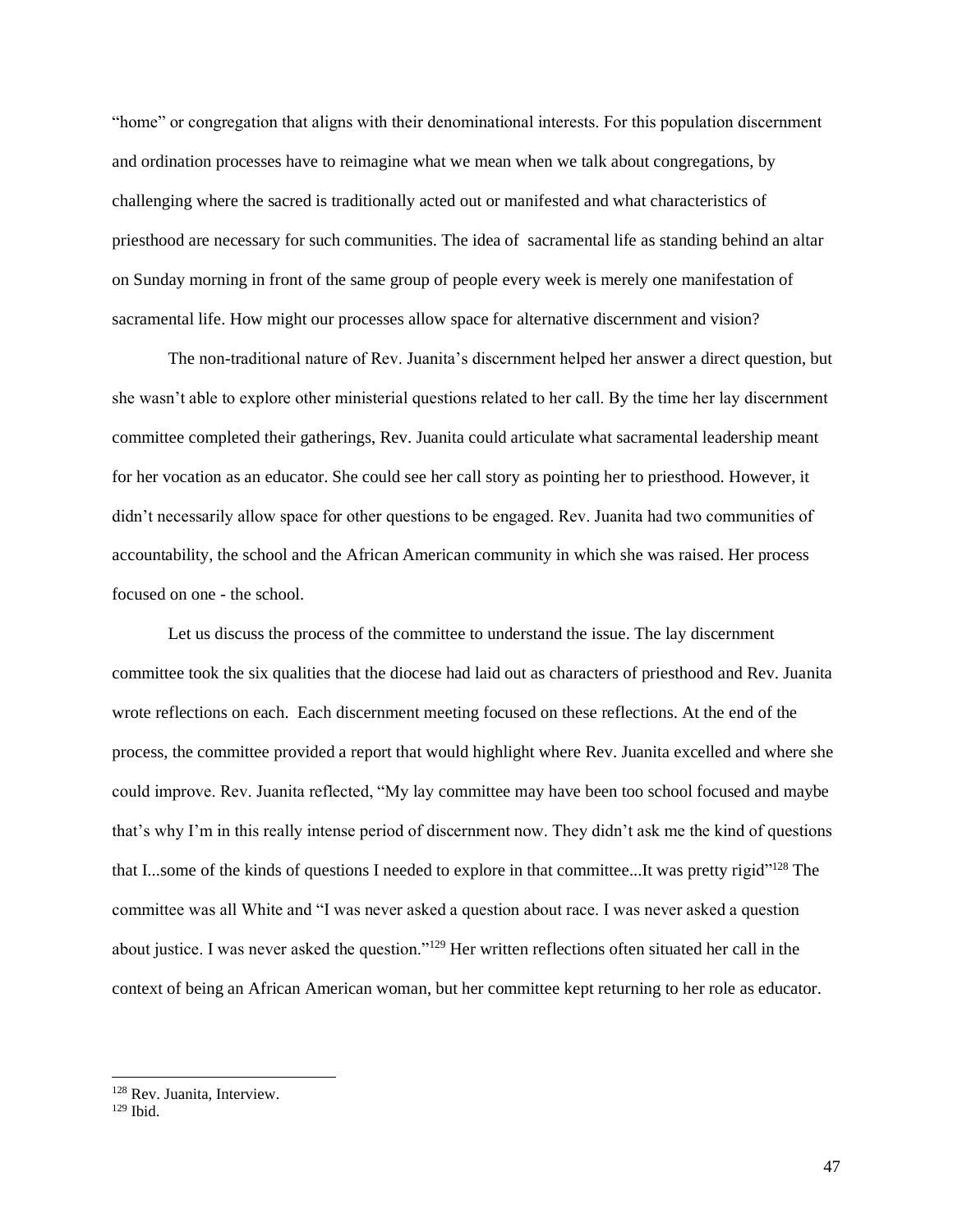"home" or congregation that aligns with their denominational interests. For this population discernment and ordination processes have to reimagine what we mean when we talk about congregations, by challenging where the sacred is traditionally acted out or manifested and what characteristics of priesthood are necessary for such communities. The idea of  sacramental life as standing behind an altar on Sunday morning in front of the same group of people every week is merely one manifestation of sacramental life. How might our processes allow space for alternative discernment and vision?

The non-traditional nature of Rev. Juanita's discernment helped her answer a direct question, but she wasn't able to explore other ministerial questions related to her call. By the time her lay discernment committee completed their gatherings, Rev. Juanita could articulate what sacramental leadership meant for her vocation as an educator. She could see her call story as pointing her to priesthood. However, it didn't necessarily allow space for other questions to be engaged. Rev. Juanita had two communities of accountability, the school and the African American community in which she was raised. Her process focused on one - the school.

Let us discuss the process of the committee to understand the issue. The lay discernment committee took the six qualities that the diocese had laid out as characters of priesthood and Rev. Juanita wrote reflections on each.  Each discernment meeting focused on these reflections. At the end of the process, the committee provided a report that would highlight where Rev. Juanita excelled and where she could improve. Rev. Juanita reflected, "My lay committee may have been too school focused and maybe that's why I'm in this really intense period of discernment now. They didn't ask me the kind of questions that I...some of the kinds of questions I needed to explore in that committee...It was pretty rigid"[128] The committee was all White and "I was never asked a question about race. I was never asked a question about justice. I was never asked the question."[129] Her written reflections often situated her call in the context of being an African American woman, but her committee kept returning to her role as educator.

---

[128] Rev. Juanita, Interview.

[129] Ibid.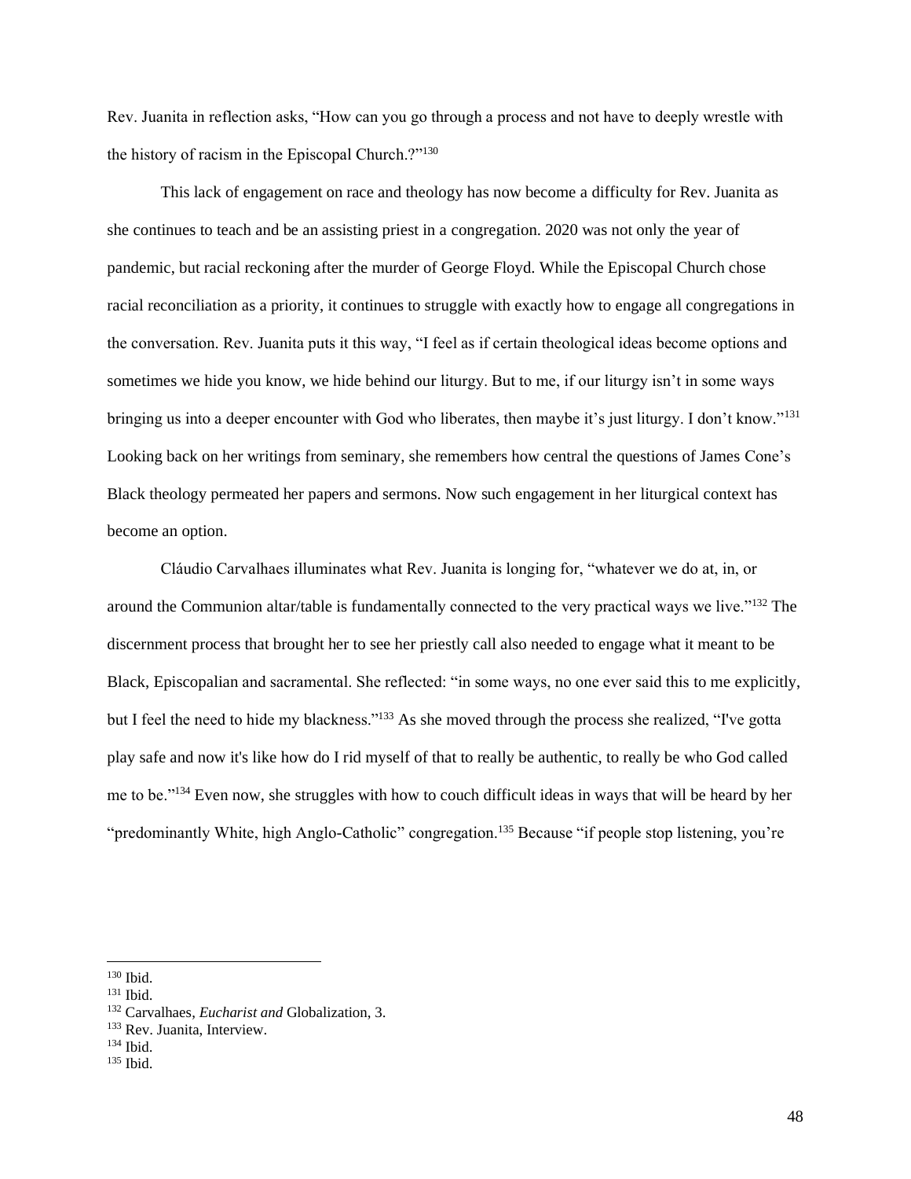Rev. Juanita in reflection asks, "How can you go through a process and not have to deeply wrestle with the history of racism in the Episcopal Church.?"[130]

This lack of engagement on race and theology has now become a difficulty for Rev. Juanita as she continues to teach and be an assisting priest in a congregation. 2020 was not only the year of pandemic, but racial reckoning after the murder of George Floyd. While the Episcopal Church chose racial reconciliation as a priority, it continues to struggle with exactly how to engage all congregations in the conversation. Rev. Juanita puts it this way, "I feel as if certain theological ideas become options and sometimes we hide you know, we hide behind our liturgy. But to me, if our liturgy isn't in some ways bringing us into a deeper encounter with God who liberates, then maybe it's just liturgy. I don't know."[131] Looking back on her writings from seminary, she remembers how central the questions of James Cone's Black theology permeated her papers and sermons. Now such engagement in her liturgical context has become an option.

Cláudio Carvalhaes illuminates what Rev. Juanita is longing for, "whatever we do at, in, or around the Communion altar/table is fundamentally connected to the very practical ways we live."[132] The discernment process that brought her to see her priestly call also needed to engage what it meant to be Black, Episcopalian and sacramental. She reflected: "in some ways, no one ever said this to me explicitly, but I feel the need to hide my blackness."[133] As she moved through the process she realized, "I've gotta play safe and now it's like how do I rid myself of that to really be authentic, to really be who God called me to be."[134] Even now, she struggles with how to couch difficult ideas in ways that will be heard by her "predominantly White, high Anglo-Catholic" congregation.[135] Because "if people stop listening, you're

---

[130] Ibid.
[131] Ibid.
[132] Carvalhaes, *Eucharist and* Globalization, 3.
[133] Rev. Juanita, Interview.
[134] Ibid.
[135] Ibid.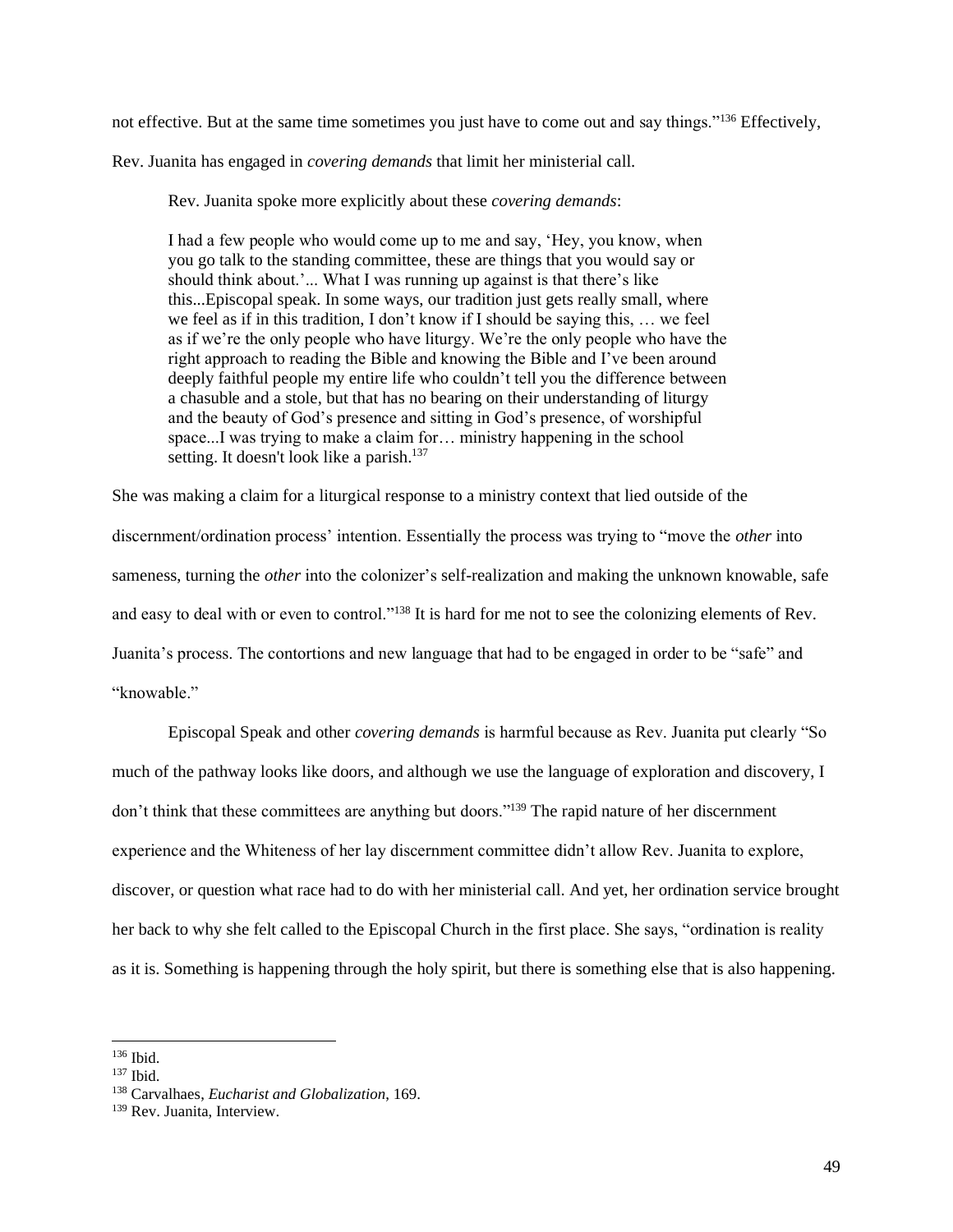not effective. But at the same time sometimes you just have to come out and say things."[136] Effectively, Rev. Juanita has engaged in *covering demands* that limit her ministerial call.

Rev. Juanita spoke more explicitly about these *covering demands*:

> I had a few people who would come up to me and say, 'Hey, you know, when you go talk to the standing committee, these are things that you would say or should think about.'... What I was running up against is that there's like this...Episcopal speak. In some ways, our tradition just gets really small, where we feel as if in this tradition, I don't know if I should be saying this, … we feel as if we're the only people who have liturgy. We're the only people who have the right approach to reading the Bible and knowing the Bible and I've been around deeply faithful people my entire life who couldn't tell you the difference between a chasuble and a stole, but that has no bearing on their understanding of liturgy and the beauty of God's presence and sitting in God's presence, of worshipful space...I was trying to make a claim for… ministry happening in the school setting. It doesn't look like a parish.[137]

She was making a claim for a liturgical response to a ministry context that lied outside of the discernment/ordination process' intention. Essentially the process was trying to "move the *other* into sameness, turning the *other* into the colonizer's self-realization and making the unknown knowable, safe and easy to deal with or even to control."[138] It is hard for me not to see the colonizing elements of Rev. Juanita's process. The contortions and new language that had to be engaged in order to be "safe" and "knowable."

Episcopal Speak and other *covering demands* is harmful because as Rev. Juanita put clearly "So much of the pathway looks like doors, and although we use the language of exploration and discovery, I don't think that these committees are anything but doors."[139] The rapid nature of her discernment experience and the Whiteness of her lay discernment committee didn't allow Rev. Juanita to explore, discover, or question what race had to do with her ministerial call. And yet, her ordination service brought her back to why she felt called to the Episcopal Church in the first place. She says, "ordination is reality as it is. Something is happening through the holy spirit, but there is something else that is also happening.

---

[136] Ibid.

[137] Ibid.

[138] Carvalhaes, *Eucharist and Globalization*, 169.

[139] Rev. Juanita, Interview.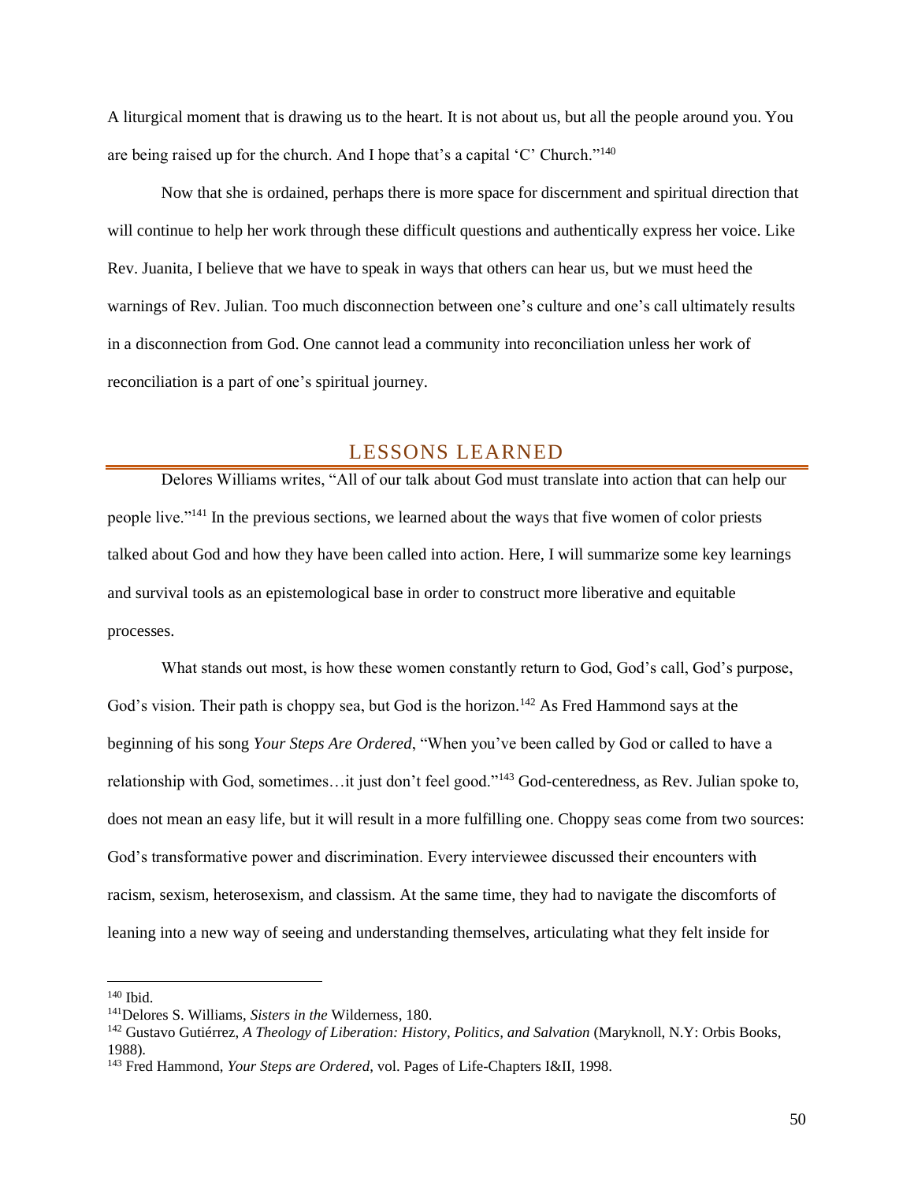A liturgical moment that is drawing us to the heart. It is not about us, but all the people around you. You are being raised up for the church. And I hope that's a capital 'C' Church."[140]

Now that she is ordained, perhaps there is more space for discernment and spiritual direction that will continue to help her work through these difficult questions and authentically express her voice. Like Rev. Juanita, I believe that we have to speak in ways that others can hear us, but we must heed the warnings of Rev. Julian. Too much disconnection between one's culture and one's call ultimately results in a disconnection from God. One cannot lead a community into reconciliation unless her work of reconciliation is a part of one's spiritual journey.

## LESSONS LEARNED

Delores Williams writes, "All of our talk about God must translate into action that can help our people live."[141] In the previous sections, we learned about the ways that five women of color priests talked about God and how they have been called into action. Here, I will summarize some key learnings and survival tools as an epistemological base in order to construct more liberative and equitable processes.

What stands out most, is how these women constantly return to God, God's call, God's purpose, God's vision. Their path is choppy sea, but God is the horizon.[142] As Fred Hammond says at the beginning of his song *Your Steps Are Ordered*, "When you've been called by God or called to have a relationship with God, sometimes…it just don't feel good."[143] God-centeredness, as Rev. Julian spoke to, does not mean an easy life, but it will result in a more fulfilling one. Choppy seas come from two sources: God's transformative power and discrimination. Every interviewee discussed their encounters with racism, sexism, heterosexism, and classism. At the same time, they had to navigate the discomforts of leaning into a new way of seeing and understanding themselves, articulating what they felt inside for

---

[140] Ibid.

[141] Delores S. Williams, *Sisters in the* Wilderness, 180.

[142] Gustavo Gutiérrez, *A Theology of Liberation: History, Politics, and Salvation* (Maryknoll, N.Y: Orbis Books, 1988).

[143] Fred Hammond, *Your Steps are Ordered*, vol. Pages of Life-Chapters I&II, 1998.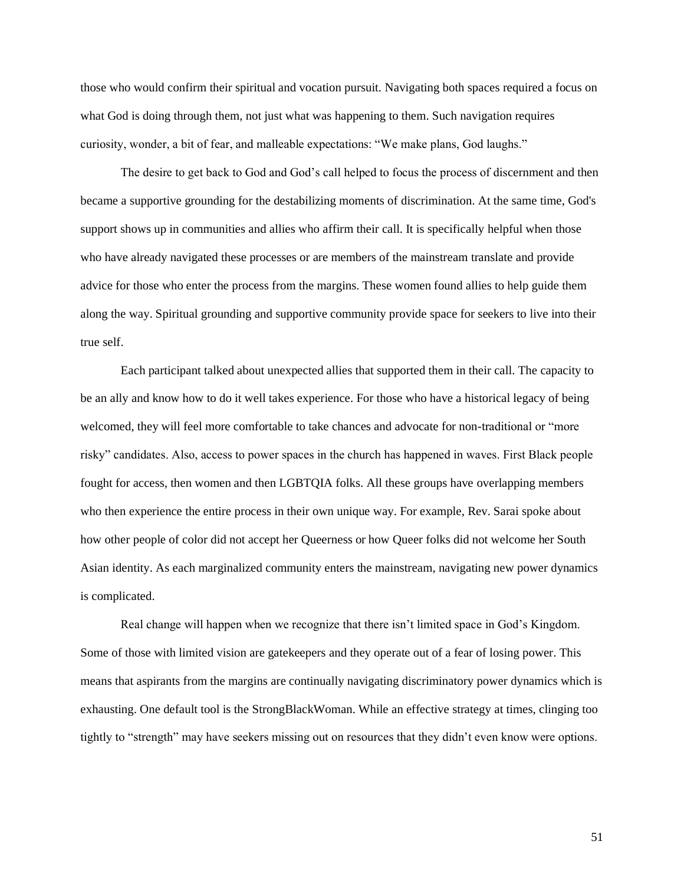those who would confirm their spiritual and vocation pursuit. Navigating both spaces required a focus on what God is doing through them, not just what was happening to them. Such navigation requires curiosity, wonder, a bit of fear, and malleable expectations: "We make plans, God laughs."

The desire to get back to God and God's call helped to focus the process of discernment and then became a supportive grounding for the destabilizing moments of discrimination. At the same time, God's support shows up in communities and allies who affirm their call. It is specifically helpful when those who have already navigated these processes or are members of the mainstream translate and provide advice for those who enter the process from the margins. These women found allies to help guide them along the way. Spiritual grounding and supportive community provide space for seekers to live into their true self.

Each participant talked about unexpected allies that supported them in their call. The capacity to be an ally and know how to do it well takes experience. For those who have a historical legacy of being welcomed, they will feel more comfortable to take chances and advocate for non-traditional or "more risky" candidates. Also, access to power spaces in the church has happened in waves. First Black people fought for access, then women and then LGBTQIA folks. All these groups have overlapping members who then experience the entire process in their own unique way. For example, Rev. Sarai spoke about how other people of color did not accept her Queerness or how Queer folks did not welcome her South Asian identity. As each marginalized community enters the mainstream, navigating new power dynamics is complicated.

Real change will happen when we recognize that there isn't limited space in God's Kingdom. Some of those with limited vision are gatekeepers and they operate out of a fear of losing power. This means that aspirants from the margins are continually navigating discriminatory power dynamics which is exhausting. One default tool is the StrongBlackWoman. While an effective strategy at times, clinging too tightly to "strength" may have seekers missing out on resources that they didn't even know were options.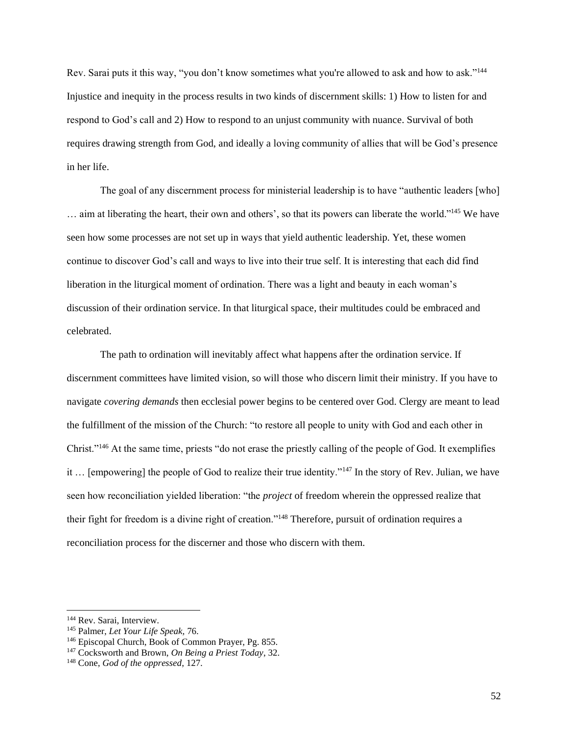Rev. Sarai puts it this way, "you don't know sometimes what you're allowed to ask and how to ask."[144] Injustice and inequity in the process results in two kinds of discernment skills: 1) How to listen for and respond to God's call and 2) How to respond to an unjust community with nuance. Survival of both requires drawing strength from God, and ideally a loving community of allies that will be God's presence in her life.

The goal of any discernment process for ministerial leadership is to have "authentic leaders [who] … aim at liberating the heart, their own and others', so that its powers can liberate the world."[145] We have seen how some processes are not set up in ways that yield authentic leadership. Yet, these women continue to discover God's call and ways to live into their true self. It is interesting that each did find liberation in the liturgical moment of ordination. There was a light and beauty in each woman's discussion of their ordination service. In that liturgical space, their multitudes could be embraced and celebrated.

The path to ordination will inevitably affect what happens after the ordination service. If discernment committees have limited vision, so will those who discern limit their ministry. If you have to navigate *covering demands* then ecclesial power begins to be centered over God. Clergy are meant to lead the fulfillment of the mission of the Church: "to restore all people to unity with God and each other in Christ."[146] At the same time, priests "do not erase the priestly calling of the people of God. It exemplifies it … [empowering] the people of God to realize their true identity."[147] In the story of Rev. Julian, we have seen how reconciliation yielded liberation: "the *project* of freedom wherein the oppressed realize that their fight for freedom is a divine right of creation."[148] Therefore, pursuit of ordination requires a reconciliation process for the discerner and those who discern with them.

---

[144] Rev. Sarai, Interview.

[145] Palmer, *Let Your Life Speak*, 76.

[146] Episcopal Church, Book of Common Prayer, Pg. 855.

[147] Cocksworth and Brown, *On Being a Priest Today*, 32.

[148] Cone, *God of the oppressed*, 127.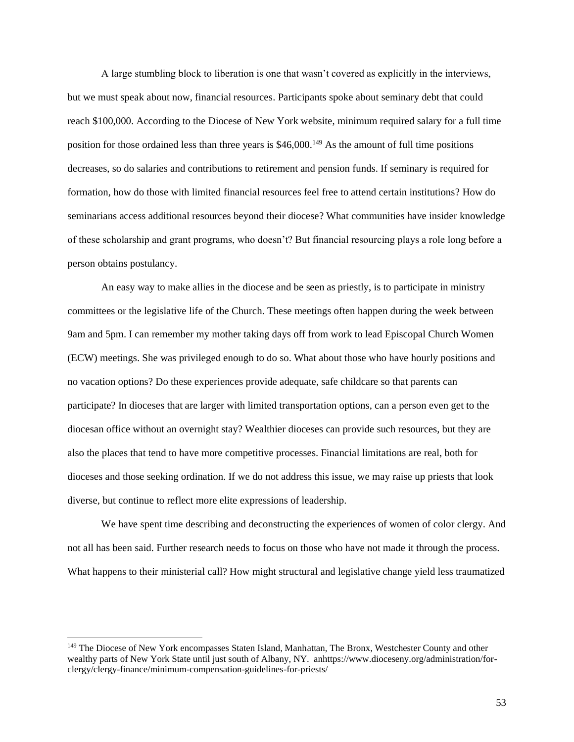A large stumbling block to liberation is one that wasn't covered as explicitly in the interviews, but we must speak about now, financial resources. Participants spoke about seminary debt that could reach $100,000. According to the Diocese of New York website, minimum required salary for a full time position for those ordained less than three years is $46,000.[149] As the amount of full time positions decreases, so do salaries and contributions to retirement and pension funds. If seminary is required for formation, how do those with limited financial resources feel free to attend certain institutions? How do seminarians access additional resources beyond their diocese? What communities have insider knowledge of these scholarship and grant programs, who doesn't? But financial resourcing plays a role long before a person obtains postulancy.

An easy way to make allies in the diocese and be seen as priestly, is to participate in ministry committees or the legislative life of the Church. These meetings often happen during the week between 9am and 5pm. I can remember my mother taking days off from work to lead Episcopal Church Women (ECW) meetings. She was privileged enough to do so. What about those who have hourly positions and no vacation options? Do these experiences provide adequate, safe childcare so that parents can participate? In dioceses that are larger with limited transportation options, can a person even get to the diocesan office without an overnight stay? Wealthier dioceses can provide such resources, but they are also the places that tend to have more competitive processes. Financial limitations are real, both for dioceses and those seeking ordination. If we do not address this issue, we may raise up priests that look diverse, but continue to reflect more elite expressions of leadership.

We have spent time describing and deconstructing the experiences of women of color clergy. And not all has been said. Further research needs to focus on those who have not made it through the process. What happens to their ministerial call? How might structural and legislative change yield less traumatized

---

[149] The Diocese of New York encompasses Staten Island, Manhattan, The Bronx, Westchester County and other wealthy parts of New York State until just south of Albany, NY. anhttps://www.dioceseny.org/administration/for-clergy/clergy-finance/minimum-compensation-guidelines-for-priests/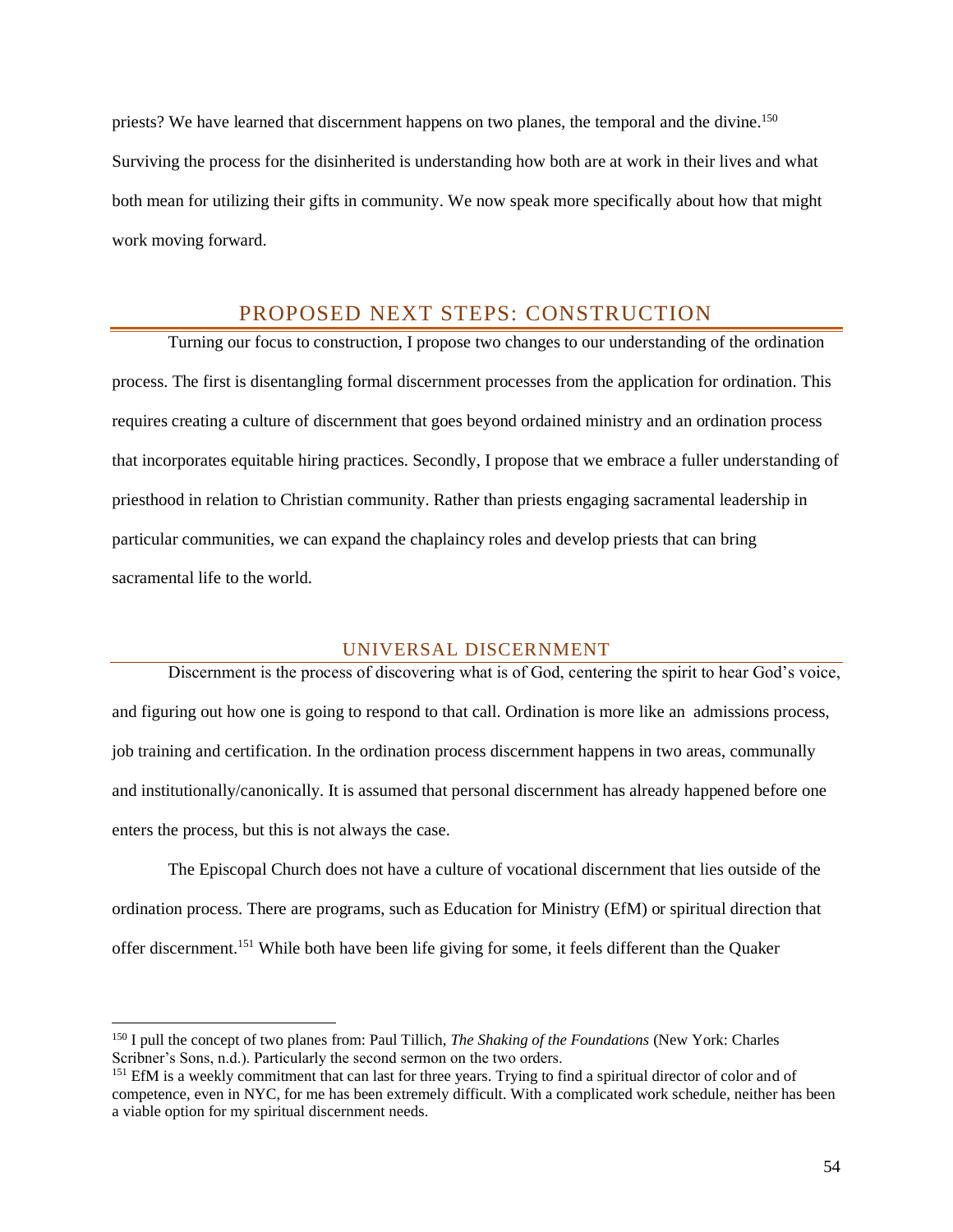priests? We have learned that discernment happens on two planes, the temporal and the divine.[150] Surviving the process for the disinherited is understanding how both are at work in their lives and what both mean for utilizing their gifts in community. We now speak more specifically about how that might work moving forward.

## PROPOSED NEXT STEPS: CONSTRUCTION

Turning our focus to construction, I propose two changes to our understanding of the ordination process. The first is disentangling formal discernment processes from the application for ordination. This requires creating a culture of discernment that goes beyond ordained ministry and an ordination process that incorporates equitable hiring practices. Secondly, I propose that we embrace a fuller understanding of priesthood in relation to Christian community. Rather than priests engaging sacramental leadership in particular communities, we can expand the chaplaincy roles and develop priests that can bring sacramental life to the world.

### UNIVERSAL DISCERNMENT

Discernment is the process of discovering what is of God, centering the spirit to hear God's voice, and figuring out how one is going to respond to that call. Ordination is more like an admissions process, job training and certification. In the ordination process discernment happens in two areas, communally and institutionally/canonically. It is assumed that personal discernment has already happened before one enters the process, but this is not always the case.

The Episcopal Church does not have a culture of vocational discernment that lies outside of the ordination process. There are programs, such as Education for Ministry (EfM) or spiritual direction that offer discernment.[151] While both have been life giving for some, it feels different than the Quaker

---

[150] I pull the concept of two planes from: Paul Tillich, *The Shaking of the Foundations* (New York: Charles Scribner's Sons, n.d.). Particularly the second sermon on the two orders.

[151] EfM is a weekly commitment that can last for three years. Trying to find a spiritual director of color and of competence, even in NYC, for me has been extremely difficult. With a complicated work schedule, neither has been a viable option for my spiritual discernment needs.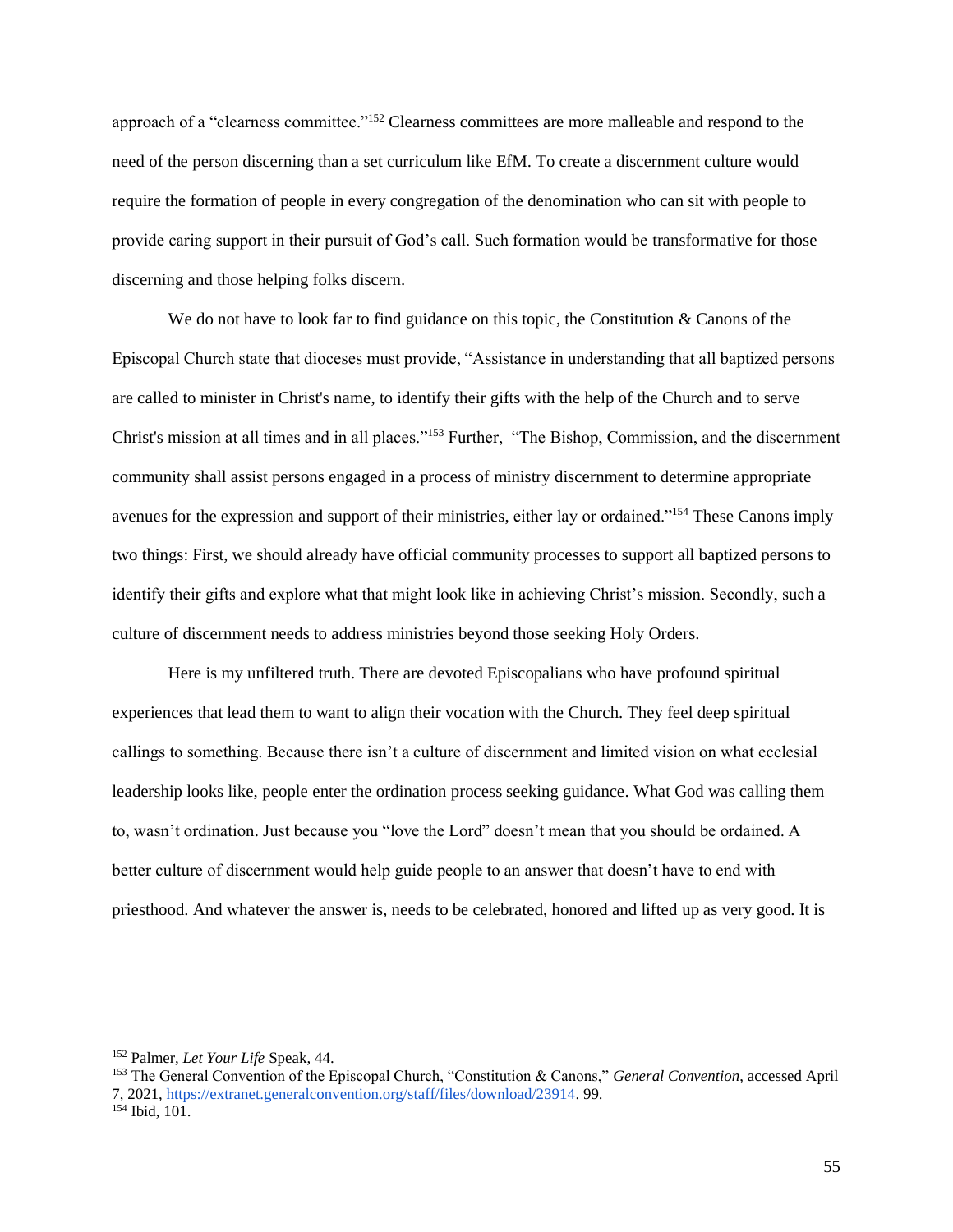approach of a "clearness committee."[152] Clearness committees are more malleable and respond to the need of the person discerning than a set curriculum like EfM. To create a discernment culture would require the formation of people in every congregation of the denomination who can sit with people to provide caring support in their pursuit of God's call. Such formation would be transformative for those discerning and those helping folks discern.

We do not have to look far to find guidance on this topic, the Constitution & Canons of the Episcopal Church state that dioceses must provide, "Assistance in understanding that all baptized persons are called to minister in Christ's name, to identify their gifts with the help of the Church and to serve Christ's mission at all times and in all places."[153] Further, "The Bishop, Commission, and the discernment community shall assist persons engaged in a process of ministry discernment to determine appropriate avenues for the expression and support of their ministries, either lay or ordained."[154] These Canons imply two things: First, we should already have official community processes to support all baptized persons to identify their gifts and explore what that might look like in achieving Christ's mission. Secondly, such a culture of discernment needs to address ministries beyond those seeking Holy Orders.

Here is my unfiltered truth. There are devoted Episcopalians who have profound spiritual experiences that lead them to want to align their vocation with the Church. They feel deep spiritual callings to something. Because there isn't a culture of discernment and limited vision on what ecclesial leadership looks like, people enter the ordination process seeking guidance. What God was calling them to, wasn't ordination. Just because you "love the Lord" doesn't mean that you should be ordained. A better culture of discernment would help guide people to an answer that doesn't have to end with priesthood. And whatever the answer is, needs to be celebrated, honored and lifted up as very good. It is

---

[152] Palmer, *Let Your Life* Speak, 44.

[153] The General Convention of the Episcopal Church, "Constitution & Canons," *General Convention,* accessed April 7, 2021, https://extranet.generalconvention.org/staff/files/download/23914. 99.

[154] Ibid, 101.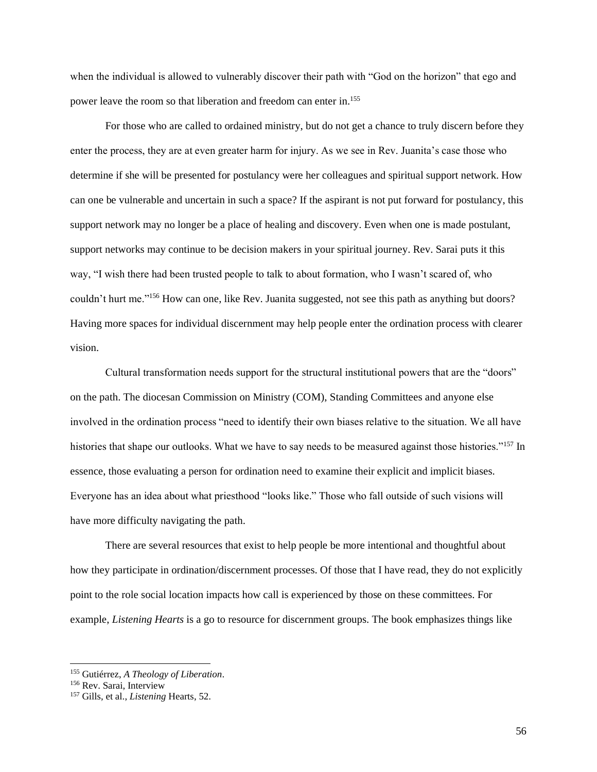when the individual is allowed to vulnerably discover their path with "God on the horizon" that ego and power leave the room so that liberation and freedom can enter in.[155]

For those who are called to ordained ministry, but do not get a chance to truly discern before they enter the process, they are at even greater harm for injury. As we see in Rev. Juanita's case those who determine if she will be presented for postulancy were her colleagues and spiritual support network. How can one be vulnerable and uncertain in such a space? If the aspirant is not put forward for postulancy, this support network may no longer be a place of healing and discovery. Even when one is made postulant, support networks may continue to be decision makers in your spiritual journey. Rev. Sarai puts it this way, "I wish there had been trusted people to talk to about formation, who I wasn't scared of, who couldn't hurt me."[156] How can one, like Rev. Juanita suggested, not see this path as anything but doors? Having more spaces for individual discernment may help people enter the ordination process with clearer vision.

Cultural transformation needs support for the structural institutional powers that are the "doors" on the path. The diocesan Commission on Ministry (COM), Standing Committees and anyone else involved in the ordination process "need to identify their own biases relative to the situation. We all have histories that shape our outlooks. What we have to say needs to be measured against those histories."[157] In essence, those evaluating a person for ordination need to examine their explicit and implicit biases. Everyone has an idea about what priesthood "looks like." Those who fall outside of such visions will have more difficulty navigating the path.

There are several resources that exist to help people be more intentional and thoughtful about how they participate in ordination/discernment processes. Of those that I have read, they do not explicitly point to the role social location impacts how call is experienced by those on these committees. For example, *Listening Hearts* is a go to resource for discernment groups. The book emphasizes things like

---

[155] Gutiérrez, *A Theology of Liberation*.

[156] Rev. Sarai, Interview

[157] Gills, et al., *Listening* Hearts, 52.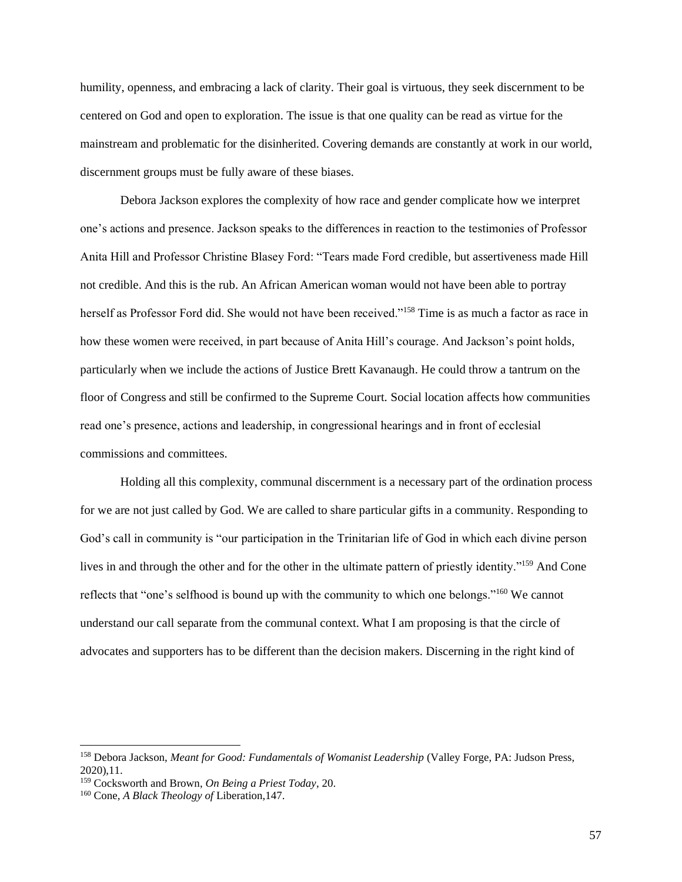humility, openness, and embracing a lack of clarity. Their goal is virtuous, they seek discernment to be centered on God and open to exploration. The issue is that one quality can be read as virtue for the mainstream and problematic for the disinherited. Covering demands are constantly at work in our world, discernment groups must be fully aware of these biases.

Debora Jackson explores the complexity of how race and gender complicate how we interpret one's actions and presence. Jackson speaks to the differences in reaction to the testimonies of Professor Anita Hill and Professor Christine Blasey Ford: "Tears made Ford credible, but assertiveness made Hill not credible. And this is the rub. An African American woman would not have been able to portray herself as Professor Ford did. She would not have been received."[158] Time is as much a factor as race in how these women were received, in part because of Anita Hill's courage. And Jackson's point holds, particularly when we include the actions of Justice Brett Kavanaugh. He could throw a tantrum on the floor of Congress and still be confirmed to the Supreme Court. Social location affects how communities read one's presence, actions and leadership, in congressional hearings and in front of ecclesial commissions and committees.

Holding all this complexity, communal discernment is a necessary part of the ordination process for we are not just called by God. We are called to share particular gifts in a community. Responding to God's call in community is "our participation in the Trinitarian life of God in which each divine person lives in and through the other and for the other in the ultimate pattern of priestly identity."[159] And Cone reflects that "one's selfhood is bound up with the community to which one belongs."[160] We cannot understand our call separate from the communal context. What I am proposing is that the circle of advocates and supporters has to be different than the decision makers. Discerning in the right kind of

---

[158] Debora Jackson, *Meant for Good: Fundamentals of Womanist Leadership* (Valley Forge, PA: Judson Press, 2020),11.

[159] Cocksworth and Brown, *On Being a Priest Today*, 20.

[160] Cone, *A Black Theology of* Liberation,147.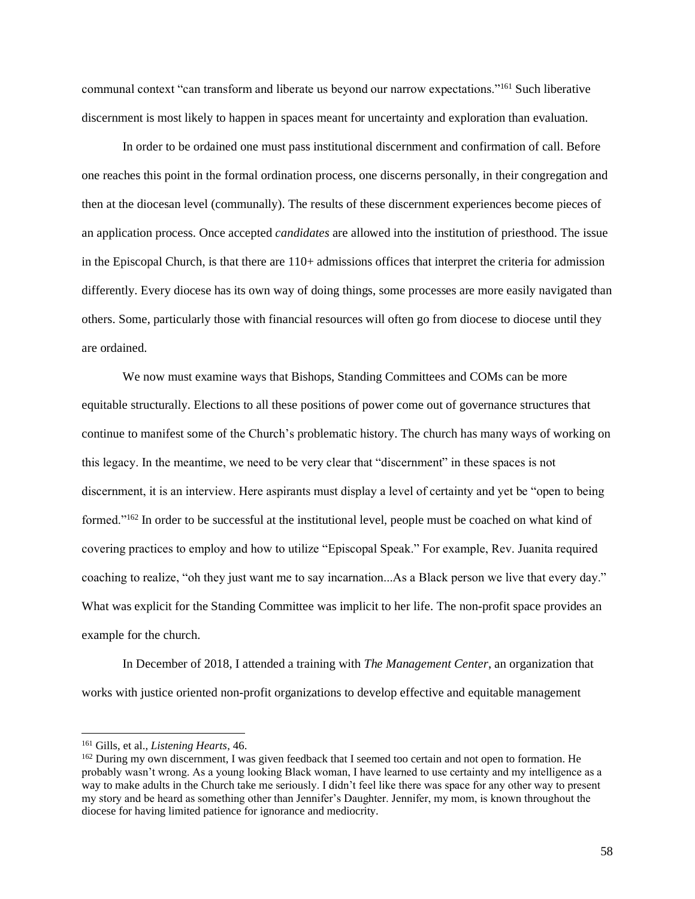communal context "can transform and liberate us beyond our narrow expectations."[161] Such liberative discernment is most likely to happen in spaces meant for uncertainty and exploration than evaluation.

In order to be ordained one must pass institutional discernment and confirmation of call. Before one reaches this point in the formal ordination process, one discerns personally, in their congregation and then at the diocesan level (communally). The results of these discernment experiences become pieces of an application process. Once accepted *candidates* are allowed into the institution of priesthood. The issue in the Episcopal Church, is that there are 110+ admissions offices that interpret the criteria for admission differently. Every diocese has its own way of doing things, some processes are more easily navigated than others. Some, particularly those with financial resources will often go from diocese to diocese until they are ordained.

We now must examine ways that Bishops, Standing Committees and COMs can be more equitable structurally. Elections to all these positions of power come out of governance structures that continue to manifest some of the Church's problematic history. The church has many ways of working on this legacy. In the meantime, we need to be very clear that "discernment" in these spaces is not discernment, it is an interview. Here aspirants must display a level of certainty and yet be "open to being formed."[162] In order to be successful at the institutional level, people must be coached on what kind of covering practices to employ and how to utilize "Episcopal Speak." For example, Rev. Juanita required coaching to realize, "oh they just want me to say incarnation...As a Black person we live that every day." What was explicit for the Standing Committee was implicit to her life. The non-profit space provides an example for the church.

In December of 2018, I attended a training with *The Management Center*, an organization that works with justice oriented non-profit organizations to develop effective and equitable management

[161] Gills, et al., *Listening Hearts*, 46.

[162] During my own discernment, I was given feedback that I seemed too certain and not open to formation. He probably wasn't wrong. As a young looking Black woman, I have learned to use certainty and my intelligence as a way to make adults in the Church take me seriously. I didn't feel like there was space for any other way to present my story and be heard as something other than Jennifer's Daughter. Jennifer, my mom, is known throughout the diocese for having limited patience for ignorance and mediocrity.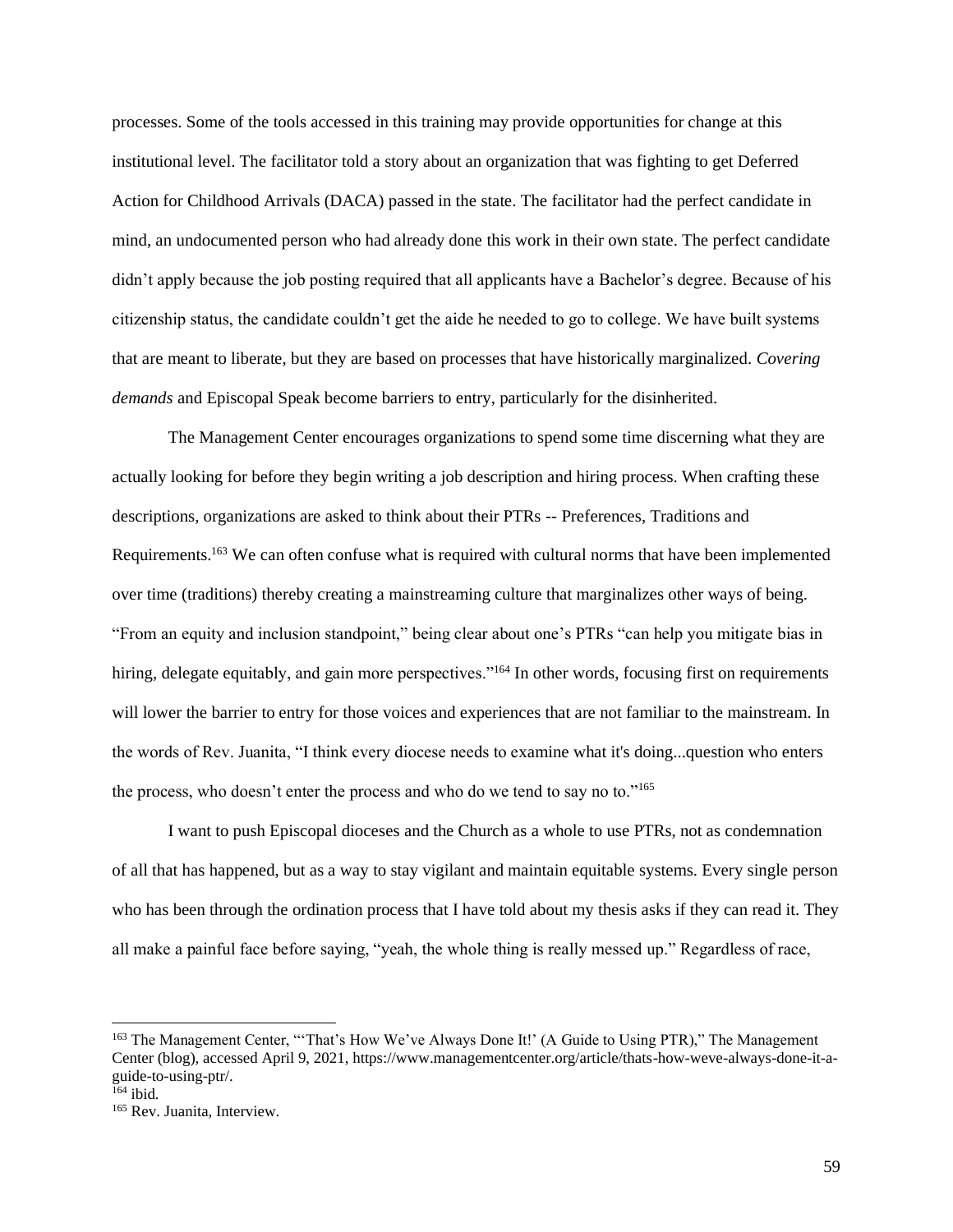processes. Some of the tools accessed in this training may provide opportunities for change at this institutional level. The facilitator told a story about an organization that was fighting to get Deferred Action for Childhood Arrivals (DACA) passed in the state. The facilitator had the perfect candidate in mind, an undocumented person who had already done this work in their own state. The perfect candidate didn't apply because the job posting required that all applicants have a Bachelor's degree. Because of his citizenship status, the candidate couldn't get the aide he needed to go to college. We have built systems that are meant to liberate, but they are based on processes that have historically marginalized. *Covering demands* and Episcopal Speak become barriers to entry, particularly for the disinherited.

The Management Center encourages organizations to spend some time discerning what they are actually looking for before they begin writing a job description and hiring process. When crafting these descriptions, organizations are asked to think about their PTRs -- Preferences, Traditions and Requirements.[163] We can often confuse what is required with cultural norms that have been implemented over time (traditions) thereby creating a mainstreaming culture that marginalizes other ways of being. "From an equity and inclusion standpoint," being clear about one's PTRs "can help you mitigate bias in hiring, delegate equitably, and gain more perspectives."[164] In other words, focusing first on requirements will lower the barrier to entry for those voices and experiences that are not familiar to the mainstream. In the words of Rev. Juanita, "I think every diocese needs to examine what it's doing...question who enters the process, who doesn't enter the process and who do we tend to say no to."[165]

I want to push Episcopal dioceses and the Church as a whole to use PTRs, not as condemnation of all that has happened, but as a way to stay vigilant and maintain equitable systems. Every single person who has been through the ordination process that I have told about my thesis asks if they can read it. They all make a painful face before saying, "yeah, the whole thing is really messed up." Regardless of race,

---

[163] The Management Center, "'That's How We've Always Done It!' (A Guide to Using PTR)," The Management Center (blog), accessed April 9, 2021, https://www.managementcenter.org/article/thats-how-weve-always-done-it-a-guide-to-using-ptr/.

[164] ibid.

[165] Rev. Juanita, Interview.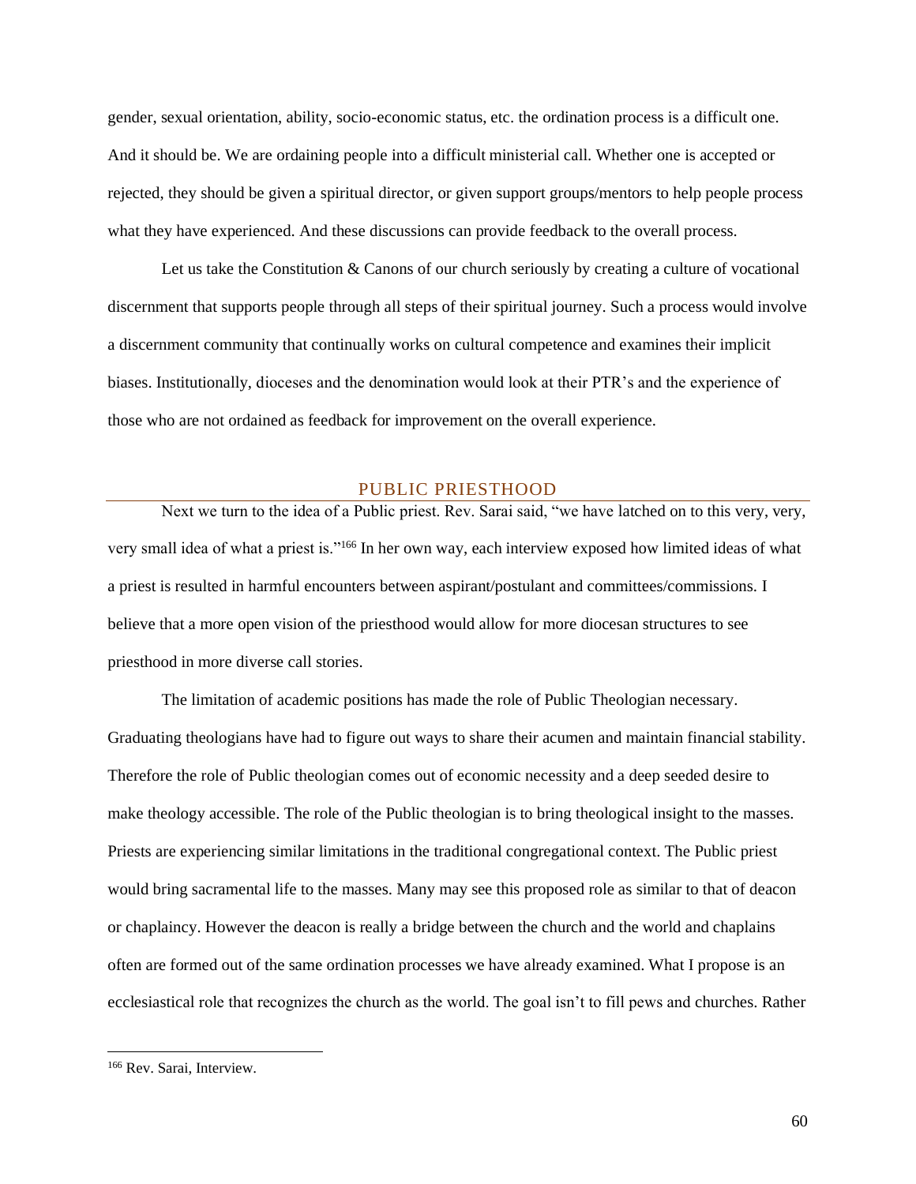gender, sexual orientation, ability, socio-economic status, etc. the ordination process is a difficult one. And it should be. We are ordaining people into a difficult ministerial call. Whether one is accepted or rejected, they should be given a spiritual director, or given support groups/mentors to help people process what they have experienced. And these discussions can provide feedback to the overall process.

Let us take the Constitution & Canons of our church seriously by creating a culture of vocational discernment that supports people through all steps of their spiritual journey. Such a process would involve a discernment community that continually works on cultural competence and examines their implicit biases. Institutionally, dioceses and the denomination would look at their PTR's and the experience of those who are not ordained as feedback for improvement on the overall experience.

## PUBLIC PRIESTHOOD

Next we turn to the idea of a Public priest. Rev. Sarai said, "we have latched on to this very, very, very small idea of what a priest is."[166] In her own way, each interview exposed how limited ideas of what a priest is resulted in harmful encounters between aspirant/postulant and committees/commissions. I believe that a more open vision of the priesthood would allow for more diocesan structures to see priesthood in more diverse call stories.

The limitation of academic positions has made the role of Public Theologian necessary. Graduating theologians have had to figure out ways to share their acumen and maintain financial stability. Therefore the role of Public theologian comes out of economic necessity and a deep seeded desire to make theology accessible. The role of the Public theologian is to bring theological insight to the masses. Priests are experiencing similar limitations in the traditional congregational context. The Public priest would bring sacramental life to the masses. Many may see this proposed role as similar to that of deacon or chaplaincy. However the deacon is really a bridge between the church and the world and chaplains often are formed out of the same ordination processes we have already examined. What I propose is an ecclesiastical role that recognizes the church as the world. The goal isn't to fill pews and churches. Rather

---

[166] Rev. Sarai, Interview.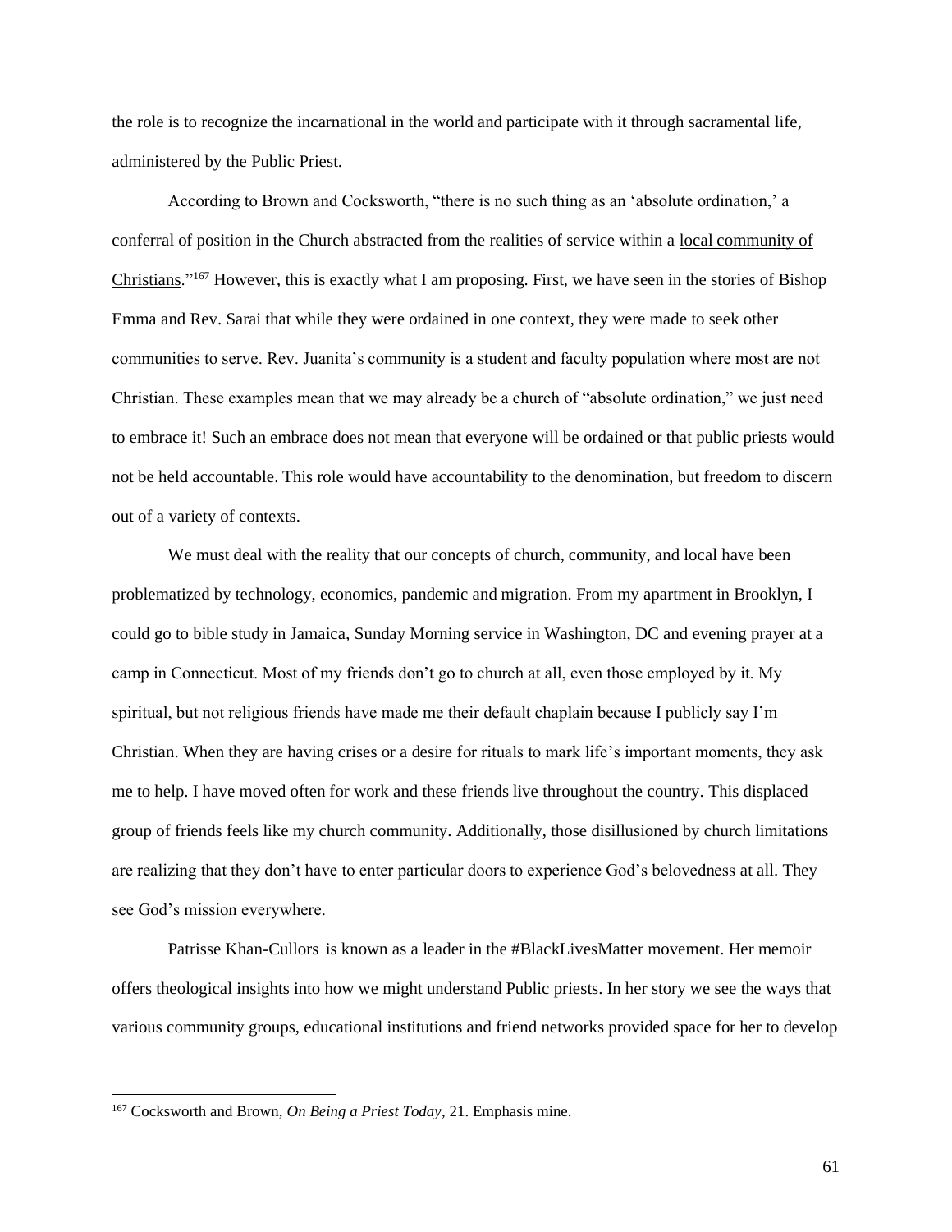the role is to recognize the incarnational in the world and participate with it through sacramental life, administered by the Public Priest.

According to Brown and Cocksworth, "there is no such thing as an 'absolute ordination,' a conferral of position in the Church abstracted from the realities of service within a <u>local community of Christians</u>."[167] However, this is exactly what I am proposing. First, we have seen in the stories of Bishop Emma and Rev. Sarai that while they were ordained in one context, they were made to seek other communities to serve. Rev. Juanita's community is a student and faculty population where most are not Christian. These examples mean that we may already be a church of "absolute ordination," we just need to embrace it! Such an embrace does not mean that everyone will be ordained or that public priests would not be held accountable. This role would have accountability to the denomination, but freedom to discern out of a variety of contexts.

We must deal with the reality that our concepts of church, community, and local have been problematized by technology, economics, pandemic and migration. From my apartment in Brooklyn, I could go to bible study in Jamaica, Sunday Morning service in Washington, DC and evening prayer at a camp in Connecticut. Most of my friends don't go to church at all, even those employed by it. My spiritual, but not religious friends have made me their default chaplain because I publicly say I'm Christian. When they are having crises or a desire for rituals to mark life's important moments, they ask me to help. I have moved often for work and these friends live throughout the country. This displaced group of friends feels like my church community. Additionally, those disillusioned by church limitations are realizing that they don't have to enter particular doors to experience God's belovedness at all. They see God's mission everywhere.

Patrisse Khan-Cullors is known as a leader in the #BlackLivesMatter movement. Her memoir offers theological insights into how we might understand Public priests. In her story we see the ways that various community groups, educational institutions and friend networks provided space for her to develop

---

[167] Cocksworth and Brown, *On Being a Priest Today*, 21. Emphasis mine.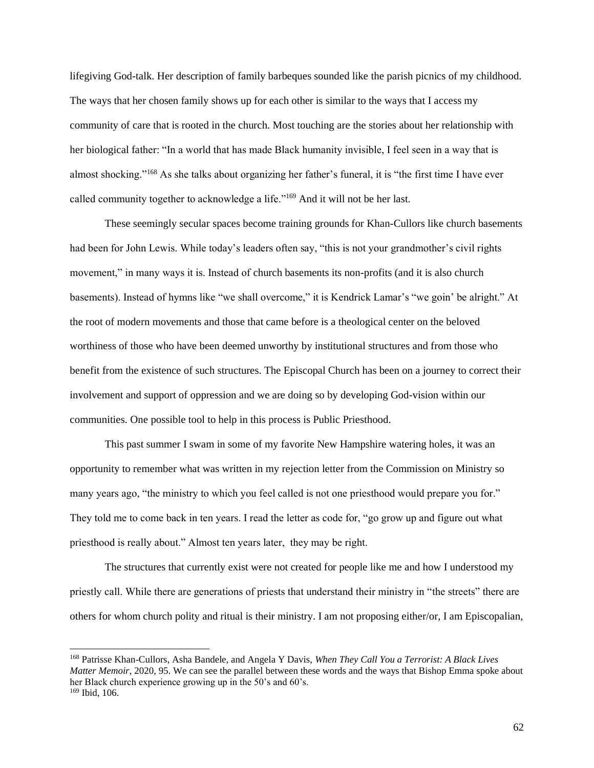lifegiving God-talk. Her description of family barbeques sounded like the parish picnics of my childhood. The ways that her chosen family shows up for each other is similar to the ways that I access my community of care that is rooted in the church. Most touching are the stories about her relationship with her biological father: "In a world that has made Black humanity invisible, I feel seen in a way that is almost shocking."[168] As she talks about organizing her father's funeral, it is "the first time I have ever called community together to acknowledge a life."[169] And it will not be her last.

These seemingly secular spaces become training grounds for Khan-Cullors like church basements had been for John Lewis. While today's leaders often say, "this is not your grandmother's civil rights movement," in many ways it is. Instead of church basements its non-profits (and it is also church basements). Instead of hymns like "we shall overcome," it is Kendrick Lamar's "we goin' be alright." At the root of modern movements and those that came before is a theological center on the beloved worthiness of those who have been deemed unworthy by institutional structures and from those who benefit from the existence of such structures. The Episcopal Church has been on a journey to correct their involvement and support of oppression and we are doing so by developing God-vision within our communities. One possible tool to help in this process is Public Priesthood.

This past summer I swam in some of my favorite New Hampshire watering holes, it was an opportunity to remember what was written in my rejection letter from the Commission on Ministry so many years ago, "the ministry to which you feel called is not one priesthood would prepare you for." They told me to come back in ten years. I read the letter as code for, "go grow up and figure out what priesthood is really about." Almost ten years later,  they may be right.

The structures that currently exist were not created for people like me and how I understood my priestly call. While there are generations of priests that understand their ministry in "the streets" there are others for whom church polity and ritual is their ministry. I am not proposing either/or, I am Episcopalian,

---

[168] Patrisse Khan-Cullors, Asha Bandele, and Angela Y Davis, *When They Call You a Terrorist: A Black Lives Matter Memoir*, 2020, 95. We can see the parallel between these words and the ways that Bishop Emma spoke about her Black church experience growing up in the 50's and 60's.

[169] Ibid, 106.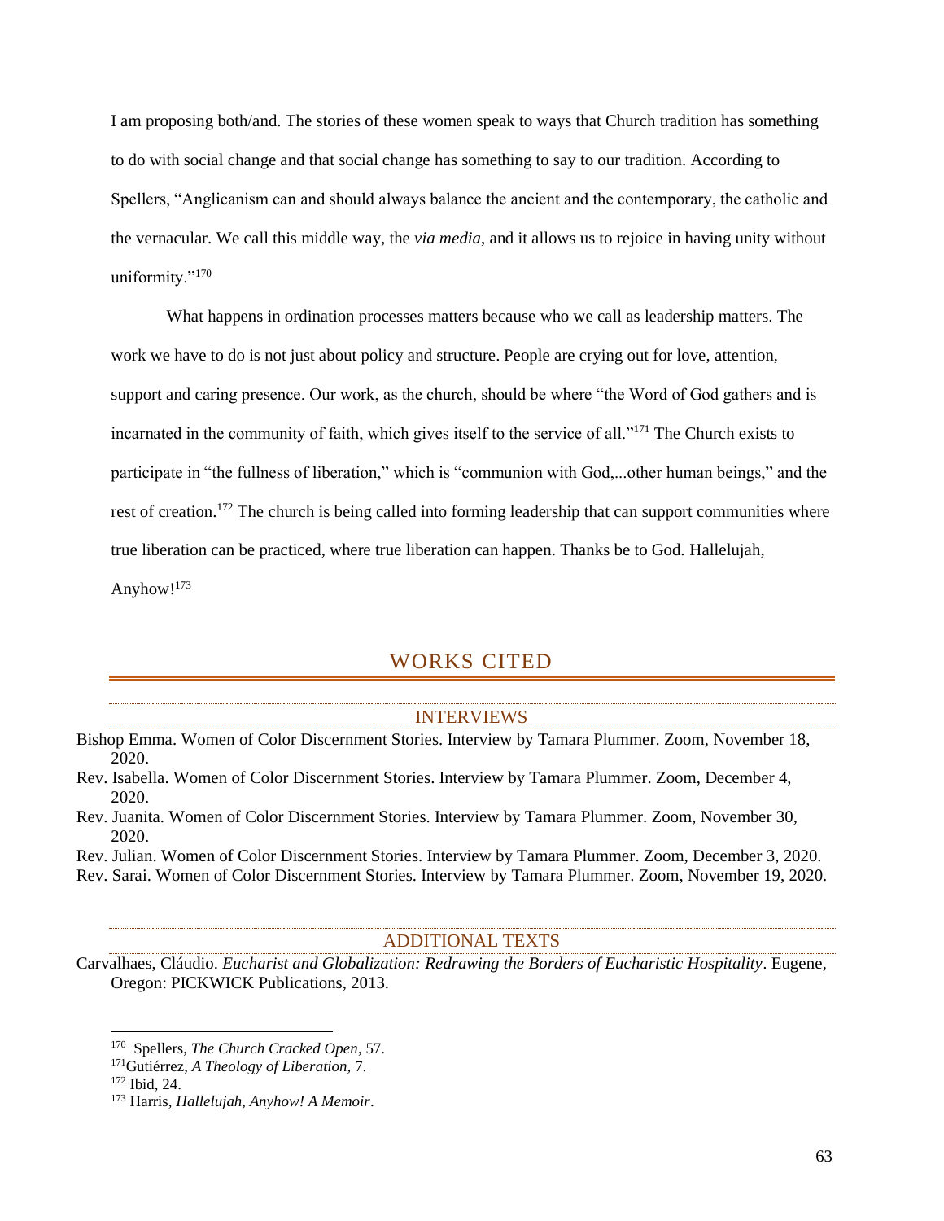I am proposing both/and. The stories of these women speak to ways that Church tradition has something to do with social change and that social change has something to say to our tradition. According to Spellers, "Anglicanism can and should always balance the ancient and the contemporary, the catholic and the vernacular. We call this middle way, the *via media*, and it allows us to rejoice in having unity without uniformity."[170]

What happens in ordination processes matters because who we call as leadership matters. The work we have to do is not just about policy and structure. People are crying out for love, attention, support and caring presence. Our work, as the church, should be where "the Word of God gathers and is incarnated in the community of faith, which gives itself to the service of all."[171] The Church exists to participate in "the fullness of liberation," which is "communion with God,...other human beings," and the rest of creation.[172] The church is being called into forming leadership that can support communities where true liberation can be practiced, where true liberation can happen. Thanks be to God. Hallelujah, Anyhow![173]

## WORKS CITED

### INTERVIEWS

Bishop Emma. Women of Color Discernment Stories. Interview by Tamara Plummer. Zoom, November 18, 2020.

Rev. Isabella. Women of Color Discernment Stories. Interview by Tamara Plummer. Zoom, December 4, 2020.

Rev. Juanita. Women of Color Discernment Stories. Interview by Tamara Plummer. Zoom, November 30, 2020.

Rev. Julian. Women of Color Discernment Stories. Interview by Tamara Plummer. Zoom, December 3, 2020.

Rev. Sarai. Women of Color Discernment Stories. Interview by Tamara Plummer. Zoom, November 19, 2020.

### ADDITIONAL TEXTS

Carvalhaes, Cláudio. *Eucharist and Globalization: Redrawing the Borders of Eucharistic Hospitality*. Eugene, Oregon: PICKWICK Publications, 2013.

---

[170] Spellers, *The Church Cracked Open*, 57.

[171] Gutiérrez, *A Theology of Liberation*, 7.

[172] Ibid, 24.

[173] Harris, *Hallelujah, Anyhow! A Memoir*.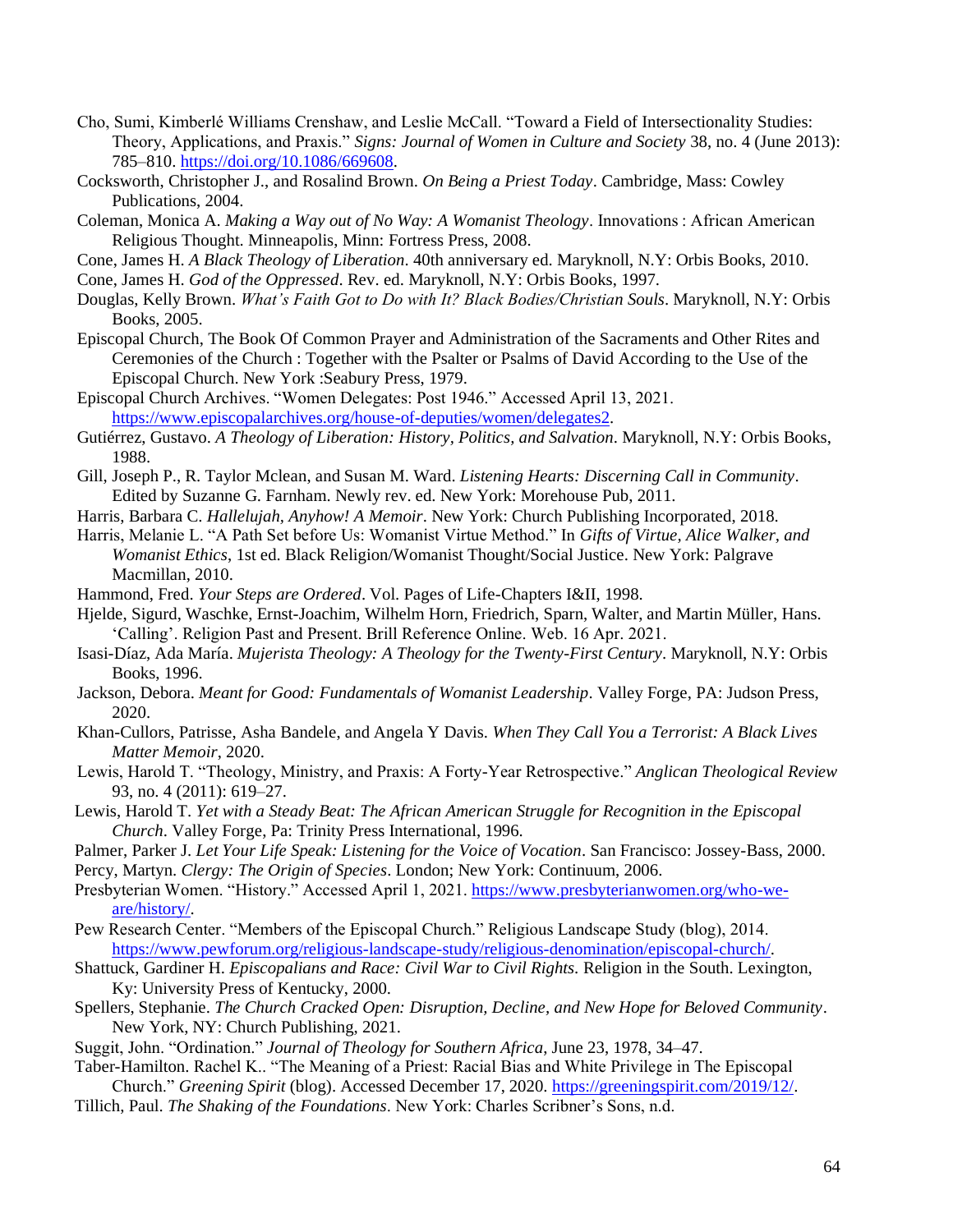Cho, Sumi, Kimberlé Williams Crenshaw, and Leslie McCall. "Toward a Field of Intersectionality Studies: Theory, Applications, and Praxis." *Signs: Journal of Women in Culture and Society* 38, no. 4 (June 2013): 785–810. https://doi.org/10.1086/669608.

Cocksworth, Christopher J., and Rosalind Brown. *On Being a Priest Today*. Cambridge, Mass: Cowley Publications, 2004.

Coleman, Monica A. *Making a Way out of No Way: A Womanist Theology*. Innovations : African American Religious Thought. Minneapolis, Minn: Fortress Press, 2008.

Cone, James H. *A Black Theology of Liberation*. 40th anniversary ed. Maryknoll, N.Y: Orbis Books, 2010.

Cone, James H. *God of the Oppressed*. Rev. ed. Maryknoll, N.Y: Orbis Books, 1997.

Douglas, Kelly Brown. *What's Faith Got to Do with It? Black Bodies/Christian Souls*. Maryknoll, N.Y: Orbis Books, 2005.

Episcopal Church, The Book Of Common Prayer and Administration of the Sacraments and Other Rites and Ceremonies of the Church : Together with the Psalter or Psalms of David According to the Use of the Episcopal Church. New York :Seabury Press, 1979.

Episcopal Church Archives. "Women Delegates: Post 1946." Accessed April 13, 2021. https://www.episcopalarchives.org/house-of-deputies/women/delegates2.

Gutiérrez, Gustavo. *A Theology of Liberation: History, Politics, and Salvation*. Maryknoll, N.Y: Orbis Books, 1988.

Gill, Joseph P., R. Taylor Mclean, and Susan M. Ward. *Listening Hearts: Discerning Call in Community*. Edited by Suzanne G. Farnham. Newly rev. ed. New York: Morehouse Pub, 2011.

Harris, Barbara C. *Hallelujah, Anyhow! A Memoir*. New York: Church Publishing Incorporated, 2018.

Harris, Melanie L. "A Path Set before Us: Womanist Virtue Method." In *Gifts of Virtue, Alice Walker, and Womanist Ethics*, 1st ed. Black Religion/Womanist Thought/Social Justice. New York: Palgrave Macmillan, 2010.

Hammond, Fred. *Your Steps are Ordered*. Vol. Pages of Life-Chapters I&II, 1998.

Hjelde, Sigurd, Waschke, Ernst-Joachim, Wilhelm Horn, Friedrich, Sparn, Walter, and Martin Müller, Hans. 'Calling'. Religion Past and Present. Brill Reference Online. Web. 16 Apr. 2021.

Isasi-Díaz, Ada María. *Mujerista Theology: A Theology for the Twenty-First Century*. Maryknoll, N.Y: Orbis Books, 1996.

Jackson, Debora. *Meant for Good: Fundamentals of Womanist Leadership*. Valley Forge, PA: Judson Press, 2020.

Khan-Cullors, Patrisse, Asha Bandele, and Angela Y Davis. *When They Call You a Terrorist: A Black Lives Matter Memoir*, 2020.

Lewis, Harold T. "Theology, Ministry, and Praxis: A Forty-Year Retrospective." *Anglican Theological Review* 93, no. 4 (2011): 619–27.

Lewis, Harold T. *Yet with a Steady Beat: The African American Struggle for Recognition in the Episcopal Church*. Valley Forge, Pa: Trinity Press International, 1996.

Palmer, Parker J. *Let Your Life Speak: Listening for the Voice of Vocation*. San Francisco: Jossey-Bass, 2000.

Percy, Martyn. *Clergy: The Origin of Species*. London; New York: Continuum, 2006.

Presbyterian Women. "History." Accessed April 1, 2021. https://www.presbyterianwomen.org/who-we-are/history/.

Pew Research Center. "Members of the Episcopal Church." Religious Landscape Study (blog), 2014. https://www.pewforum.org/religious-landscape-study/religious-denomination/episcopal-church/.

Shattuck, Gardiner H. *Episcopalians and Race: Civil War to Civil Rights*. Religion in the South. Lexington, Ky: University Press of Kentucky, 2000.

Spellers, Stephanie. *The Church Cracked Open: Disruption, Decline, and New Hope for Beloved Community*. New York, NY: Church Publishing, 2021.

Suggit, John. "Ordination." *Journal of Theology for Southern Africa*, June 23, 1978, 34–47.

Taber-Hamilton. Rachel K.. "The Meaning of a Priest: Racial Bias and White Privilege in The Episcopal Church." *Greening Spirit* (blog). Accessed December 17, 2020. https://greeningspirit.com/2019/12/.

Tillich, Paul. *The Shaking of the Foundations*. New York: Charles Scribner's Sons, n.d.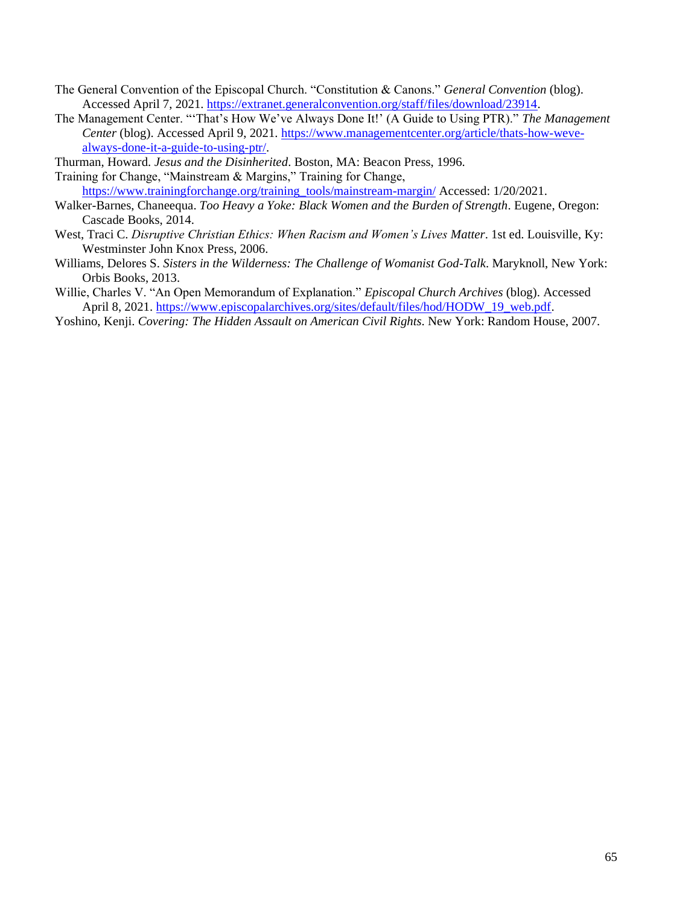The General Convention of the Episcopal Church. "Constitution & Canons." *General Convention* (blog). Accessed April 7, 2021. https://extranet.generalconvention.org/staff/files/download/23914.

The Management Center. "'That's How We've Always Done It!' (A Guide to Using PTR)." *The Management Center* (blog). Accessed April 9, 2021. https://www.managementcenter.org/article/thats-how-weve-always-done-it-a-guide-to-using-ptr/.

Thurman, Howard. *Jesus and the Disinherited*. Boston, MA: Beacon Press, 1996.

Training for Change, "Mainstream & Margins," Training for Change, https://www.trainingforchange.org/training_tools/mainstream-margin/ Accessed: 1/20/2021.

Walker-Barnes, Chaneequa. *Too Heavy a Yoke: Black Women and the Burden of Strength*. Eugene, Oregon: Cascade Books, 2014.

West, Traci C. *Disruptive Christian Ethics: When Racism and Women's Lives Matter*. 1st ed. Louisville, Ky: Westminster John Knox Press, 2006.

Williams, Delores S. *Sisters in the Wilderness: The Challenge of Womanist God-Talk*. Maryknoll, New York: Orbis Books, 2013.

Willie, Charles V. "An Open Memorandum of Explanation." *Episcopal Church Archives* (blog). Accessed April 8, 2021. https://www.episcopalarchives.org/sites/default/files/hod/HODW_19_web.pdf.

Yoshino, Kenji. *Covering: The Hidden Assault on American Civil Rights*. New York: Random House, 2007.